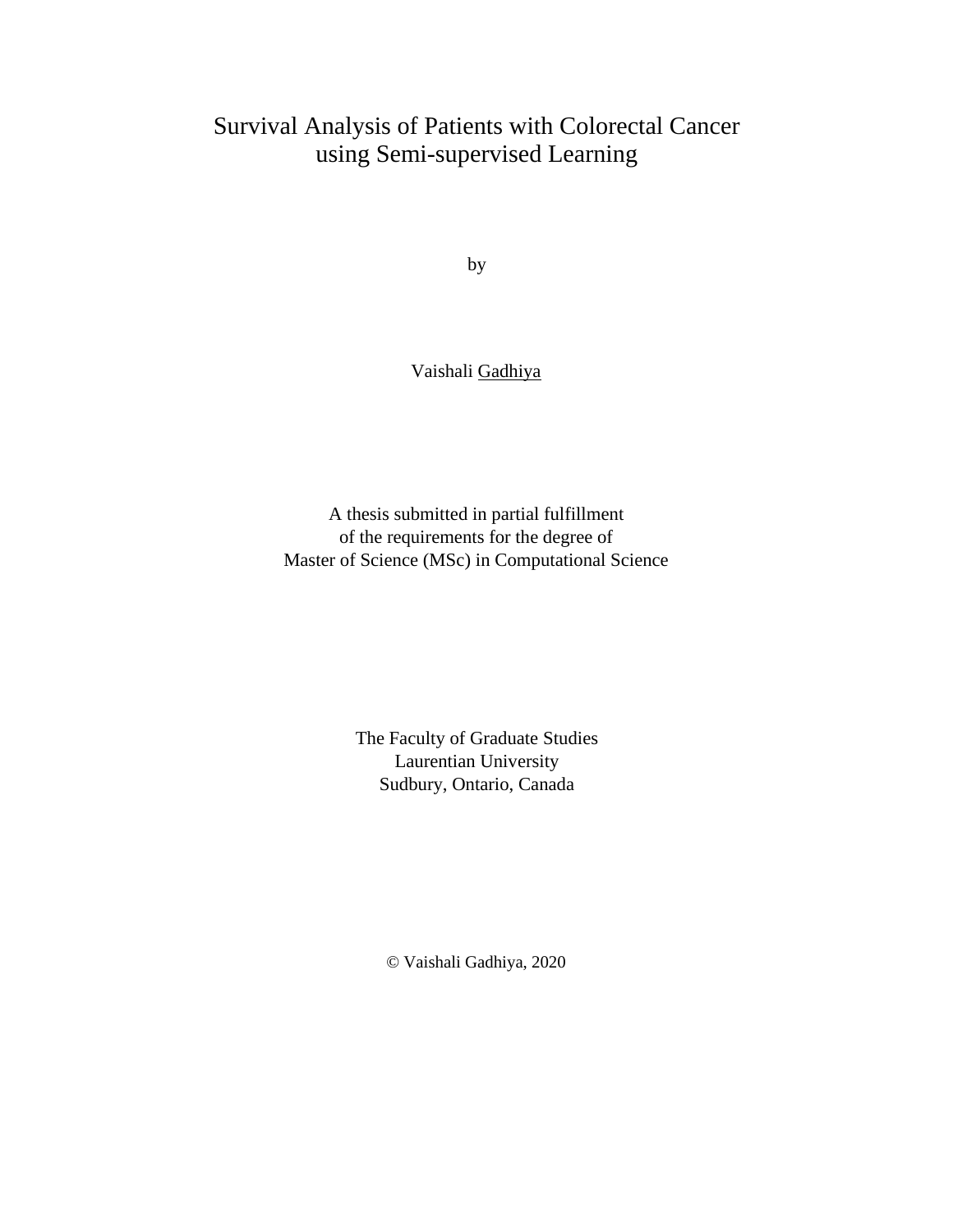# Survival Analysis of Patients with Colorectal Cancer using Semi-supervised Learning

by

Vaishali Gadhiya

A thesis submitted in partial fulfillment
of the requirements for the degree of
Master of Science (MSc) in Computational Science

The Faculty of Graduate Studies
Laurentian University
Sudbury, Ontario, Canada

© Vaishali Gadhiya, 2020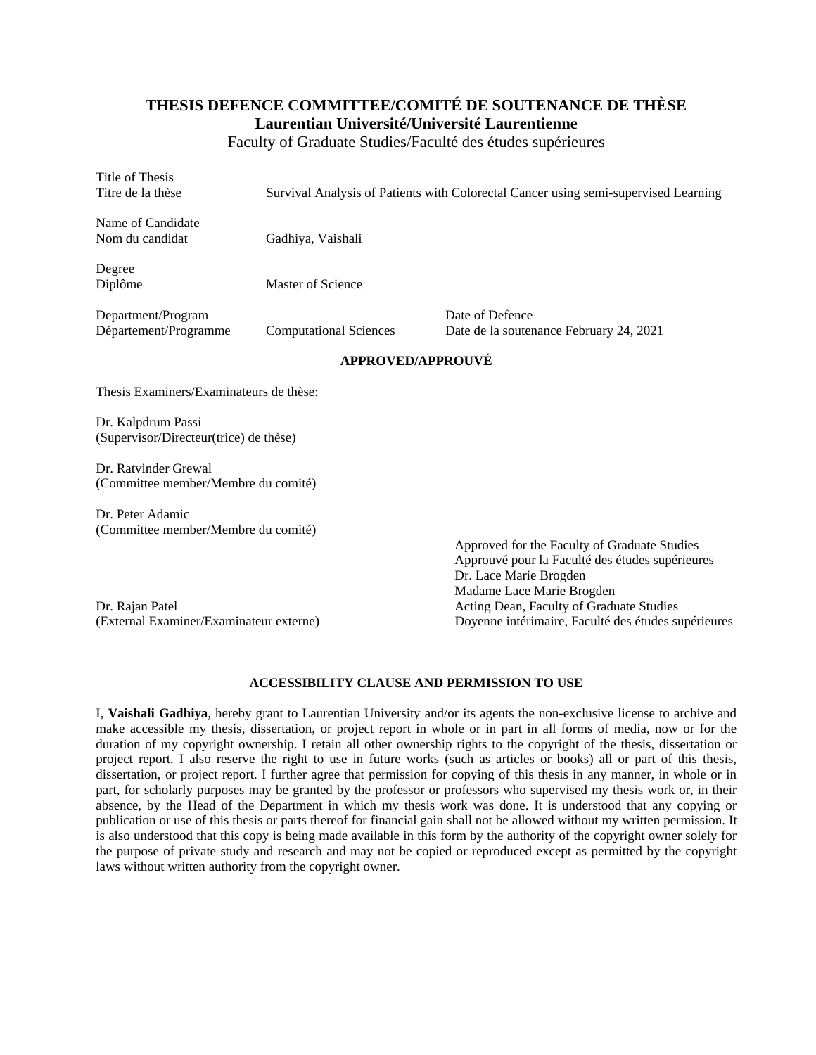**THESIS DEFENCE COMMITTEE/COMITÉ DE SOUTENANCE DE THÈSE**
**Laurentian Université/Université Laurentienne**
Faculty of Graduate Studies/Faculté des études supérieures

Title of Thesis
Titre de la thèse    Survival Analysis of Patients with Colorectal Cancer using semi-supervised Learning

Name of Candidate
Nom du candidat    Gadhiya, Vaishali

Degree
Diplôme    Master of Science

Department/Program
Département/Programme    Computational Sciences

Date of Defence
Date de la soutenance February 24, 2021

**APPROVED/APPROUVÉ**

Thesis Examiners/Examinateurs de thèse:

Dr. Kalpdrum Passi
(Supervisor/Directeur(trice) de thèse)

Dr. Ratvinder Grewal
(Committee member/Membre du comité)

Dr. Peter Adamic
(Committee member/Membre du comité)

Dr. Rajan Patel
(External Examiner/Examinateur externe)

Approved for the Faculty of Graduate Studies
Approuvé pour la Faculté des études supérieures
Dr. Lace Marie Brogden
Madame Lace Marie Brogden
Acting Dean, Faculty of Graduate Studies
Doyenne intérimaire, Faculté des études supérieures

**ACCESSIBILITY CLAUSE AND PERMISSION TO USE**

I, **Vaishali Gadhiya**, hereby grant to Laurentian University and/or its agents the non-exclusive license to archive and make accessible my thesis, dissertation, or project report in whole or in part in all forms of media, now or for the duration of my copyright ownership. I retain all other ownership rights to the copyright of the thesis, dissertation or project report. I also reserve the right to use in future works (such as articles or books) all or part of this thesis, dissertation, or project report. I further agree that permission for copying of this thesis in any manner, in whole or in part, for scholarly purposes may be granted by the professor or professors who supervised my thesis work or, in their absence, by the Head of the Department in which my thesis work was done. It is understood that any copying or publication or use of this thesis or parts thereof for financial gain shall not be allowed without my written permission. It is also understood that this copy is being made available in this form by the authority of the copyright owner solely for the purpose of private study and research and may not be copied or reproduced except as permitted by the copyright laws without written authority from the copyright owner.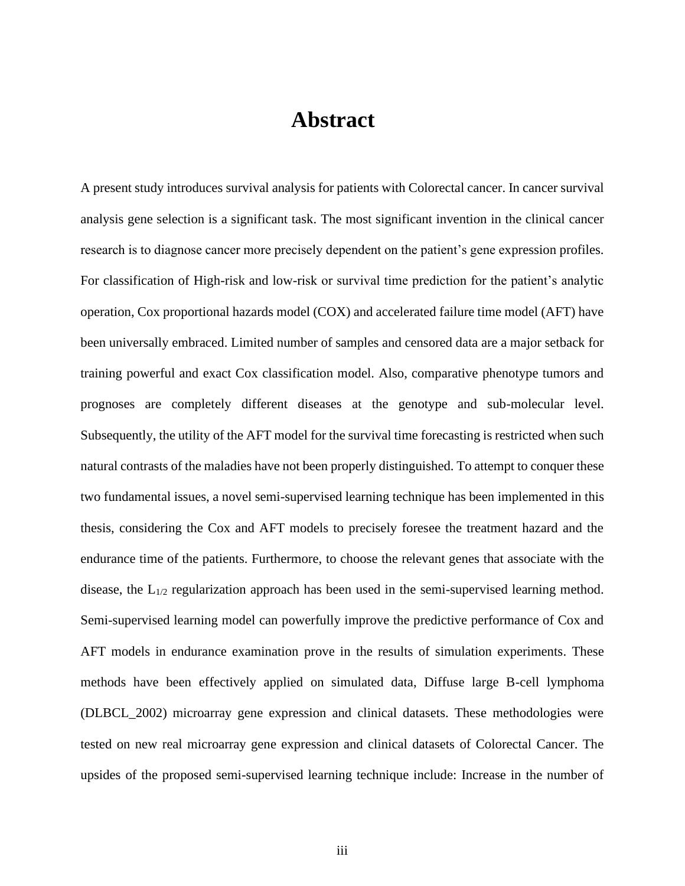# Abstract

A present study introduces survival analysis for patients with Colorectal cancer. In cancer survival analysis gene selection is a significant task. The most significant invention in the clinical cancer research is to diagnose cancer more precisely dependent on the patient's gene expression profiles. For classification of High-risk and low-risk or survival time prediction for the patient's analytic operation, Cox proportional hazards model (COX) and accelerated failure time model (AFT) have been universally embraced. Limited number of samples and censored data are a major setback for training powerful and exact Cox classification model. Also, comparative phenotype tumors and prognoses are completely different diseases at the genotype and sub-molecular level. Subsequently, the utility of the AFT model for the survival time forecasting is restricted when such natural contrasts of the maladies have not been properly distinguished. To attempt to conquer these two fundamental issues, a novel semi-supervised learning technique has been implemented in this thesis, considering the Cox and AFT models to precisely foresee the treatment hazard and the endurance time of the patients. Furthermore, to choose the relevant genes that associate with the disease, the $L_{1/2}$ regularization approach has been used in the semi-supervised learning method. Semi-supervised learning model can powerfully improve the predictive performance of Cox and AFT models in endurance examination prove in the results of simulation experiments. These methods have been effectively applied on simulated data, Diffuse large B-cell lymphoma (DLBCL_2002) microarray gene expression and clinical datasets. These methodologies were tested on new real microarray gene expression and clinical datasets of Colorectal Cancer. The upsides of the proposed semi-supervised learning technique include: Increase in the number of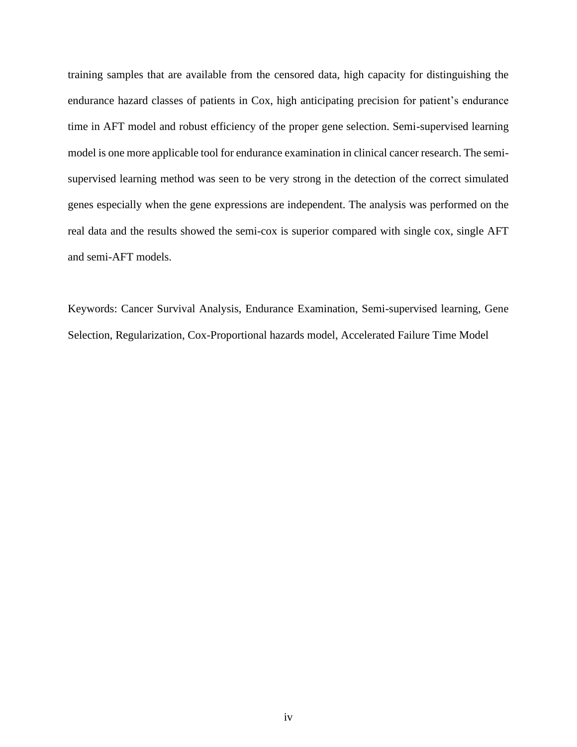training samples that are available from the censored data, high capacity for distinguishing the endurance hazard classes of patients in Cox, high anticipating precision for patient's endurance time in AFT model and robust efficiency of the proper gene selection. Semi-supervised learning model is one more applicable tool for endurance examination in clinical cancer research. The semi-supervised learning method was seen to be very strong in the detection of the correct simulated genes especially when the gene expressions are independent. The analysis was performed on the real data and the results showed the semi-cox is superior compared with single cox, single AFT and semi-AFT models.

Keywords: Cancer Survival Analysis, Endurance Examination, Semi-supervised learning, Gene Selection, Regularization, Cox-Proportional hazards model, Accelerated Failure Time Model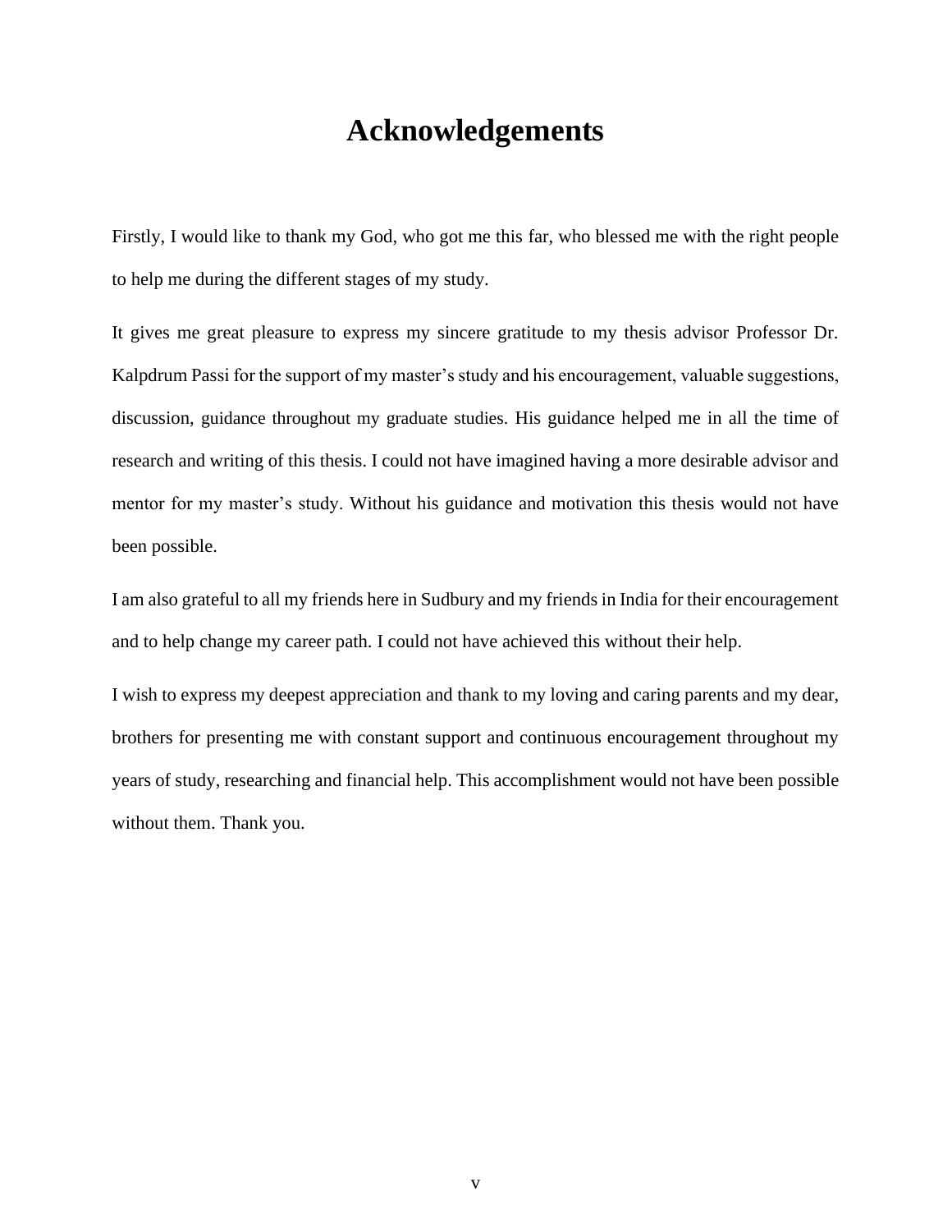# Acknowledgements

Firstly, I would like to thank my God, who got me this far, who blessed me with the right people to help me during the different stages of my study.

It gives me great pleasure to express my sincere gratitude to my thesis advisor Professor Dr. Kalpdrum Passi for the support of my master's study and his encouragement, valuable suggestions, discussion, guidance throughout my graduate studies. His guidance helped me in all the time of research and writing of this thesis. I could not have imagined having a more desirable advisor and mentor for my master's study. Without his guidance and motivation this thesis would not have been possible.

I am also grateful to all my friends here in Sudbury and my friends in India for their encouragement and to help change my career path. I could not have achieved this without their help.

I wish to express my deepest appreciation and thank to my loving and caring parents and my dear, brothers for presenting me with constant support and continuous encouragement throughout my years of study, researching and financial help. This accomplishment would not have been possible without them. Thank you.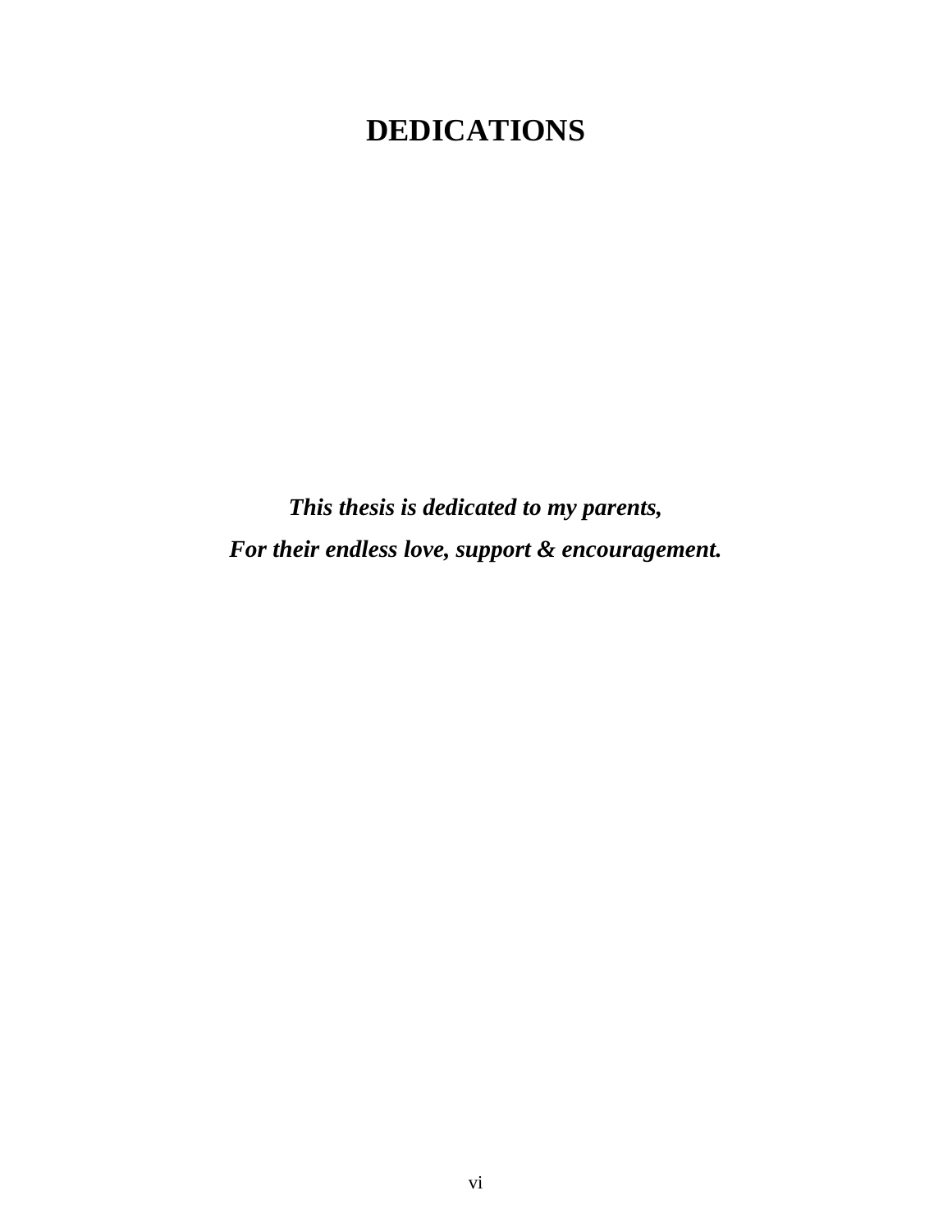# DEDICATIONS

***This thesis is dedicated to my parents,***

***For their endless love, support & encouragement.***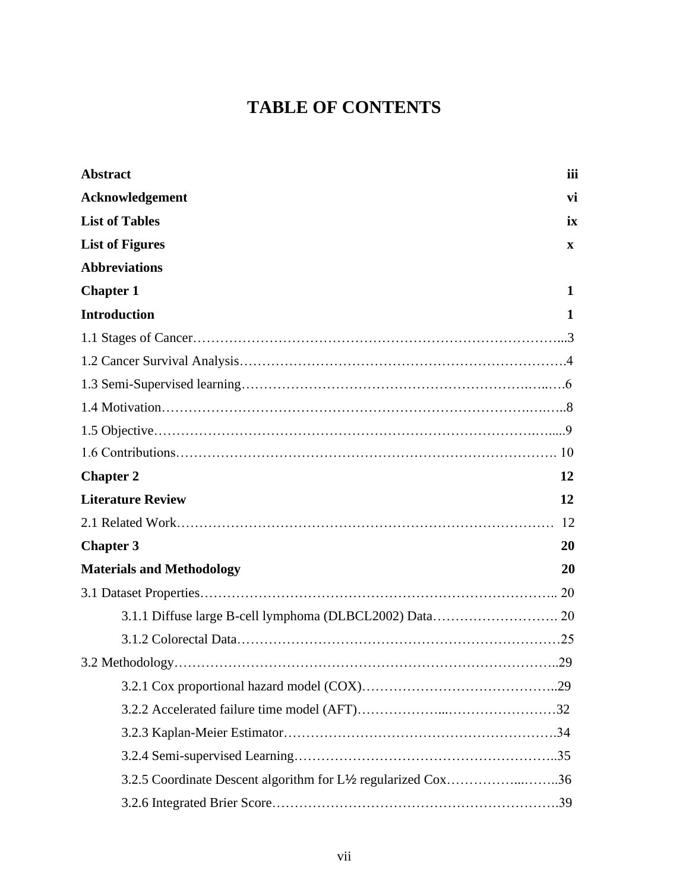# TABLE OF CONTENTS

**Abstract** **iii**

**Acknowledgement** **vi**

**List of Tables** **ix**

**List of Figures** **x**

**Abbreviations**

**Chapter 1** **1**

**Introduction** **1**

1.1 Stages of Cancer……………………………………………………………………...3

1.2 Cancer Survival Analysis……………………………………………………………….4

1.3 Semi-Supervised learning…………………………………………………….…..….6

1.4 Motivation……………………………………………………………………….….…..8

1.5 Objective…………………………………………………………………………….…....9

1.6 Contributions………………………………………………………………………. 10

**Chapter 2** **12**

**Literature Review** **12**

2.1 Related Work……………………………………………………………………… 12

**Chapter 3** **20**

**Materials and Methodology** **20**

3.1 Dataset Properties……………………………………………….…………………….. 20

3.1.1 Diffuse large B-cell lymphoma (DLBCL2002) Data………………………. 20

3.1.2 Colorectal Data………………………………………………………………25

3.2 Methodology……………………………………………………………………….…..29

3.2.1 Cox proportional hazard model (COX)……………………………………..29

3.2.2 Accelerated failure time model (AFT)………………...……………………32

3.2.3 Kaplan-Meier Estimator…………………………………………………….34

3.2.4 Semi-supervised Learning…………………………………………………..35

3.2.5 Coordinate Descent algorithm for L½ regularized Cox……………...……..36

3.2.6 Integrated Brier Score……………………………………………………….39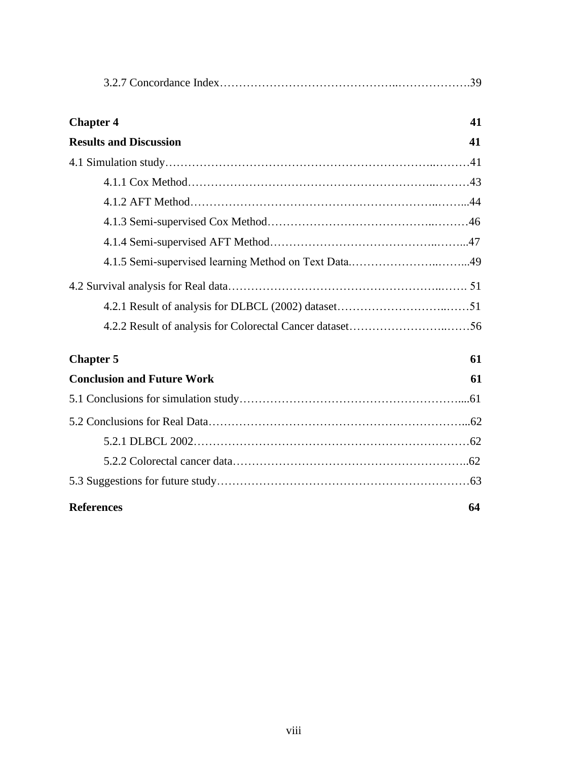3.2.7 Concordance Index……………………………………..……………….39

**Chapter 4** **41**

**Results and Discussion** **41**

4.1 Simulation study……………………………………………………………..………41

4.1.1 Cox Method……………………………………………………..………43

4.1.2 AFT Method……………………………………………………..……...44

4.1.3 Semi-supervised Cox Method……………………………………..………46

4.1.4 Semi-supervised AFT Method……………………………………..……...47

4.1.5 Semi-supervised learning Method on Text Data.…………………..……...49

4.2 Survival analysis for Real data……………………………………………..……. 51

4.2.1 Result of analysis for DLBCL (2002) dataset………………………..……51

4.2.2 Result of analysis for Colorectal Cancer dataset……………………..……56

**Chapter 5** **61**

**Conclusion and Future Work** **61**

5.1 Conclusions for simulation study…………………………………………………....61

5.2 Conclusions for Real Data…………………………………………………………...62

5.2.1 DLBCL 2002………………………………………………………………62

5.2.2 Colorectal cancer data……………………………………………………..62

5.3 Suggestions for future study…………………………………………………………63

**References** **64**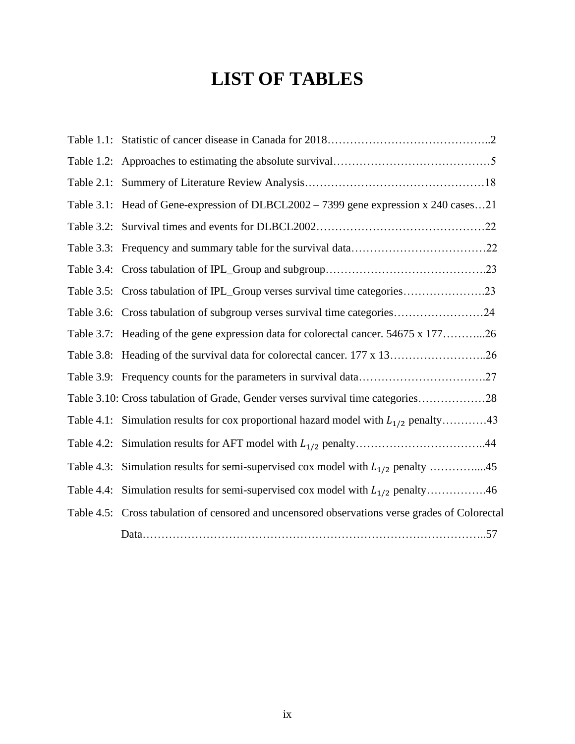# LIST OF TABLES

Table 1.1: Statistic of cancer disease in Canada for 2018……………………………………..2

Table 1.2: Approaches to estimating the absolute survival……………………………………5

Table 2.1: Summery of Literature Review Analysis…………………………………………18

Table 3.1: Head of Gene-expression of DLBCL2002 – 7399 gene expression x 240 cases…21

Table 3.2: Survival times and events for DLBCL2002………………………………………22

Table 3.3: Frequency and summary table for the survival data………………………………22

Table 3.4: Cross tabulation of IPL_Group and subgroup…………………………………….23

Table 3.5: Cross tabulation of IPL_Group verses survival time categories………………….23

Table 3.6: Cross tabulation of subgroup verses survival time categories……………………24

Table 3.7: Heading of the gene expression data for colorectal cancer. 54675 x 177………...26

Table 3.8: Heading of the survival data for colorectal cancer. 177 x 13……………………..26

Table 3.9: Frequency counts for the parameters in survival data…………………………….27

Table 3.10: Cross tabulation of Grade, Gender verses survival time categories………………28

Table 4.1: Simulation results for cox proportional hazard model with $L_{1/2}$ penalty…………43

Table 4.2: Simulation results for AFT model with $L_{1/2}$ penalty……………………………..44

Table 4.3: Simulation results for semi-supervised cox model with $L_{1/2}$ penalty …………....45

Table 4.4: Simulation results for semi-supervised cox model with $L_{1/2}$ penalty…………….46

Table 4.5: Cross tabulation of censored and uncensored observations verse grades of Colorectal Data……………………………………………………………………………..57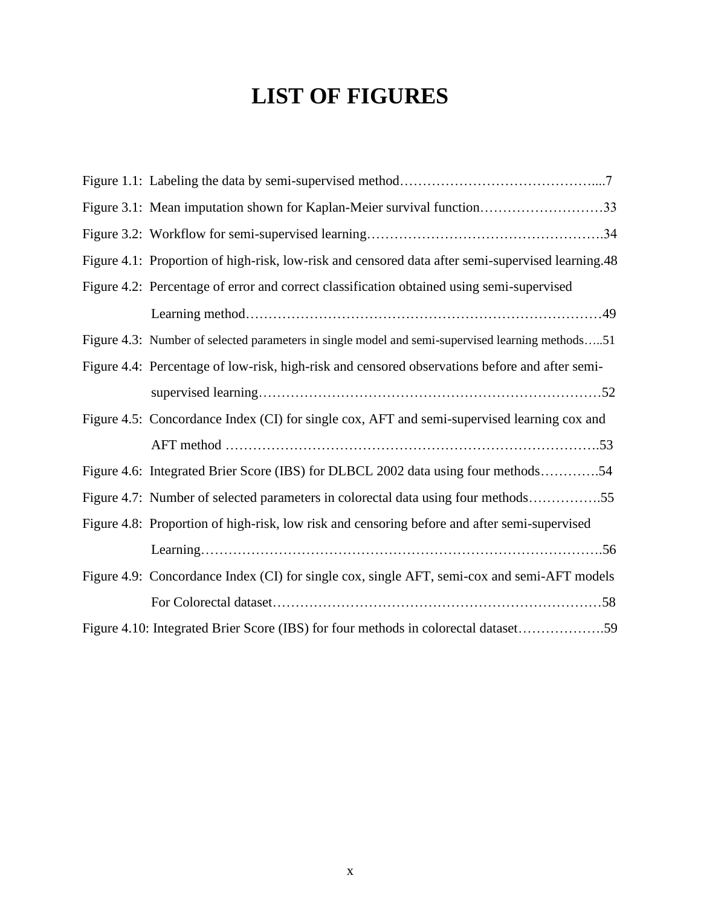# LIST OF FIGURES

Figure 1.1: Labeling the data by semi-supervised method……………………………………....7

Figure 3.1: Mean imputation shown for Kaplan-Meier survival function………………………33

Figure 3.2: Workflow for semi-supervised learning…………………………………………….34

Figure 4.1: Proportion of high-risk, low-risk and censored data after semi-supervised learning.48

Figure 4.2: Percentage of error and correct classification obtained using semi-supervised Learning method…………………………………………………………………49

Figure 4.3: Number of selected parameters in single model and semi-supervised learning methods…..51

Figure 4.4: Percentage of low-risk, high-risk and censored observations before and after semi-supervised learning………………………………………………………………52

Figure 4.5: Concordance Index (CI) for single cox, AFT and semi-supervised learning cox and AFT method ……………………………………………………………………….53

Figure 4.6: Integrated Brier Score (IBS) for DLBCL 2002 data using four methods………….54

Figure 4.7: Number of selected parameters in colorectal data using four methods…………….55

Figure 4.8: Proportion of high-risk, low risk and censoring before and after semi-supervised Learning………………………………………………………………………….56

Figure 4.9: Concordance Index (CI) for single cox, single AFT, semi-cox and semi-AFT models For Colorectal dataset……………………………………………………………58

Figure 4.10: Integrated Brier Score (IBS) for four methods in colorectal dataset……………….59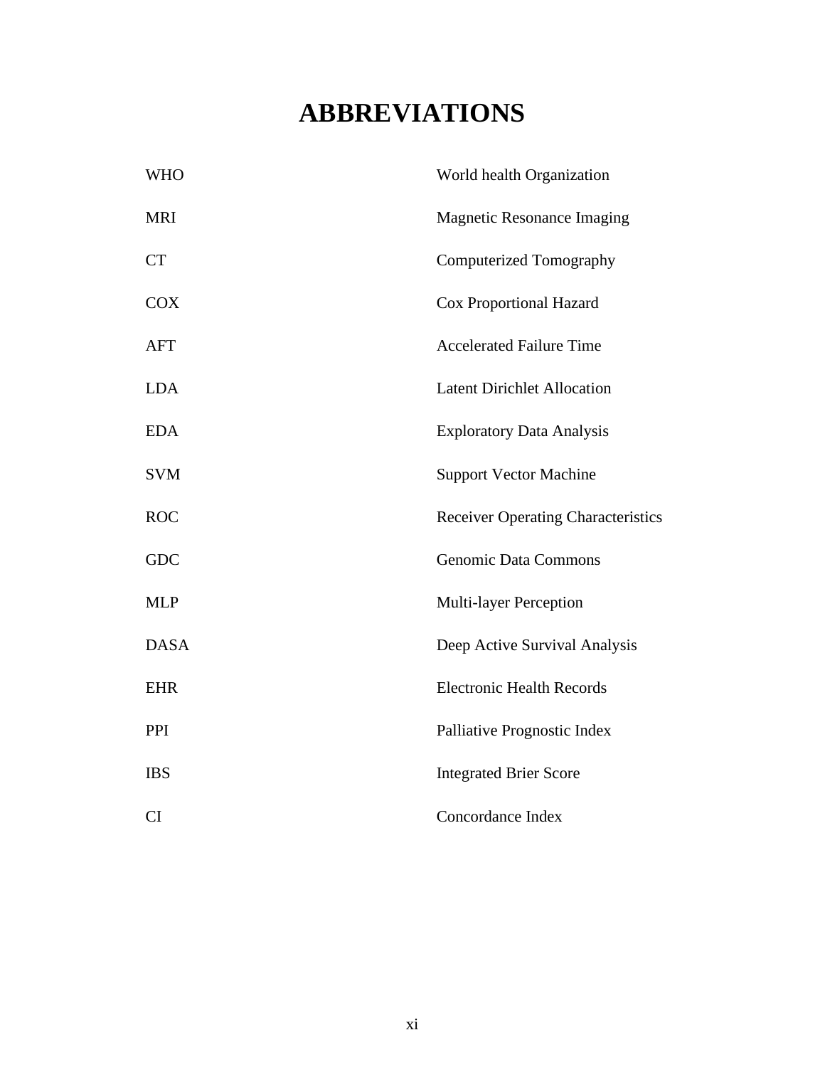# ABBREVIATIONS

| | |
|---|---|
| WHO | World health Organization |
| MRI | Magnetic Resonance Imaging |
| CT | Computerized Tomography |
| COX | Cox Proportional Hazard |
| AFT | Accelerated Failure Time |
| LDA | Latent Dirichlet Allocation |
| EDA | Exploratory Data Analysis |
| SVM | Support Vector Machine |
| ROC | Receiver Operating Characteristics |
| GDC | Genomic Data Commons |
| MLP | Multi-layer Perception |
| DASA | Deep Active Survival Analysis |
| EHR | Electronic Health Records |
| PPI | Palliative Prognostic Index |
| IBS | Integrated Brier Score |
| CI | Concordance Index |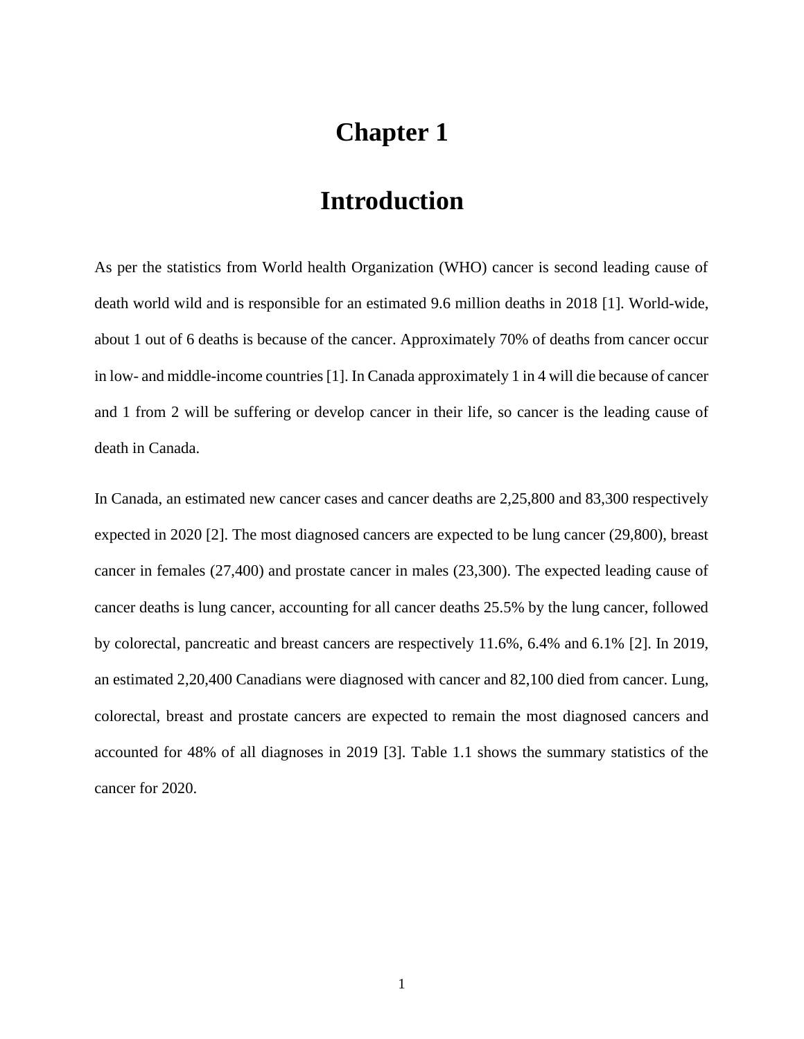# Chapter 1

# Introduction

As per the statistics from World health Organization (WHO) cancer is second leading cause of death world wild and is responsible for an estimated 9.6 million deaths in 2018 [1]. World-wide, about 1 out of 6 deaths is because of the cancer. Approximately 70% of deaths from cancer occur in low- and middle-income countries [1]. In Canada approximately 1 in 4 will die because of cancer and 1 from 2 will be suffering or develop cancer in their life, so cancer is the leading cause of death in Canada.

In Canada, an estimated new cancer cases and cancer deaths are 2,25,800 and 83,300 respectively expected in 2020 [2]. The most diagnosed cancers are expected to be lung cancer (29,800), breast cancer in females (27,400) and prostate cancer in males (23,300). The expected leading cause of cancer deaths is lung cancer, accounting for all cancer deaths 25.5% by the lung cancer, followed by colorectal, pancreatic and breast cancers are respectively 11.6%, 6.4% and 6.1% [2]. In 2019, an estimated 2,20,400 Canadians were diagnosed with cancer and 82,100 died from cancer. Lung, colorectal, breast and prostate cancers are expected to remain the most diagnosed cancers and accounted for 48% of all diagnoses in 2019 [3]. Table 1.1 shows the summary statistics of the cancer for 2020.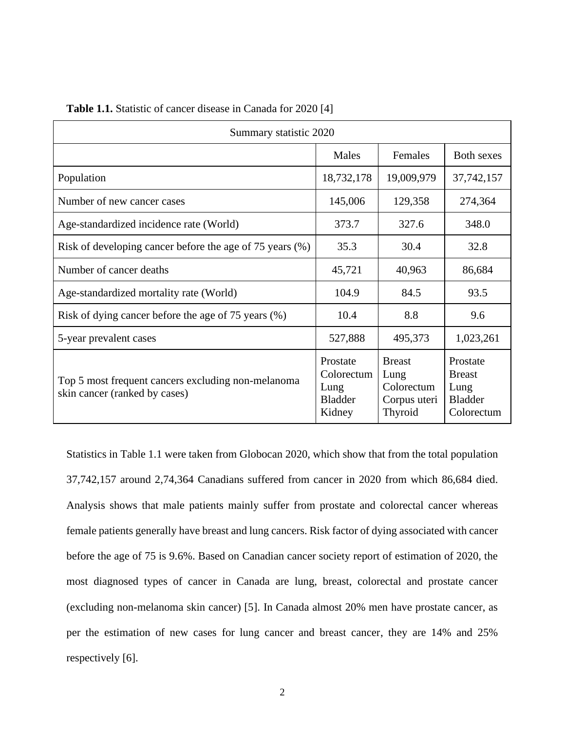**Table 1.1.** Statistic of cancer disease in Canada for 2020 [4]

| Summary statistic 2020 | | | |
|---|---|---|---|
| | Males | Females | Both sexes |
| Population | 18,732,178 | 19,009,979 | 37,742,157 |
| Number of new cancer cases | 145,006 | 129,358 | 274,364 |
| Age-standardized incidence rate (World) | 373.7 | 327.6 | 348.0 |
| Risk of developing cancer before the age of 75 years (%) | 35.3 | 30.4 | 32.8 |
| Number of cancer deaths | 45,721 | 40,963 | 86,684 |
| Age-standardized mortality rate (World) | 104.9 | 84.5 | 93.5 |
| Risk of dying cancer before the age of 75 years (%) | 10.4 | 8.8 | 9.6 |
| 5-year prevalent cases | 527,888 | 495,373 | 1,023,261 |
| Top 5 most frequent cancers excluding non-melanoma skin cancer (ranked by cases) | Prostate<br>Colorectum<br>Lung<br>Bladder<br>Kidney | Breast<br>Lung<br>Colorectum<br>Corpus uteri<br>Thyroid | Prostate<br>Breast<br>Lung<br>Bladder<br>Colorectum |

Statistics in Table 1.1 were taken from Globocan 2020, which show that from the total population 37,742,157 around 2,74,364 Canadians suffered from cancer in 2020 from which 86,684 died. Analysis shows that male patients mainly suffer from prostate and colorectal cancer whereas female patients generally have breast and lung cancers. Risk factor of dying associated with cancer before the age of 75 is 9.6%. Based on Canadian cancer society report of estimation of 2020, the most diagnosed types of cancer in Canada are lung, breast, colorectal and prostate cancer (excluding non-melanoma skin cancer) [5]. In Canada almost 20% men have prostate cancer, as per the estimation of new cases for lung cancer and breast cancer, they are 14% and 25% respectively [6].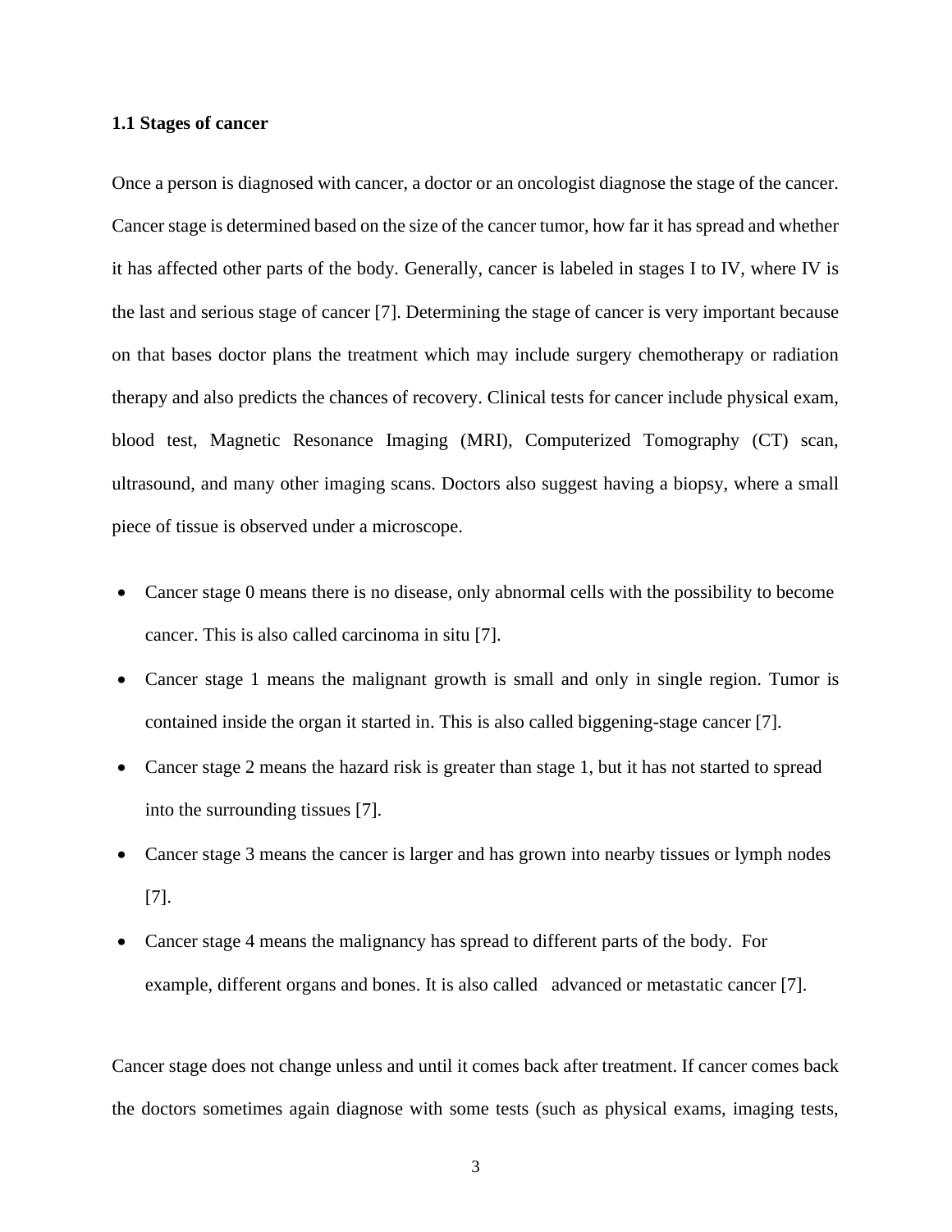### 1.1 Stages of cancer

Once a person is diagnosed with cancer, a doctor or an oncologist diagnose the stage of the cancer. Cancer stage is determined based on the size of the cancer tumor, how far it has spread and whether it has affected other parts of the body. Generally, cancer is labeled in stages I to IV, where IV is the last and serious stage of cancer [7]. Determining the stage of cancer is very important because on that bases doctor plans the treatment which may include surgery chemotherapy or radiation therapy and also predicts the chances of recovery. Clinical tests for cancer include physical exam, blood test, Magnetic Resonance Imaging (MRI), Computerized Tomography (CT) scan, ultrasound, and many other imaging scans. Doctors also suggest having a biopsy, where a small piece of tissue is observed under a microscope.

- Cancer stage 0 means there is no disease, only abnormal cells with the possibility to become cancer. This is also called carcinoma in situ [7].
- Cancer stage 1 means the malignant growth is small and only in single region. Tumor is contained inside the organ it started in. This is also called biggening-stage cancer [7].
- Cancer stage 2 means the hazard risk is greater than stage 1, but it has not started to spread into the surrounding tissues [7].
- Cancer stage 3 means the cancer is larger and has grown into nearby tissues or lymph nodes [7].
- Cancer stage 4 means the malignancy has spread to different parts of the body. For example, different organs and bones. It is also called advanced or metastatic cancer [7].

Cancer stage does not change unless and until it comes back after treatment. If cancer comes back the doctors sometimes again diagnose with some tests (such as physical exams, imaging tests,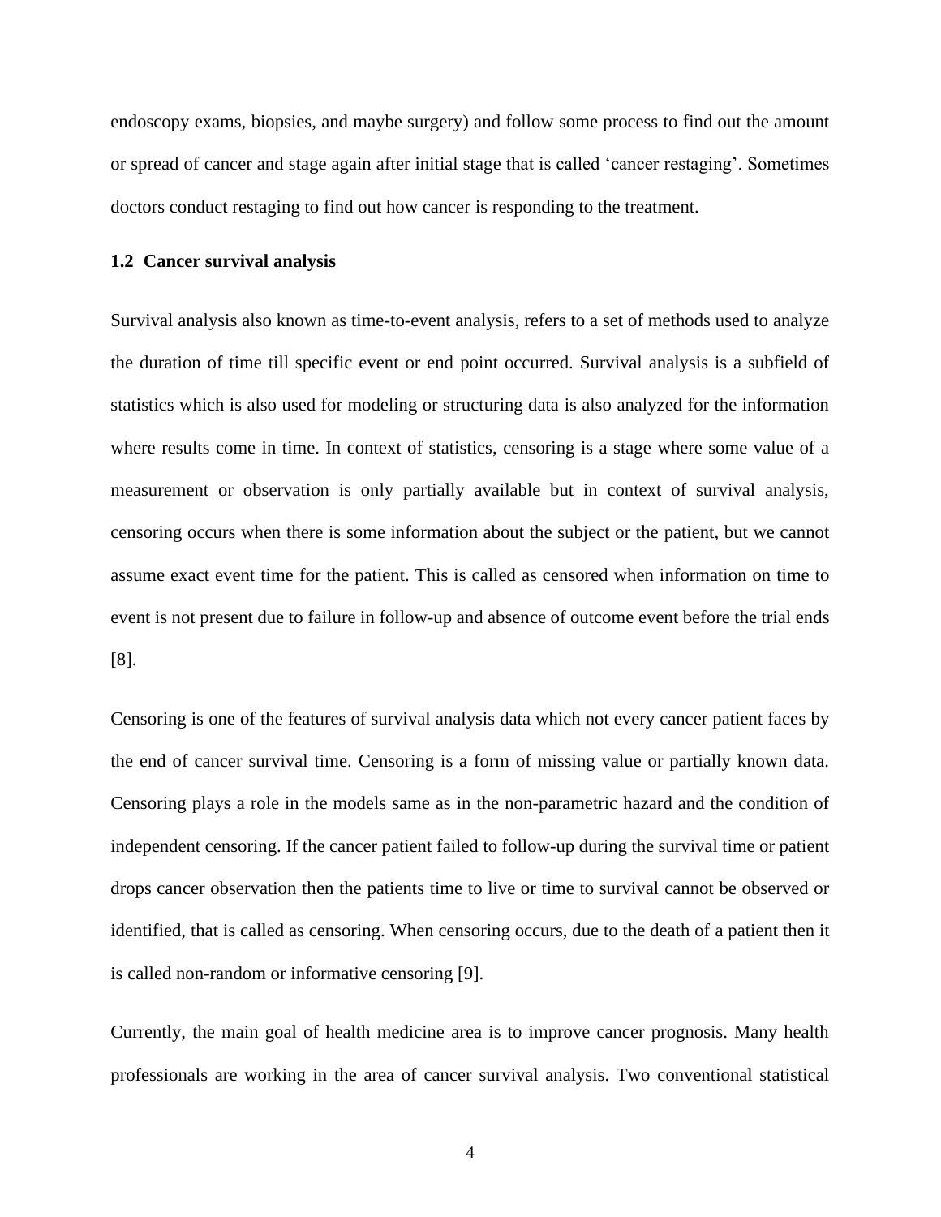endoscopy exams, biopsies, and maybe surgery) and follow some process to find out the amount or spread of cancer and stage again after initial stage that is called 'cancer restaging'. Sometimes doctors conduct restaging to find out how cancer is responding to the treatment.

### 1.2 Cancer survival analysis

Survival analysis also known as time-to-event analysis, refers to a set of methods used to analyze the duration of time till specific event or end point occurred. Survival analysis is a subfield of statistics which is also used for modeling or structuring data is also analyzed for the information where results come in time. In context of statistics, censoring is a stage where some value of a measurement or observation is only partially available but in context of survival analysis, censoring occurs when there is some information about the subject or the patient, but we cannot assume exact event time for the patient. This is called as censored when information on time to event is not present due to failure in follow-up and absence of outcome event before the trial ends [8].

Censoring is one of the features of survival analysis data which not every cancer patient faces by the end of cancer survival time. Censoring is a form of missing value or partially known data. Censoring plays a role in the models same as in the non-parametric hazard and the condition of independent censoring. If the cancer patient failed to follow-up during the survival time or patient drops cancer observation then the patients time to live or time to survival cannot be observed or identified, that is called as censoring. When censoring occurs, due to the death of a patient then it is called non-random or informative censoring [9].

Currently, the main goal of health medicine area is to improve cancer prognosis. Many health professionals are working in the area of cancer survival analysis. Two conventional statistical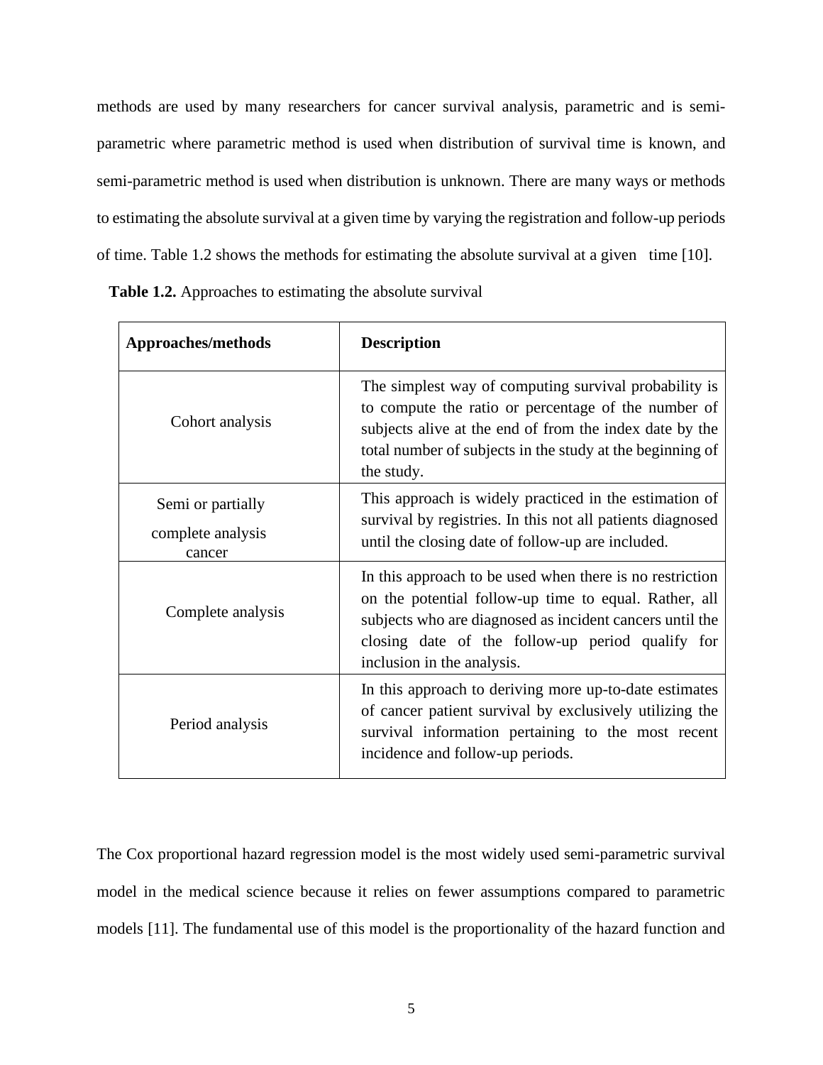methods are used by many researchers for cancer survival analysis, parametric and is semi-parametric where parametric method is used when distribution of survival time is known, and semi-parametric method is used when distribution is unknown. There are many ways or methods to estimating the absolute survival at a given time by varying the registration and follow-up periods of time. Table 1.2 shows the methods for estimating the absolute survival at a given time [10].

**Table 1.2.** Approaches to estimating the absolute survival

| Approaches/methods | Description |
|---|---|
| Cohort analysis | The simplest way of computing survival probability is to compute the ratio or percentage of the number of subjects alive at the end of from the index date by the total number of subjects in the study at the beginning of the study. |
| Semi or partially complete analysis cancer | This approach is widely practiced in the estimation of survival by registries. In this not all patients diagnosed until the closing date of follow-up are included. |
| Complete analysis | In this approach to be used when there is no restriction on the potential follow-up time to equal. Rather, all subjects who are diagnosed as incident cancers until the closing date of the follow-up period qualify for inclusion in the analysis. |
| Period analysis | In this approach to deriving more up-to-date estimates of cancer patient survival by exclusively utilizing the survival information pertaining to the most recent incidence and follow-up periods. |

The Cox proportional hazard regression model is the most widely used semi-parametric survival model in the medical science because it relies on fewer assumptions compared to parametric models [11]. The fundamental use of this model is the proportionality of the hazard function and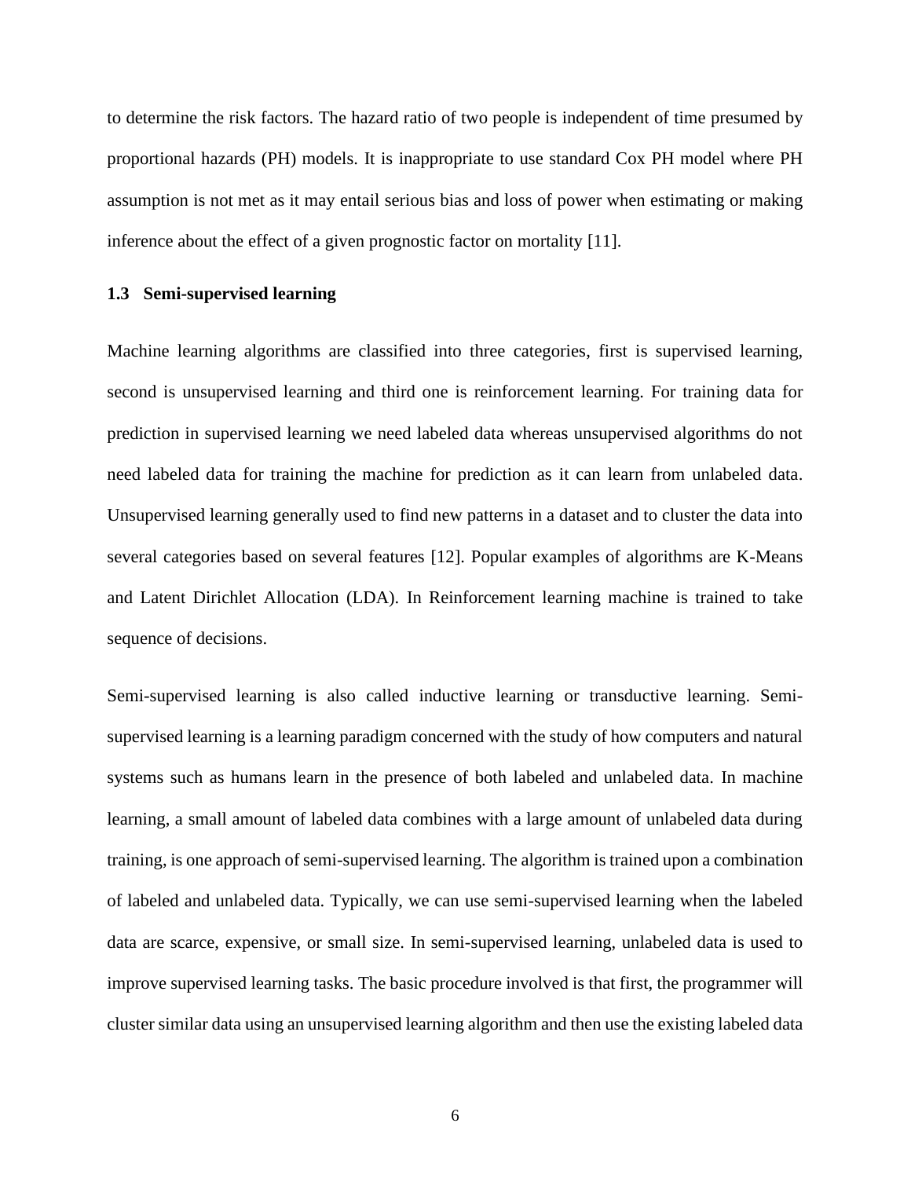to determine the risk factors. The hazard ratio of two people is independent of time presumed by proportional hazards (PH) models. It is inappropriate to use standard Cox PH model where PH assumption is not met as it may entail serious bias and loss of power when estimating or making inference about the effect of a given prognostic factor on mortality [11].

### 1.3 Semi-supervised learning

Machine learning algorithms are classified into three categories, first is supervised learning, second is unsupervised learning and third one is reinforcement learning. For training data for prediction in supervised learning we need labeled data whereas unsupervised algorithms do not need labeled data for training the machine for prediction as it can learn from unlabeled data. Unsupervised learning generally used to find new patterns in a dataset and to cluster the data into several categories based on several features [12]. Popular examples of algorithms are K-Means and Latent Dirichlet Allocation (LDA). In Reinforcement learning machine is trained to take sequence of decisions.

Semi-supervised learning is also called inductive learning or transductive learning. Semi-supervised learning is a learning paradigm concerned with the study of how computers and natural systems such as humans learn in the presence of both labeled and unlabeled data. In machine learning, a small amount of labeled data combines with a large amount of unlabeled data during training, is one approach of semi-supervised learning. The algorithm is trained upon a combination of labeled and unlabeled data. Typically, we can use semi-supervised learning when the labeled data are scarce, expensive, or small size. In semi-supervised learning, unlabeled data is used to improve supervised learning tasks. The basic procedure involved is that first, the programmer will cluster similar data using an unsupervised learning algorithm and then use the existing labeled data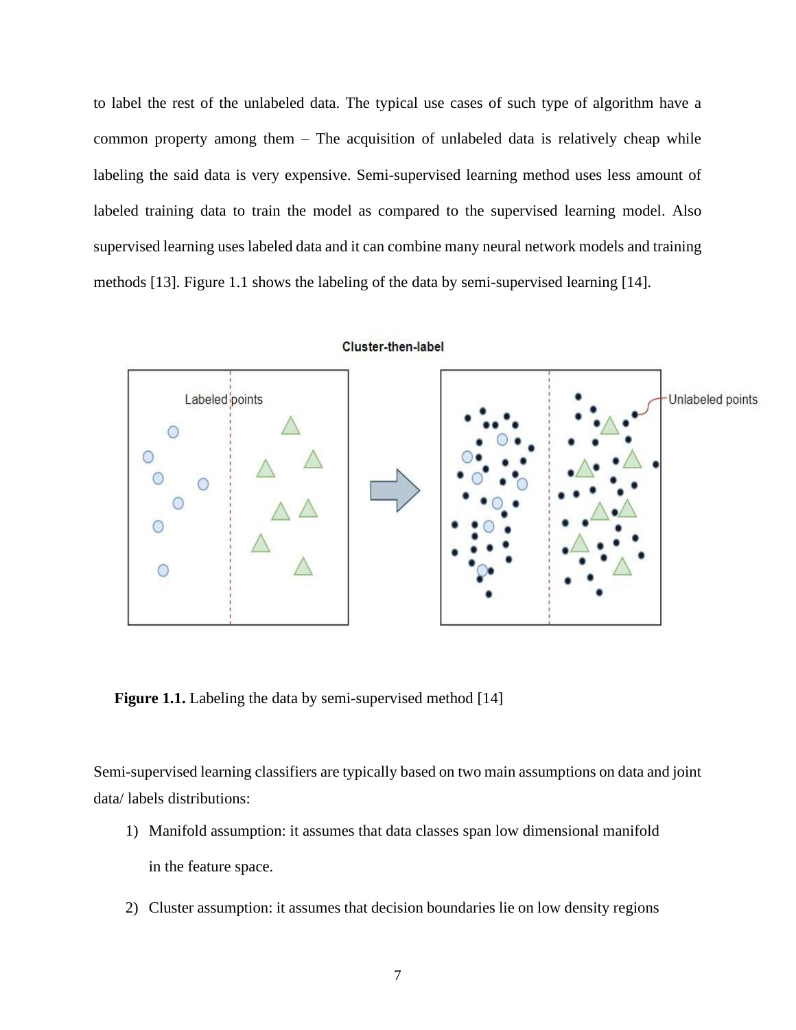to label the rest of the unlabeled data. The typical use cases of such type of algorithm have a common property among them – The acquisition of unlabeled data is relatively cheap while labeling the said data is very expensive. Semi-supervised learning method uses less amount of labeled training data to train the model as compared to the supervised learning model. Also supervised learning uses labeled data and it can combine many neural network models and training methods [13]. Figure 1.1 shows the labeling of the data by semi-supervised learning [14].

**Figure 1.1.** Labeling the data by semi-supervised method [14]

Semi-supervised learning classifiers are typically based on two main assumptions on data and joint data/ labels distributions:

1) Manifold assumption: it assumes that data classes span low dimensional manifold in the feature space.

2) Cluster assumption: it assumes that decision boundaries lie on low density regions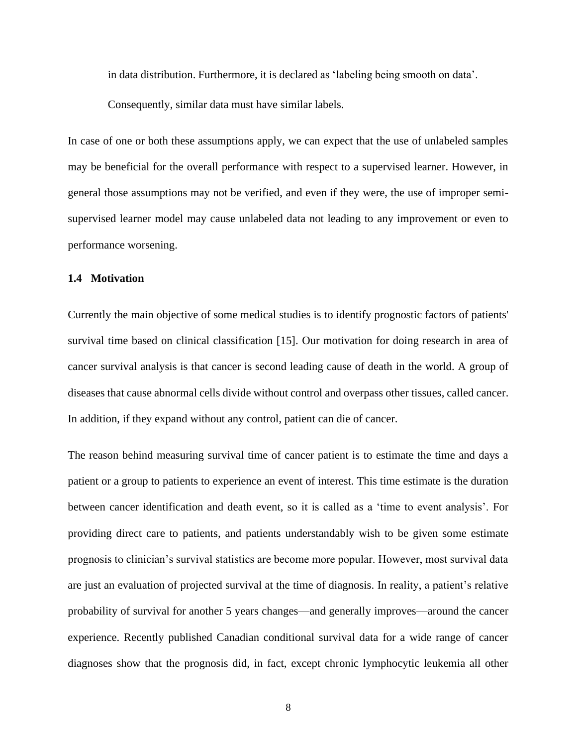in data distribution. Furthermore, it is declared as 'labeling being smooth on data'. Consequently, similar data must have similar labels.

In case of one or both these assumptions apply, we can expect that the use of unlabeled samples may be beneficial for the overall performance with respect to a supervised learner. However, in general those assumptions may not be verified, and even if they were, the use of improper semi-supervised learner model may cause unlabeled data not leading to any improvement or even to performance worsening.

### 1.4 Motivation

Currently the main objective of some medical studies is to identify prognostic factors of patients' survival time based on clinical classification [15]. Our motivation for doing research in area of cancer survival analysis is that cancer is second leading cause of death in the world. A group of diseases that cause abnormal cells divide without control and overpass other tissues, called cancer. In addition, if they expand without any control, patient can die of cancer.

The reason behind measuring survival time of cancer patient is to estimate the time and days a patient or a group to patients to experience an event of interest. This time estimate is the duration between cancer identification and death event, so it is called as a 'time to event analysis'. For providing direct care to patients, and patients understandably wish to be given some estimate prognosis to clinician's survival statistics are become more popular. However, most survival data are just an evaluation of projected survival at the time of diagnosis. In reality, a patient's relative probability of survival for another 5 years changes—and generally improves—around the cancer experience. Recently published Canadian conditional survival data for a wide range of cancer diagnoses show that the prognosis did, in fact, except chronic lymphocytic leukemia all other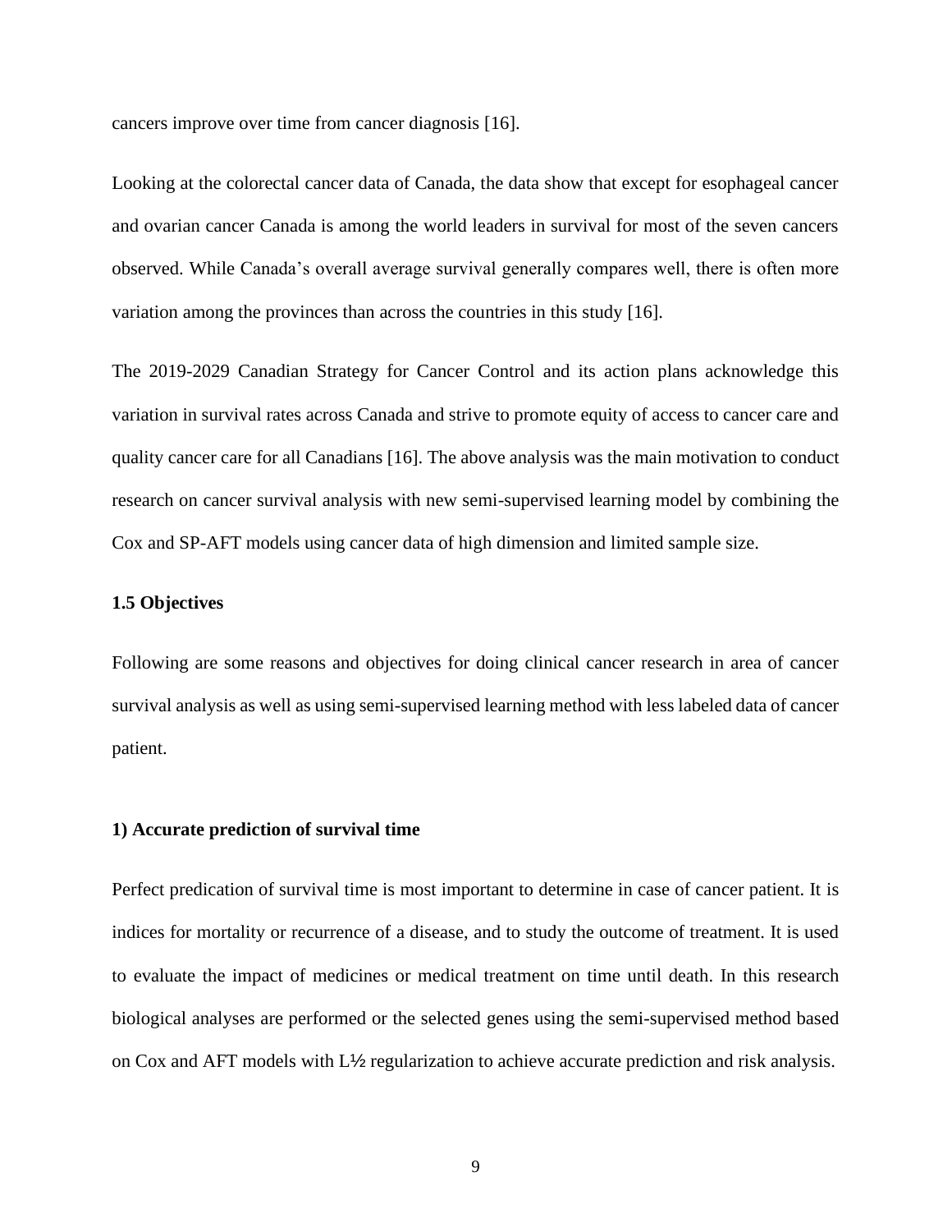cancers improve over time from cancer diagnosis [16].

Looking at the colorectal cancer data of Canada, the data show that except for esophageal cancer and ovarian cancer Canada is among the world leaders in survival for most of the seven cancers observed. While Canada's overall average survival generally compares well, there is often more variation among the provinces than across the countries in this study [16].

The 2019-2029 Canadian Strategy for Cancer Control and its action plans acknowledge this variation in survival rates across Canada and strive to promote equity of access to cancer care and quality cancer care for all Canadians [16]. The above analysis was the main motivation to conduct research on cancer survival analysis with new semi-supervised learning model by combining the Cox and SP-AFT models using cancer data of high dimension and limited sample size.

### 1.5 Objectives

Following are some reasons and objectives for doing clinical cancer research in area of cancer survival analysis as well as using semi-supervised learning method with less labeled data of cancer patient.

#### 1) Accurate prediction of survival time

Perfect predication of survival time is most important to determine in case of cancer patient. It is indices for mortality or recurrence of a disease, and to study the outcome of treatment. It is used to evaluate the impact of medicines or medical treatment on time until death. In this research biological analyses are performed or the selected genes using the semi-supervised method based on Cox and AFT models with $L_{1/2}$ regularization to achieve accurate prediction and risk analysis.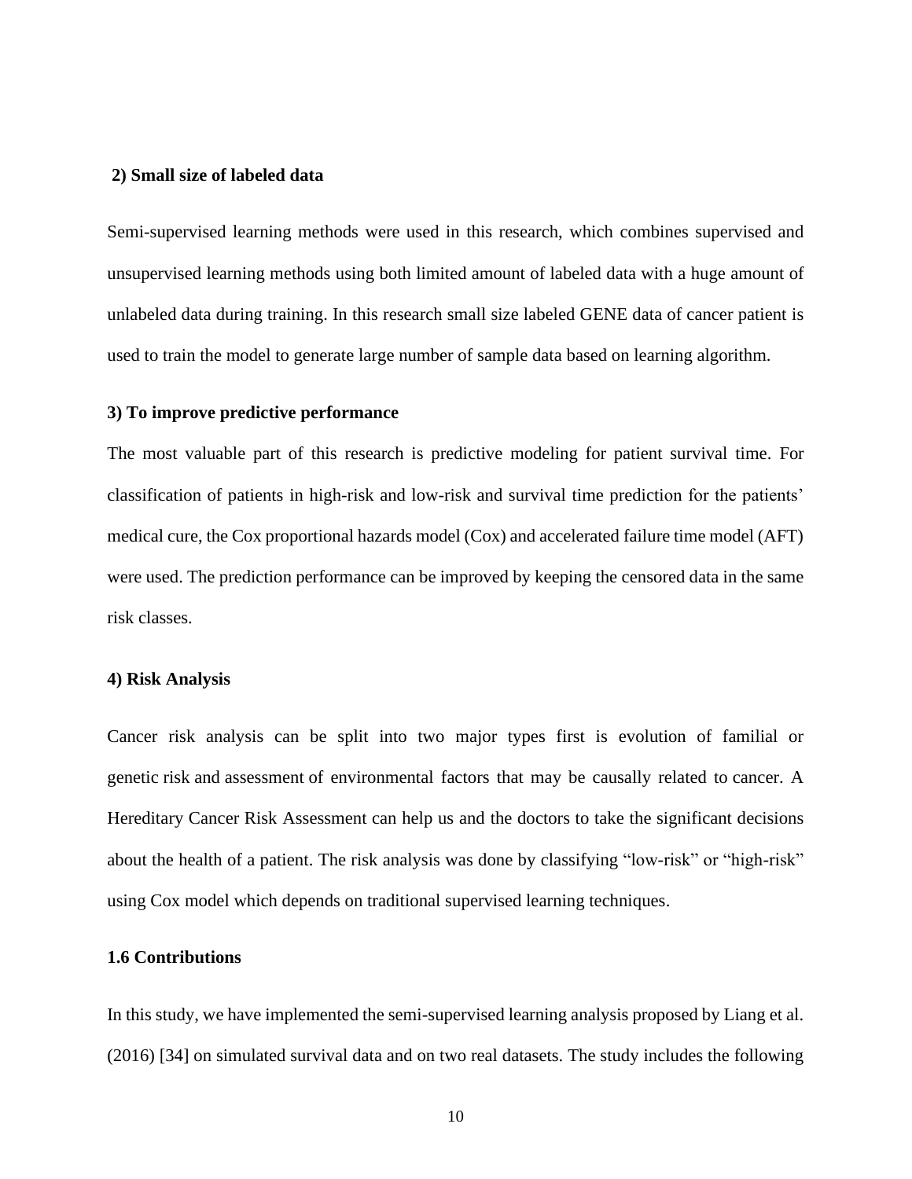**2) Small size of labeled data**

Semi-supervised learning methods were used in this research, which combines supervised and unsupervised learning methods using both limited amount of labeled data with a huge amount of unlabeled data during training. In this research small size labeled GENE data of cancer patient is used to train the model to generate large number of sample data based on learning algorithm.

**3) To improve predictive performance**

The most valuable part of this research is predictive modeling for patient survival time. For classification of patients in high-risk and low-risk and survival time prediction for the patients' medical cure, the Cox proportional hazards model (Cox) and accelerated failure time model (AFT) were used. The prediction performance can be improved by keeping the censored data in the same risk classes.

**4) Risk Analysis**

Cancer risk analysis can be split into two major types first is evolution of familial or genetic risk and assessment of environmental factors that may be causally related to cancer. A Hereditary Cancer Risk Assessment can help us and the doctors to take the significant decisions about the health of a patient. The risk analysis was done by classifying "low-risk" or "high-risk" using Cox model which depends on traditional supervised learning techniques.

## 1.6 Contributions

In this study, we have implemented the semi-supervised learning analysis proposed by Liang et al. (2016) [34] on simulated survival data and on two real datasets. The study includes the following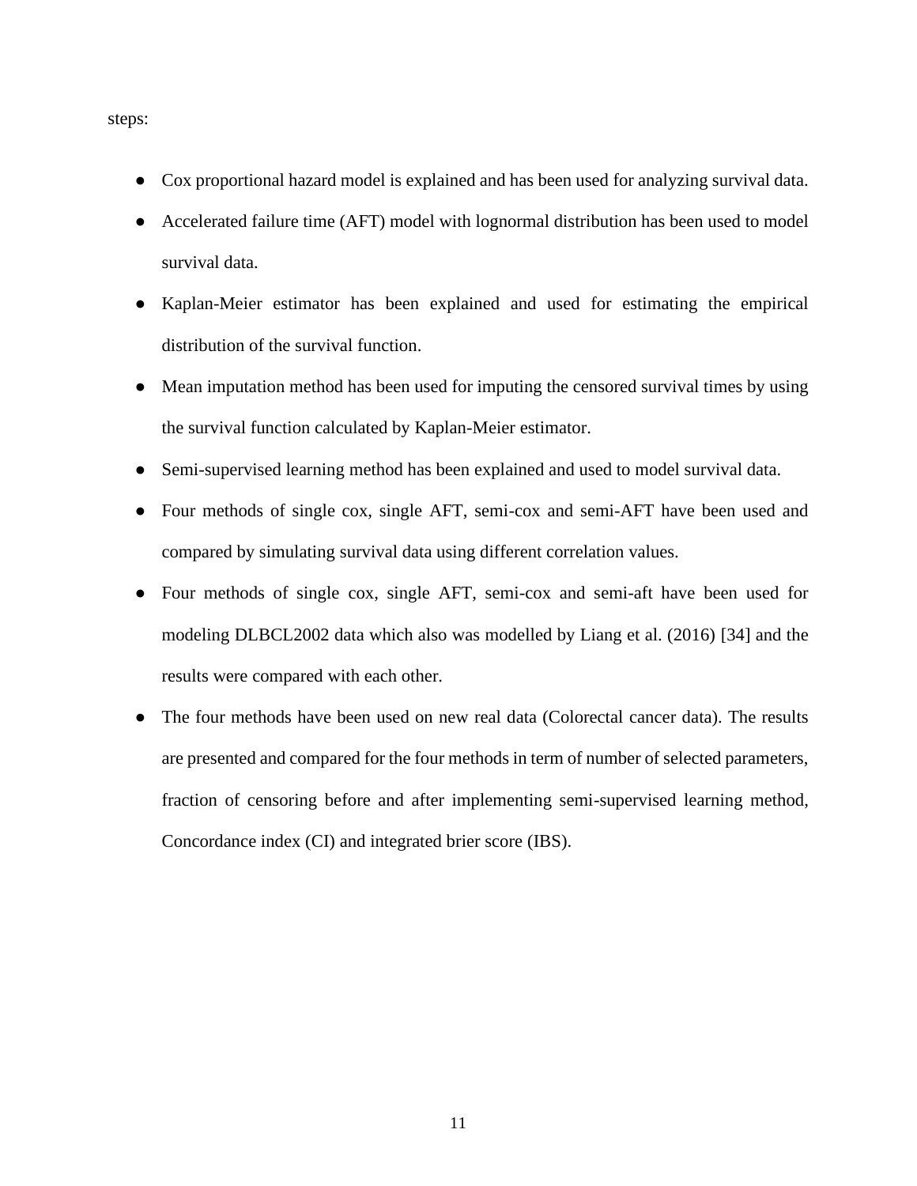steps:

- Cox proportional hazard model is explained and has been used for analyzing survival data.
- Accelerated failure time (AFT) model with lognormal distribution has been used to model survival data.
- Kaplan-Meier estimator has been explained and used for estimating the empirical distribution of the survival function.
- Mean imputation method has been used for imputing the censored survival times by using the survival function calculated by Kaplan-Meier estimator.
- Semi-supervised learning method has been explained and used to model survival data.
- Four methods of single cox, single AFT, semi-cox and semi-AFT have been used and compared by simulating survival data using different correlation values.
- Four methods of single cox, single AFT, semi-cox and semi-aft have been used for modeling DLBCL2002 data which also was modelled by Liang et al. (2016) [34] and the results were compared with each other.
- The four methods have been used on new real data (Colorectal cancer data). The results are presented and compared for the four methods in term of number of selected parameters, fraction of censoring before and after implementing semi-supervised learning method, Concordance index (CI) and integrated brier score (IBS).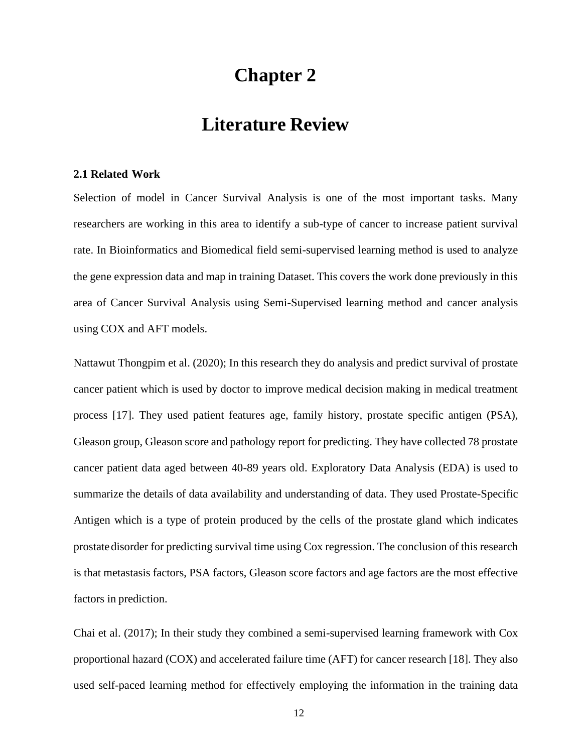# Chapter 2

# Literature Review

### 2.1 Related Work

Selection of model in Cancer Survival Analysis is one of the most important tasks. Many researchers are working in this area to identify a sub-type of cancer to increase patient survival rate. In Bioinformatics and Biomedical field semi-supervised learning method is used to analyze the gene expression data and map in training Dataset. This covers the work done previously in this area of Cancer Survival Analysis using Semi-Supervised learning method and cancer analysis using COX and AFT models.

Nattawut Thongpim et al. (2020); In this research they do analysis and predict survival of prostate cancer patient which is used by doctor to improve medical decision making in medical treatment process [17]. They used patient features age, family history, prostate specific antigen (PSA), Gleason group, Gleason score and pathology report for predicting. They have collected 78 prostate cancer patient data aged between 40-89 years old. Exploratory Data Analysis (EDA) is used to summarize the details of data availability and understanding of data. They used Prostate-Specific Antigen which is a type of protein produced by the cells of the prostate gland which indicates prostate disorder for predicting survival time using Cox regression. The conclusion of this research is that metastasis factors, PSA factors, Gleason score factors and age factors are the most effective factors in prediction.

Chai et al. (2017); In their study they combined a semi-supervised learning framework with Cox proportional hazard (COX) and accelerated failure time (AFT) for cancer research [18]. They also used self-paced learning method for effectively employing the information in the training data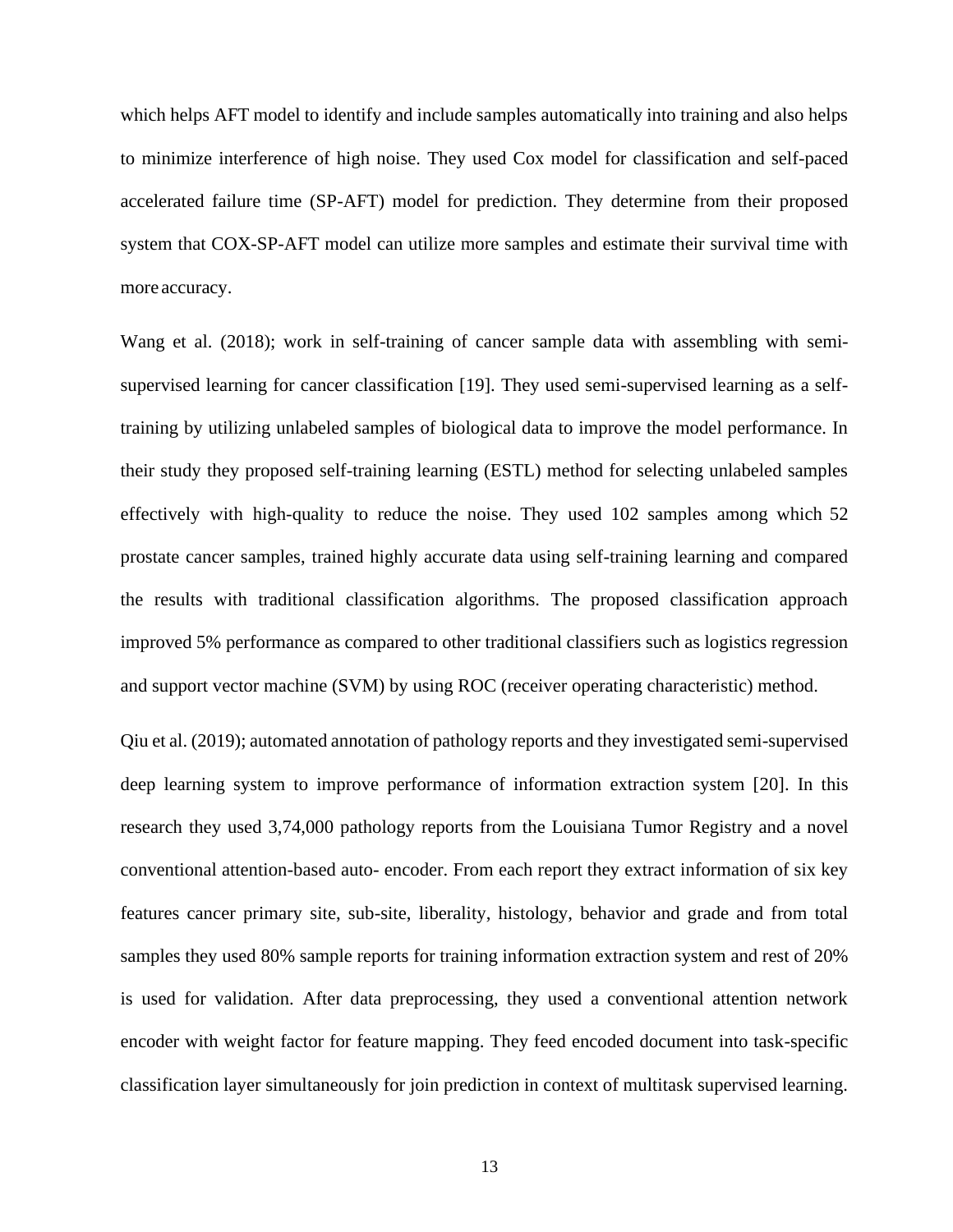which helps AFT model to identify and include samples automatically into training and also helps to minimize interference of high noise. They used Cox model for classification and self-paced accelerated failure time (SP-AFT) model for prediction. They determine from their proposed system that COX-SP-AFT model can utilize more samples and estimate their survival time with more accuracy.

Wang et al. (2018); work in self-training of cancer sample data with assembling with semi-supervised learning for cancer classification [19]. They used semi-supervised learning as a self-training by utilizing unlabeled samples of biological data to improve the model performance. In their study they proposed self-training learning (ESTL) method for selecting unlabeled samples effectively with high-quality to reduce the noise. They used 102 samples among which 52 prostate cancer samples, trained highly accurate data using self-training learning and compared the results with traditional classification algorithms. The proposed classification approach improved 5% performance as compared to other traditional classifiers such as logistics regression and support vector machine (SVM) by using ROC (receiver operating characteristic) method.

Qiu et al. (2019); automated annotation of pathology reports and they investigated semi-supervised deep learning system to improve performance of information extraction system [20]. In this research they used 3,74,000 pathology reports from the Louisiana Tumor Registry and a novel conventional attention-based auto- encoder. From each report they extract information of six key features cancer primary site, sub-site, liberality, histology, behavior and grade and from total samples they used 80% sample reports for training information extraction system and rest of 20% is used for validation. After data preprocessing, they used a conventional attention network encoder with weight factor for feature mapping. They feed encoded document into task-specific classification layer simultaneously for join prediction in context of multitask supervised learning.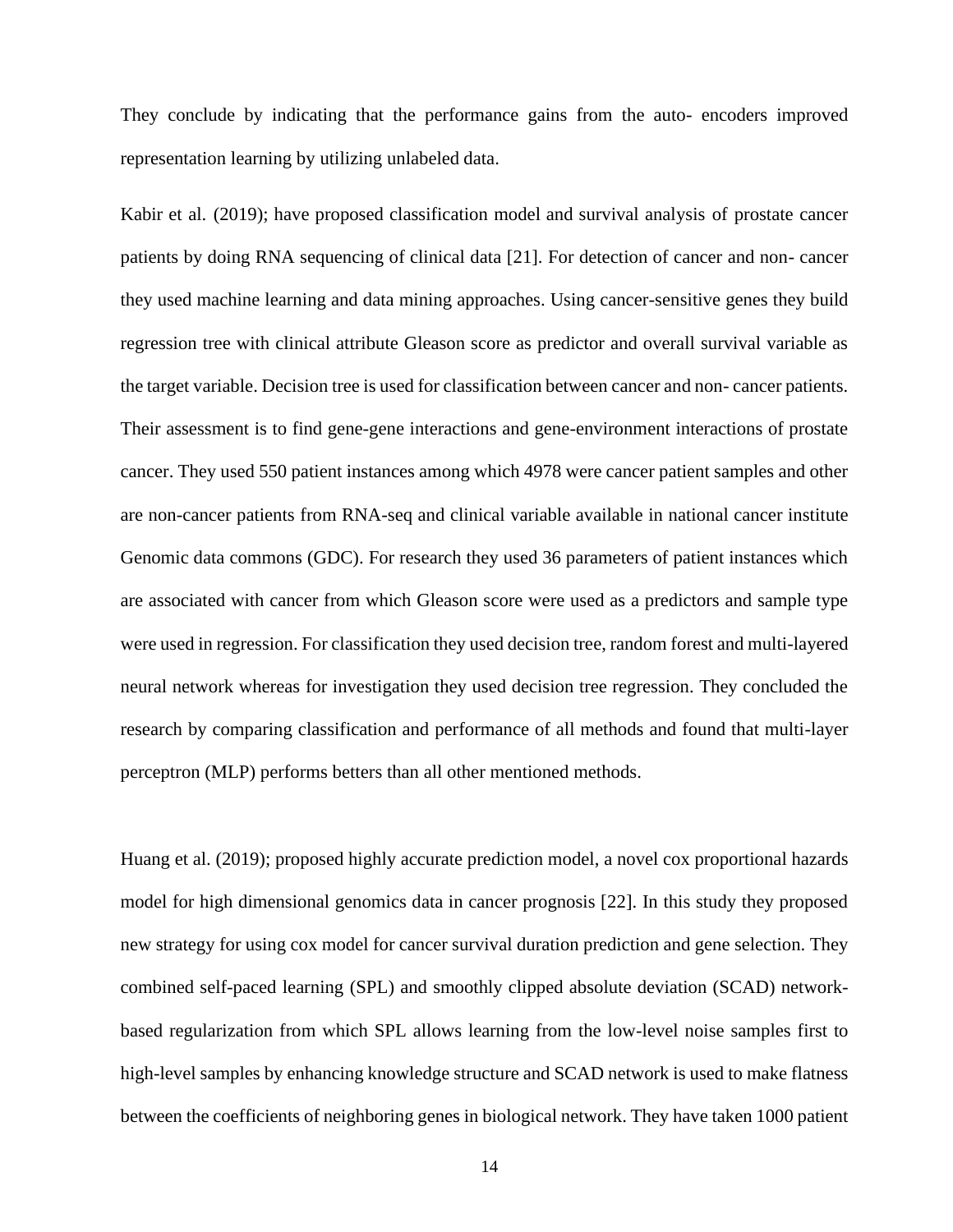They conclude by indicating that the performance gains from the auto- encoders improved representation learning by utilizing unlabeled data.

Kabir et al. (2019); have proposed classification model and survival analysis of prostate cancer patients by doing RNA sequencing of clinical data [21]. For detection of cancer and non- cancer they used machine learning and data mining approaches. Using cancer-sensitive genes they build regression tree with clinical attribute Gleason score as predictor and overall survival variable as the target variable. Decision tree is used for classification between cancer and non- cancer patients. Their assessment is to find gene-gene interactions and gene-environment interactions of prostate cancer. They used 550 patient instances among which 4978 were cancer patient samples and other are non-cancer patients from RNA-seq and clinical variable available in national cancer institute Genomic data commons (GDC). For research they used 36 parameters of patient instances which are associated with cancer from which Gleason score were used as a predictors and sample type were used in regression. For classification they used decision tree, random forest and multi-layered neural network whereas for investigation they used decision tree regression. They concluded the research by comparing classification and performance of all methods and found that multi-layer perceptron (MLP) performs betters than all other mentioned methods.

Huang et al. (2019); proposed highly accurate prediction model, a novel cox proportional hazards model for high dimensional genomics data in cancer prognosis [22]. In this study they proposed new strategy for using cox model for cancer survival duration prediction and gene selection. They combined self-paced learning (SPL) and smoothly clipped absolute deviation (SCAD) network-based regularization from which SPL allows learning from the low-level noise samples first to high-level samples by enhancing knowledge structure and SCAD network is used to make flatness between the coefficients of neighboring genes in biological network. They have taken 1000 patient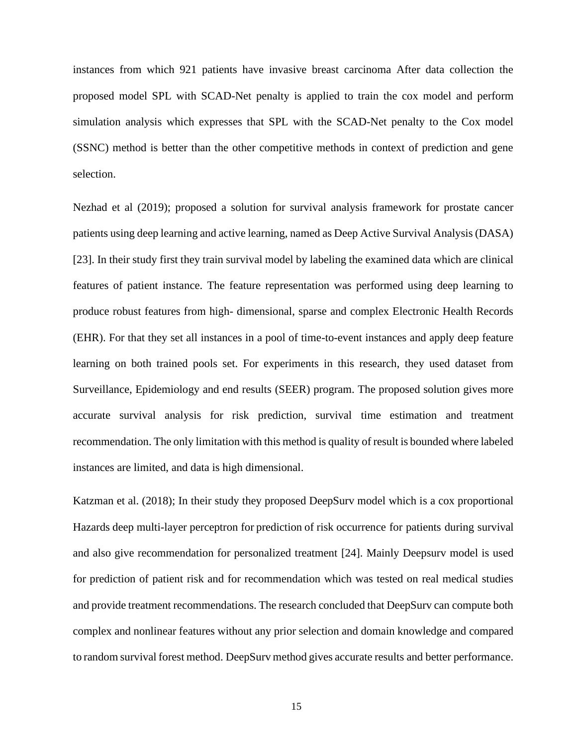instances from which 921 patients have invasive breast carcinoma After data collection the proposed model SPL with SCAD-Net penalty is applied to train the cox model and perform simulation analysis which expresses that SPL with the SCAD-Net penalty to the Cox model (SSNC) method is better than the other competitive methods in context of prediction and gene selection.

Nezhad et al (2019); proposed a solution for survival analysis framework for prostate cancer patients using deep learning and active learning, named as Deep Active Survival Analysis (DASA) [23]. In their study first they train survival model by labeling the examined data which are clinical features of patient instance. The feature representation was performed using deep learning to produce robust features from high- dimensional, sparse and complex Electronic Health Records (EHR). For that they set all instances in a pool of time-to-event instances and apply deep feature learning on both trained pools set. For experiments in this research, they used dataset from Surveillance, Epidemiology and end results (SEER) program. The proposed solution gives more accurate survival analysis for risk prediction, survival time estimation and treatment recommendation. The only limitation with this method is quality of result is bounded where labeled instances are limited, and data is high dimensional.

Katzman et al. (2018); In their study they proposed DeepSurv model which is a cox proportional Hazards deep multi-layer perceptron for prediction of risk occurrence for patients during survival and also give recommendation for personalized treatment [24]. Mainly Deepsurv model is used for prediction of patient risk and for recommendation which was tested on real medical studies and provide treatment recommendations. The research concluded that DeepSurv can compute both complex and nonlinear features without any prior selection and domain knowledge and compared to random survival forest method. DeepSurv method gives accurate results and better performance.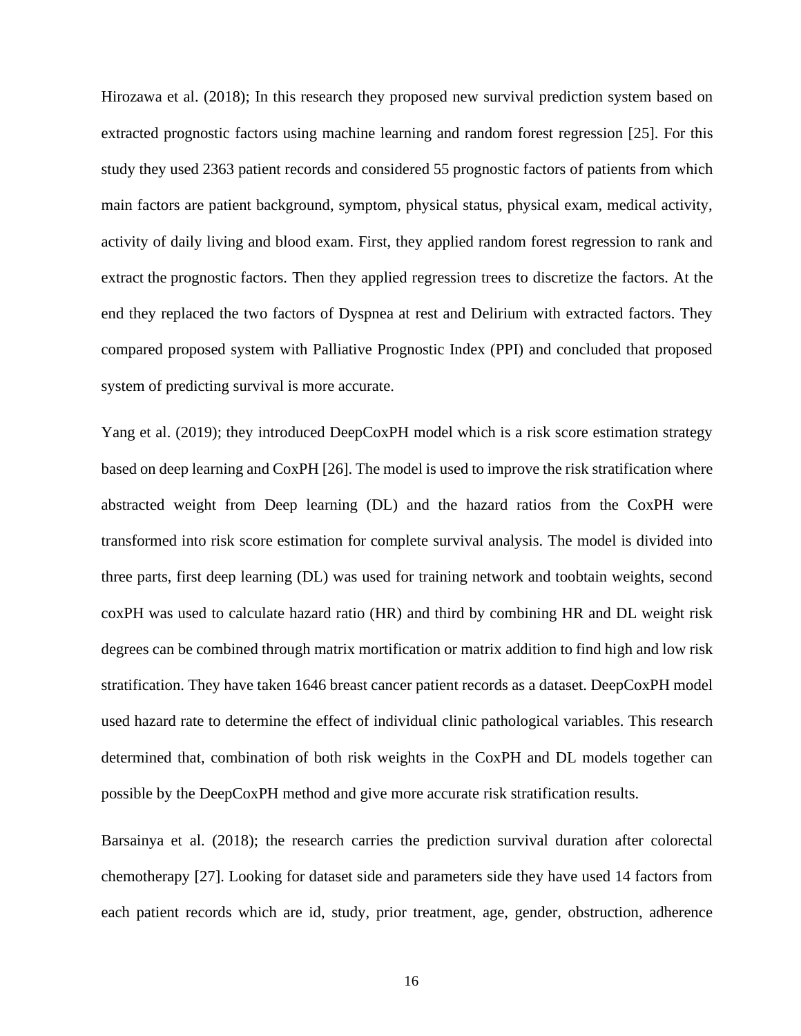Hirozawa et al. (2018); In this research they proposed new survival prediction system based on extracted prognostic factors using machine learning and random forest regression [25]. For this study they used 2363 patient records and considered 55 prognostic factors of patients from which main factors are patient background, symptom, physical status, physical exam, medical activity, activity of daily living and blood exam. First, they applied random forest regression to rank and extract the prognostic factors. Then they applied regression trees to discretize the factors. At the end they replaced the two factors of Dyspnea at rest and Delirium with extracted factors. They compared proposed system with Palliative Prognostic Index (PPI) and concluded that proposed system of predicting survival is more accurate.

Yang et al. (2019); they introduced DeepCoxPH model which is a risk score estimation strategy based on deep learning and CoxPH [26]. The model is used to improve the risk stratification where abstracted weight from Deep learning (DL) and the hazard ratios from the CoxPH were transformed into risk score estimation for complete survival analysis. The model is divided into three parts, first deep learning (DL) was used for training network and toobtain weights, second coxPH was used to calculate hazard ratio (HR) and third by combining HR and DL weight risk degrees can be combined through matrix mortification or matrix addition to find high and low risk stratification. They have taken 1646 breast cancer patient records as a dataset. DeepCoxPH model used hazard rate to determine the effect of individual clinic pathological variables. This research determined that, combination of both risk weights in the CoxPH and DL models together can possible by the DeepCoxPH method and give more accurate risk stratification results.

Barsainya et al. (2018); the research carries the prediction survival duration after colorectal chemotherapy [27]. Looking for dataset side and parameters side they have used 14 factors from each patient records which are id, study, prior treatment, age, gender, obstruction, adherence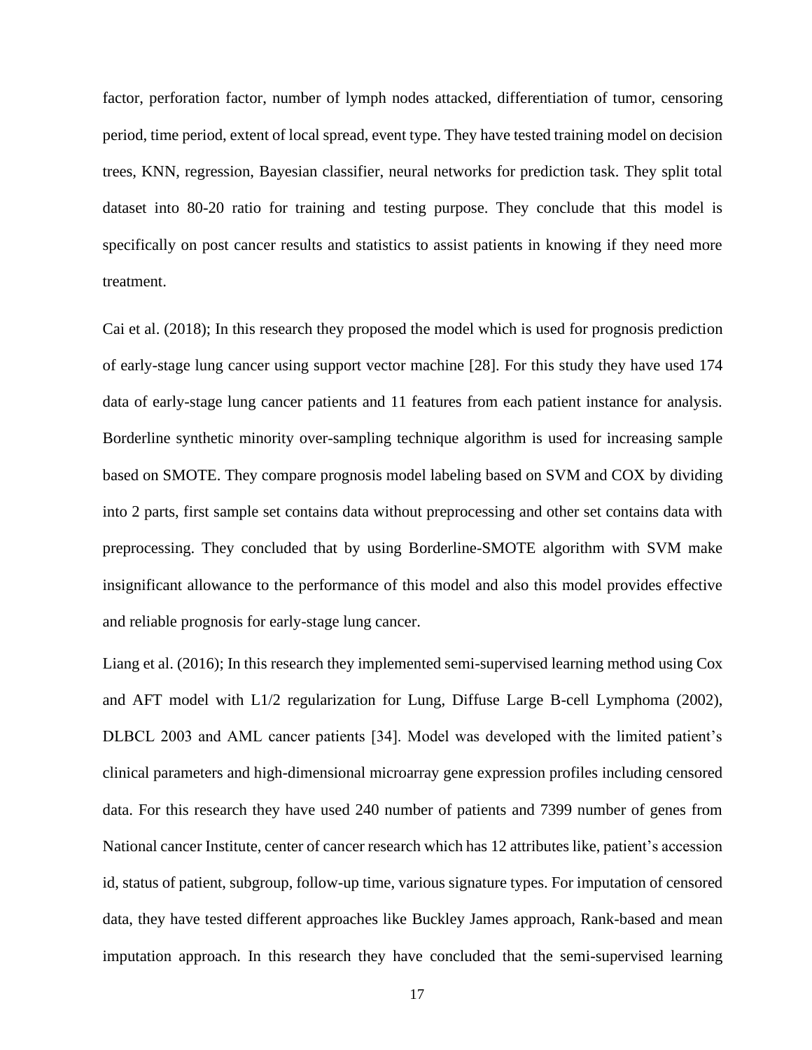factor, perforation factor, number of lymph nodes attacked, differentiation of tumor, censoring period, time period, extent of local spread, event type. They have tested training model on decision trees, KNN, regression, Bayesian classifier, neural networks for prediction task. They split total dataset into 80-20 ratio for training and testing purpose. They conclude that this model is specifically on post cancer results and statistics to assist patients in knowing if they need more treatment.

Cai et al. (2018); In this research they proposed the model which is used for prognosis prediction of early-stage lung cancer using support vector machine [28]. For this study they have used 174 data of early-stage lung cancer patients and 11 features from each patient instance for analysis. Borderline synthetic minority over-sampling technique algorithm is used for increasing sample based on SMOTE. They compare prognosis model labeling based on SVM and COX by dividing into 2 parts, first sample set contains data without preprocessing and other set contains data with preprocessing. They concluded that by using Borderline-SMOTE algorithm with SVM make insignificant allowance to the performance of this model and also this model provides effective and reliable prognosis for early-stage lung cancer.

Liang et al. (2016); In this research they implemented semi-supervised learning method using Cox and AFT model with L1/2 regularization for Lung, Diffuse Large B-cell Lymphoma (2002), DLBCL 2003 and AML cancer patients [34]. Model was developed with the limited patient's clinical parameters and high-dimensional microarray gene expression profiles including censored data. For this research they have used 240 number of patients and 7399 number of genes from National cancer Institute, center of cancer research which has 12 attributes like, patient's accession id, status of patient, subgroup, follow-up time, various signature types. For imputation of censored data, they have tested different approaches like Buckley James approach, Rank-based and mean imputation approach. In this research they have concluded that the semi-supervised learning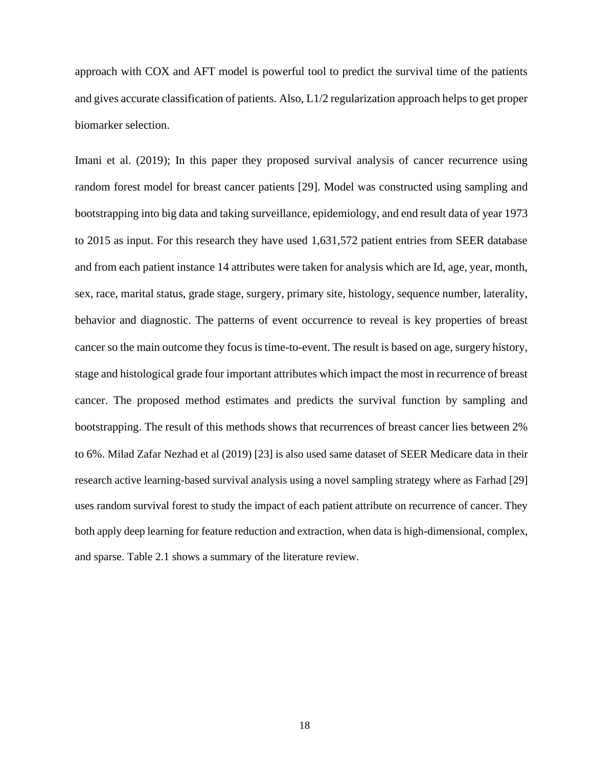approach with COX and AFT model is powerful tool to predict the survival time of the patients and gives accurate classification of patients. Also, L1/2 regularization approach helps to get proper biomarker selection.

Imani et al. (2019); In this paper they proposed survival analysis of cancer recurrence using random forest model for breast cancer patients [29]. Model was constructed using sampling and bootstrapping into big data and taking surveillance, epidemiology, and end result data of year 1973 to 2015 as input. For this research they have used 1,631,572 patient entries from SEER database and from each patient instance 14 attributes were taken for analysis which are Id, age, year, month, sex, race, marital status, grade stage, surgery, primary site, histology, sequence number, laterality, behavior and diagnostic. The patterns of event occurrence to reveal is key properties of breast cancer so the main outcome they focus is time-to-event. The result is based on age, surgery history, stage and histological grade four important attributes which impact the most in recurrence of breast cancer. The proposed method estimates and predicts the survival function by sampling and bootstrapping. The result of this methods shows that recurrences of breast cancer lies between 2% to 6%. Milad Zafar Nezhad et al (2019) [23] is also used same dataset of SEER Medicare data in their research active learning-based survival analysis using a novel sampling strategy where as Farhad [29] uses random survival forest to study the impact of each patient attribute on recurrence of cancer. They both apply deep learning for feature reduction and extraction, when data is high-dimensional, complex, and sparse. Table 2.1 shows a summary of the literature review.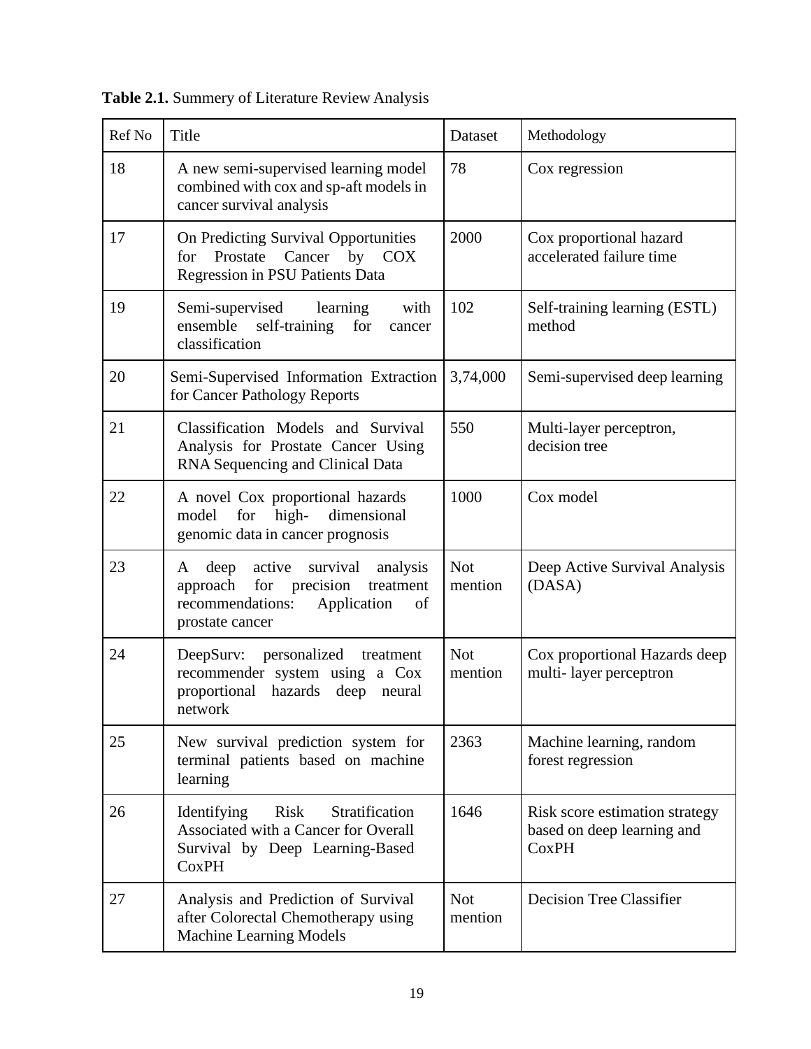**Table 2.1.** Summery of Literature Review Analysis

| Ref No | Title | Dataset | Methodology |
| --- | --- | --- | --- |
| 18 | A new semi-supervised learning model combined with cox and sp-aft models in cancer survival analysis | 78 | Cox regression |
| 17 | On Predicting Survival Opportunities for Prostate Cancer by COX Regression in PSU Patients Data | 2000 | Cox proportional hazard accelerated failure time |
| 19 | Semi-supervised learning with ensemble self-training for cancer classification | 102 | Self-training learning (ESTL) method |
| 20 | Semi-Supervised Information Extraction for Cancer Pathology Reports | 3,74,000 | Semi-supervised deep learning |
| 21 | Classification Models and Survival Analysis for Prostate Cancer Using RNA Sequencing and Clinical Data | 550 | Multi-layer perceptron, decision tree |
| 22 | A novel Cox proportional hazards model for high- dimensional genomic data in cancer prognosis | 1000 | Cox model |
| 23 | A deep active survival analysis approach for precision treatment recommendations: Application of prostate cancer | Not mention | Deep Active Survival Analysis (DASA) |
| 24 | DeepSurv: personalized treatment recommender system using a Cox proportional hazards deep neural network | Not mention | Cox proportional Hazards deep multi- layer perceptron |
| 25 | New survival prediction system for terminal patients based on machine learning | 2363 | Machine learning, random forest regression |
| 26 | Identifying Risk Stratification Associated with a Cancer for Overall Survival by Deep Learning-Based CoxPH | 1646 | Risk score estimation strategy based on deep learning and CoxPH |
| 27 | Analysis and Prediction of Survival after Colorectal Chemotherapy using Machine Learning Models | Not mention | Decision Tree Classifier |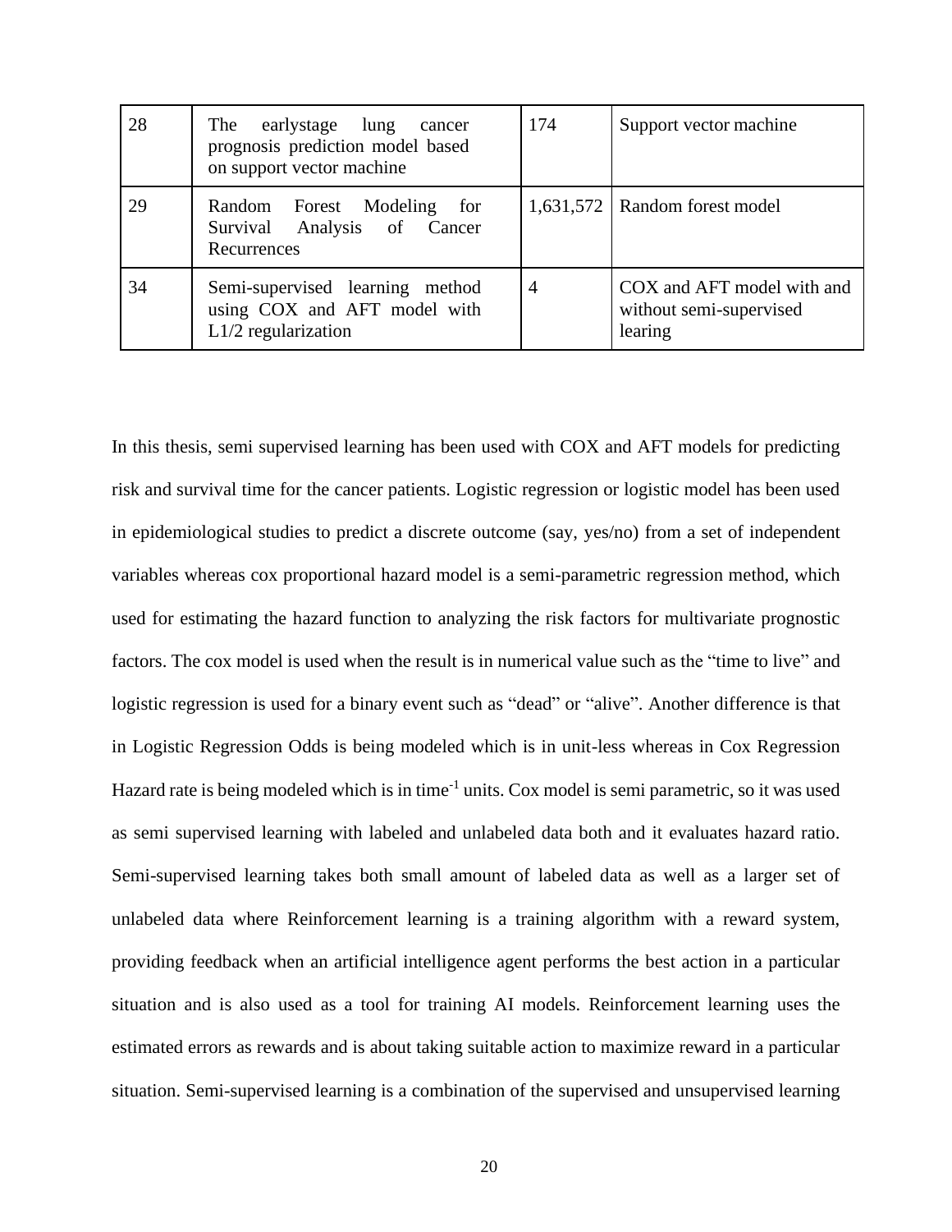| 28 | The earlystage lung cancer prognosis prediction model based on support vector machine | 174 | Support vector machine |
|---|---|---|---|
| 29 | Random Forest Modeling for Survival Analysis of Cancer Recurrences | 1,631,572 | Random forest model |
| 34 | Semi-supervised learning method using COX and AFT model with L1/2 regularization | 4 | COX and AFT model with and without semi-supervised learing |

In this thesis, semi supervised learning has been used with COX and AFT models for predicting risk and survival time for the cancer patients. Logistic regression or logistic model has been used in epidemiological studies to predict a discrete outcome (say, yes/no) from a set of independent variables whereas cox proportional hazard model is a semi-parametric regression method, which used for estimating the hazard function to analyzing the risk factors for multivariate prognostic factors. The cox model is used when the result is in numerical value such as the "time to live" and logistic regression is used for a binary event such as "dead" or "alive". Another difference is that in Logistic Regression Odds is being modeled which is in unit-less whereas in Cox Regression Hazard rate is being modeled which is in time$^{-1}$ units. Cox model is semi parametric, so it was used as semi supervised learning with labeled and unlabeled data both and it evaluates hazard ratio. Semi-supervised learning takes both small amount of labeled data as well as a larger set of unlabeled data where Reinforcement learning is a training algorithm with a reward system, providing feedback when an artificial intelligence agent performs the best action in a particular situation and is also used as a tool for training AI models. Reinforcement learning uses the estimated errors as rewards and is about taking suitable action to maximize reward in a particular situation. Semi-supervised learning is a combination of the supervised and unsupervised learning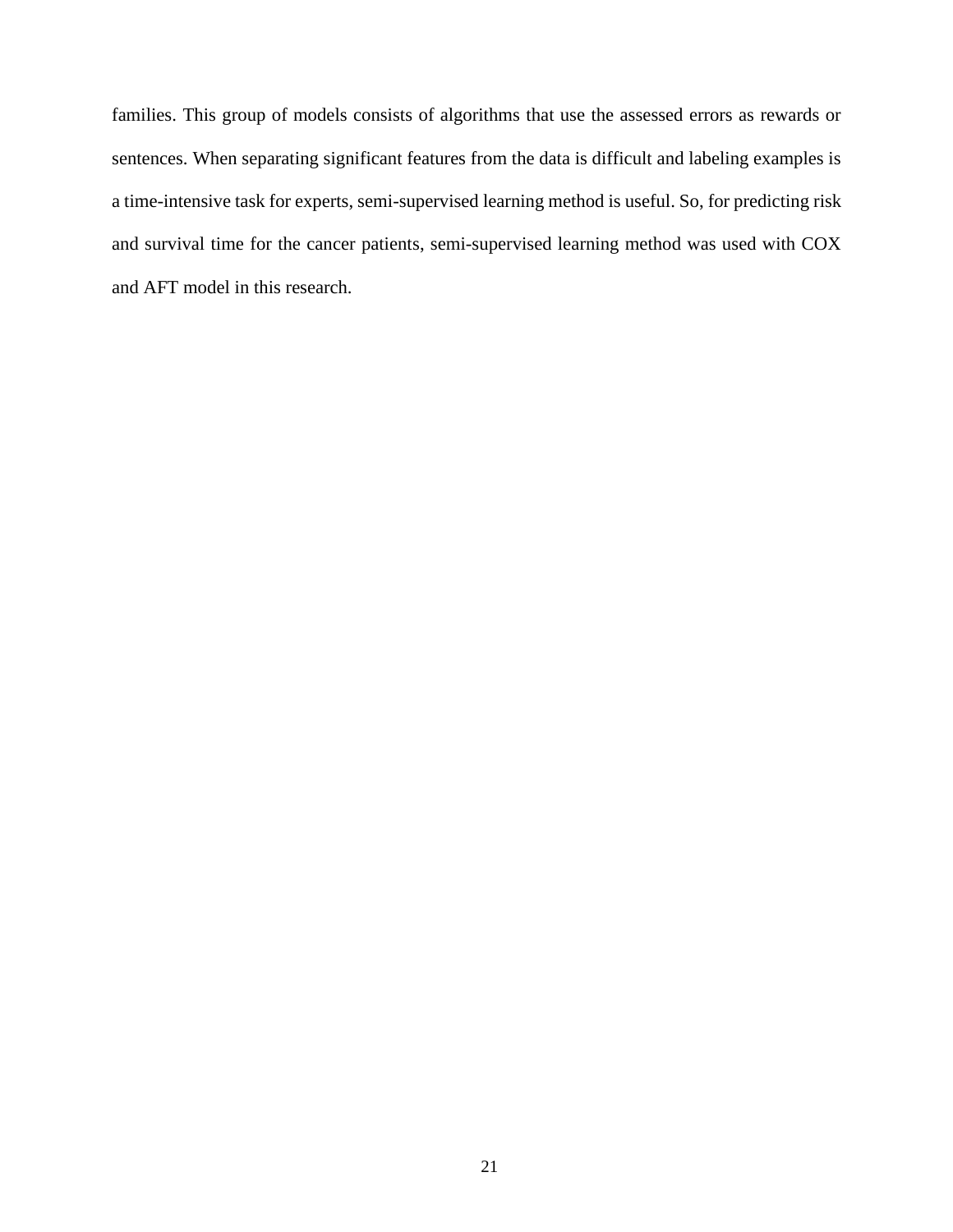families. This group of models consists of algorithms that use the assessed errors as rewards or sentences. When separating significant features from the data is difficult and labeling examples is a time-intensive task for experts, semi-supervised learning method is useful. So, for predicting risk and survival time for the cancer patients, semi-supervised learning method was used with COX and AFT model in this research.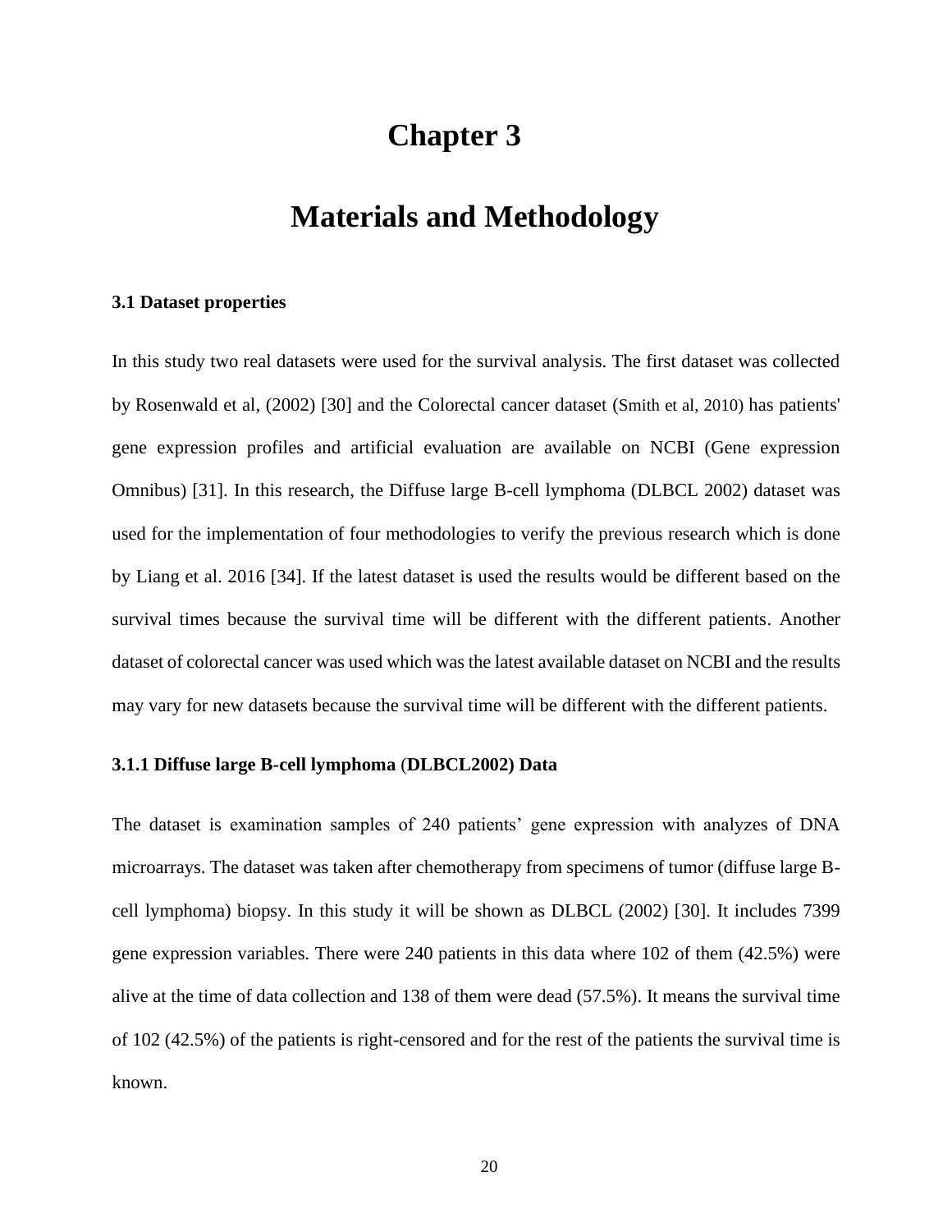# Chapter 3

# Materials and Methodology

### 3.1 Dataset properties

In this study two real datasets were used for the survival analysis. The first dataset was collected by Rosenwald et al, (2002) [30] and the Colorectal cancer dataset (Smith et al, 2010) has patients' gene expression profiles and artificial evaluation are available on NCBI (Gene expression Omnibus) [31]. In this research, the Diffuse large B-cell lymphoma (DLBCL 2002) dataset was used for the implementation of four methodologies to verify the previous research which is done by Liang et al. 2016 [34]. If the latest dataset is used the results would be different based on the survival times because the survival time will be different with the different patients. Another dataset of colorectal cancer was used which was the latest available dataset on NCBI and the results may vary for new datasets because the survival time will be different with the different patients.

#### 3.1.1 Diffuse large B-cell lymphoma (DLBCL2002) Data

The dataset is examination samples of 240 patients' gene expression with analyzes of DNA microarrays. The dataset was taken after chemotherapy from specimens of tumor (diffuse large B-cell lymphoma) biopsy. In this study it will be shown as DLBCL (2002) [30]. It includes 7399 gene expression variables. There were 240 patients in this data where 102 of them (42.5%) were alive at the time of data collection and 138 of them were dead (57.5%). It means the survival time of 102 (42.5%) of the patients is right-censored and for the rest of the patients the survival time is known.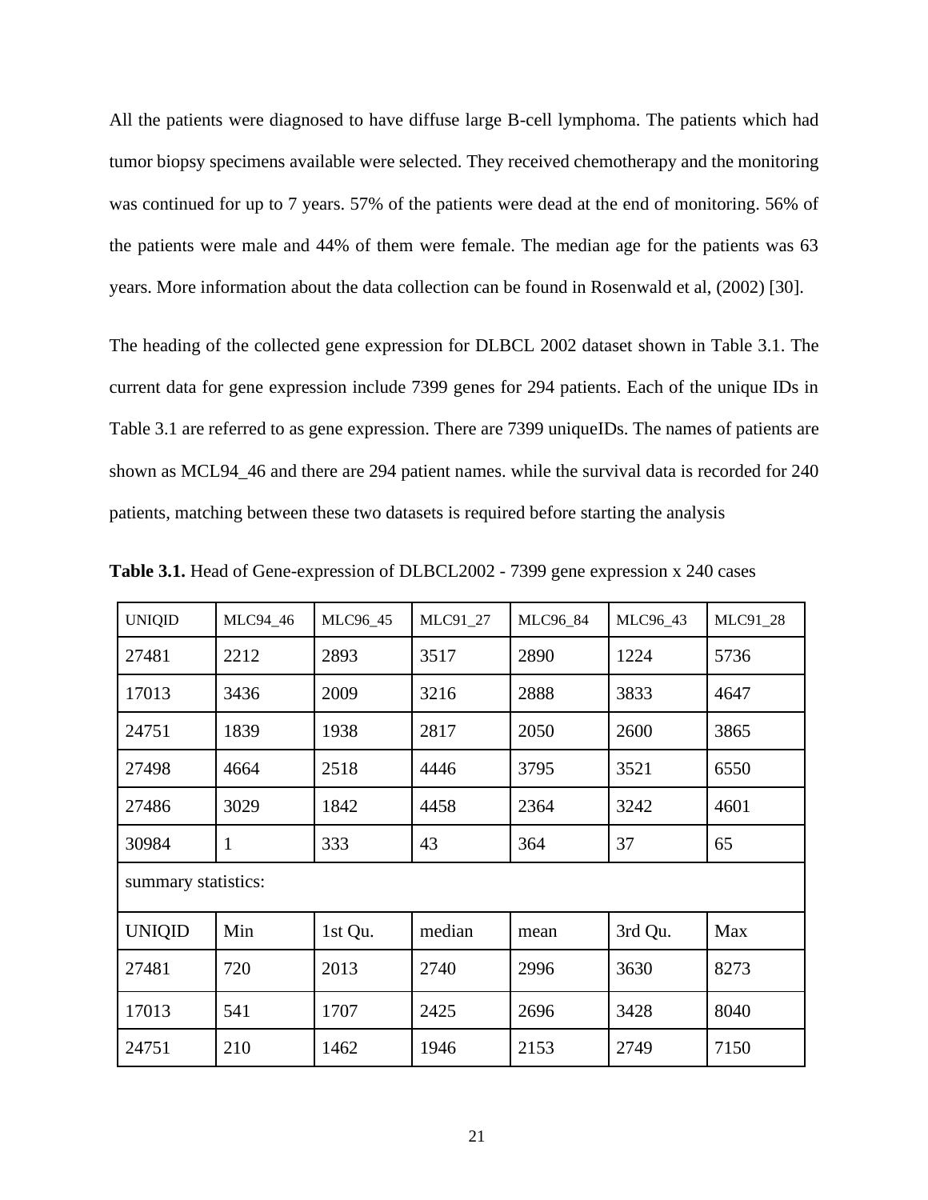All the patients were diagnosed to have diffuse large B-cell lymphoma. The patients which had tumor biopsy specimens available were selected. They received chemotherapy and the monitoring was continued for up to 7 years. 57% of the patients were dead at the end of monitoring. 56% of the patients were male and 44% of them were female. The median age for the patients was 63 years. More information about the data collection can be found in Rosenwald et al, (2002) [30].

The heading of the collected gene expression for DLBCL 2002 dataset shown in Table 3.1. The current data for gene expression include 7399 genes for 294 patients. Each of the unique IDs in Table 3.1 are referred to as gene expression. There are 7399 uniqueIDs. The names of patients are shown as MCL94_46 and there are 294 patient names. while the survival data is recorded for 240 patients, matching between these two datasets is required before starting the analysis

**Table 3.1.** Head of Gene-expression of DLBCL2002 - 7399 gene expression x 240 cases

| UNIQID | MLC94_46 | MLC96_45 | MLC91_27 | MLC96_84 | MLC96_43 | MLC91_28 |
|---|---|---|---|---|---|---|
| 27481 | 2212 | 2893 | 3517 | 2890 | 1224 | 5736 |
| 17013 | 3436 | 2009 | 3216 | 2888 | 3833 | 4647 |
| 24751 | 1839 | 1938 | 2817 | 2050 | 2600 | 3865 |
| 27498 | 4664 | 2518 | 4446 | 3795 | 3521 | 6550 |
| 27486 | 3029 | 1842 | 4458 | 2364 | 3242 | 4601 |
| 30984 | 1 | 333 | 43 | 364 | 37 | 65 |
| summary statistics: | | | | | | |
| UNIQID | Min | 1st Qu. | median | mean | 3rd Qu. | Max |
| 27481 | 720 | 2013 | 2740 | 2996 | 3630 | 8273 |
| 17013 | 541 | 1707 | 2425 | 2696 | 3428 | 8040 |
| 24751 | 210 | 1462 | 1946 | 2153 | 2749 | 7150 |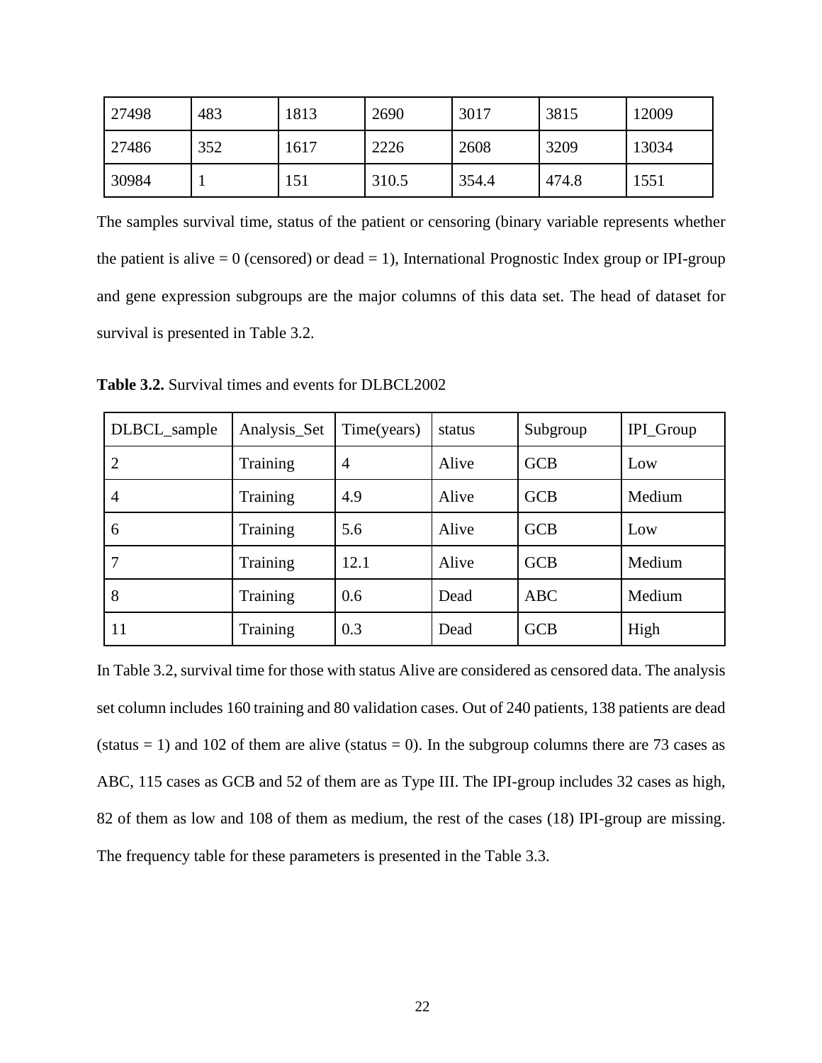| 27498 | 483 | 1813 | 2690 | 3017 | 3815 | 12009 |
|---|---|---|---|---|---|---|
| 27486 | 352 | 1617 | 2226 | 2608 | 3209 | 13034 |
| 30984 | 1 | 151 | 310.5 | 354.4 | 474.8 | 1551 |

The samples survival time, status of the patient or censoring (binary variable represents whether the patient is alive = 0 (censored) or dead = 1), International Prognostic Index group or IPI-group and gene expression subgroups are the major columns of this data set. The head of dataset for survival is presented in Table 3.2.

**Table 3.2.** Survival times and events for DLBCL2002

| DLBCL_sample | Analysis_Set | Time(years) | status | Subgroup | IPI_Group |
|---|---|---|---|---|---|
| 2 | Training | 4 | Alive | GCB | Low |
| 4 | Training | 4.9 | Alive | GCB | Medium |
| 6 | Training | 5.6 | Alive | GCB | Low |
| 7 | Training | 12.1 | Alive | GCB | Medium |
| 8 | Training | 0.6 | Dead | ABC | Medium |
| 11 | Training | 0.3 | Dead | GCB | High |

In Table 3.2, survival time for those with status Alive are considered as censored data. The analysis set column includes 160 training and 80 validation cases. Out of 240 patients, 138 patients are dead (status = 1) and 102 of them are alive (status = 0). In the subgroup columns there are 73 cases as ABC, 115 cases as GCB and 52 of them are as Type III. The IPI-group includes 32 cases as high, 82 of them as low and 108 of them as medium, the rest of the cases (18) IPI-group are missing. The frequency table for these parameters is presented in the Table 3.3.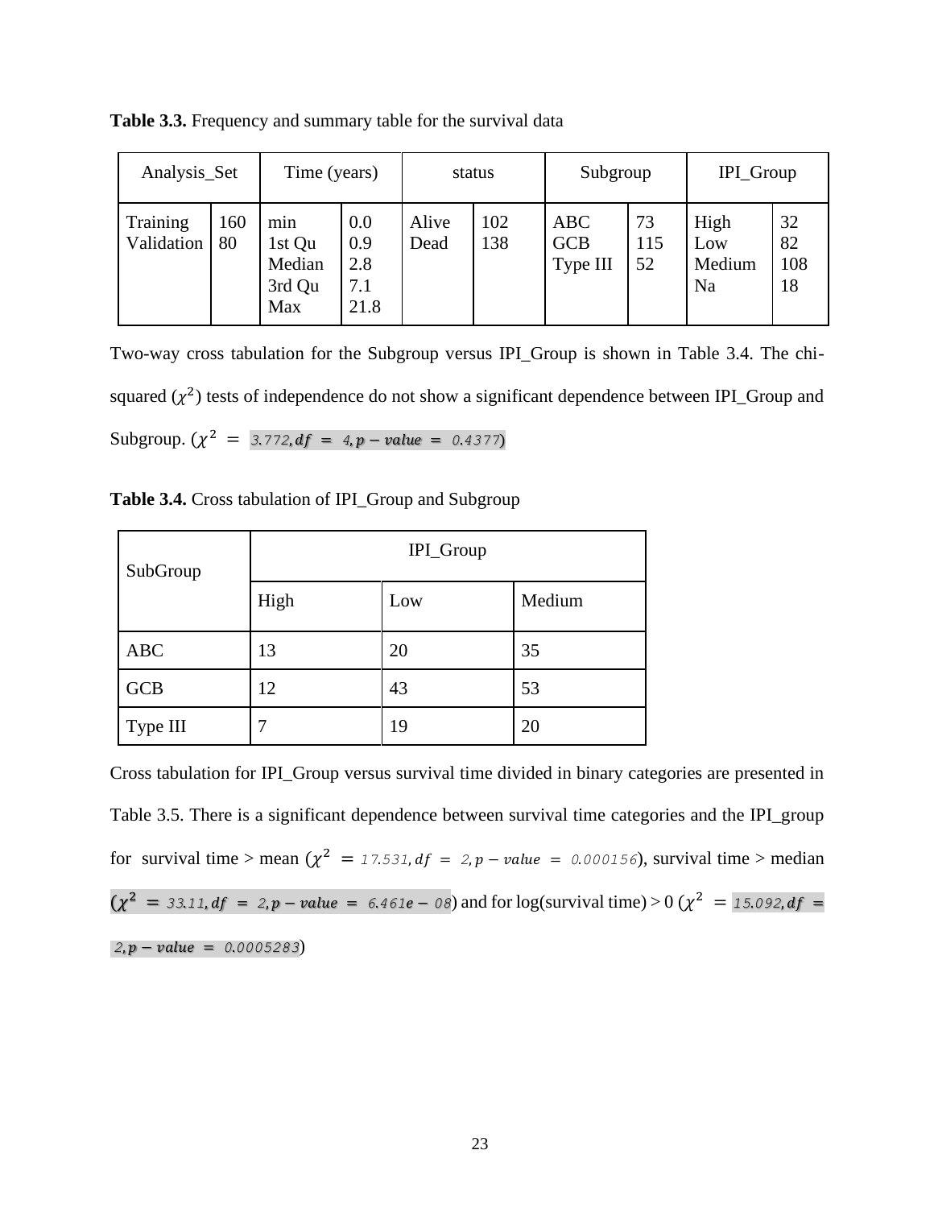**Table 3.3.** Frequency and summary table for the survival data

| Analysis_Set | | Time (years) | | status | | Subgroup | | IPI_Group | |
|---|---|---|---|---|---|---|---|---|---|
| Training<br>Validation | 160<br>80 | min<br>1st Qu<br>Median<br>3rd Qu<br>Max | 0.0<br>0.9<br>2.8<br>7.1<br>21.8 | Alive<br>Dead | 102<br>138 | ABC<br>GCB<br>Type III | 73<br>115<br>52 | High<br>Low<br>Medium<br>Na | 32<br>82<br>108<br>18 |

Two-way cross tabulation for the Subgroup versus IPI_Group is shown in Table 3.4. The chi-squared ($\chi^2$) tests of independence do not show a significant dependence between IPI_Group and Subgroup. ($\chi^2 = 3.772, df = 4, p-value = 0.4377$)

**Table 3.4.** Cross tabulation of IPI_Group and Subgroup

| SubGroup | IPI_Group | | |
|---|---|---|---|
| | High | Low | Medium |
| ABC | 13 | 20 | 35 |
| GCB | 12 | 43 | 53 |
| Type III | 7 | 19 | 20 |

Cross tabulation for IPI_Group versus survival time divided in binary categories are presented in Table 3.5. There is a significant dependence between survival time categories and the IPI_group for survival time > mean ($\chi^2 = 17.531, df = 2, p-value = 0.000156$), survival time > median ($\chi^2 = 33.11, df = 2, p-value = 6.461e-08$) and for log(survival time) > 0 ($\chi^2 = 15.092, df = 2, p-value = 0.0005283$)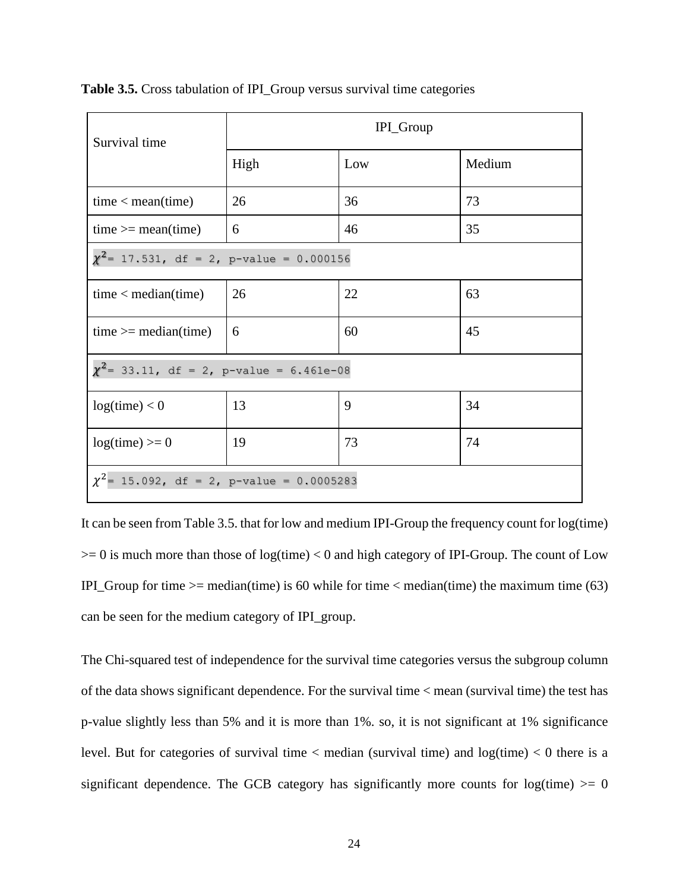**Table 3.5.** Cross tabulation of IPI_Group versus survival time categories

| Survival time | IPI_Group | | |
|---|---|---|---|
| | High | Low | Medium |
| time < mean(time) | 26 | 36 | 73 |
| time >= mean(time) | 6 | 46 | 35 |
| $\chi^2$= 17.531, df = 2, p-value = 0.000156 | | | |
| time < median(time) | 26 | 22 | 63 |
| time >= median(time) | 6 | 60 | 45 |
| $\chi^2$= 33.11, df = 2, p-value = 6.461e-08 | | | |
| log(time) < 0 | 13 | 9 | 34 |
| log(time) >= 0 | 19 | 73 | 74 |
| $\chi^2$= 15.092, df = 2, p-value = 0.0005283 | | | |

It can be seen from Table 3.5. that for low and medium IPI-Group the frequency count for log(time) >= 0 is much more than those of log(time) < 0 and high category of IPI-Group. The count of Low IPI_Group for time >= median(time) is 60 while for time < median(time) the maximum time (63) can be seen for the medium category of IPI_group.

The Chi-squared test of independence for the survival time categories versus the subgroup column of the data shows significant dependence. For the survival time < mean (survival time) the test has p-value slightly less than 5% and it is more than 1%. so, it is not significant at 1% significance level. But for categories of survival time < median (survival time) and log(time) < 0 there is a significant dependence. The GCB category has significantly more counts for log(time) >= 0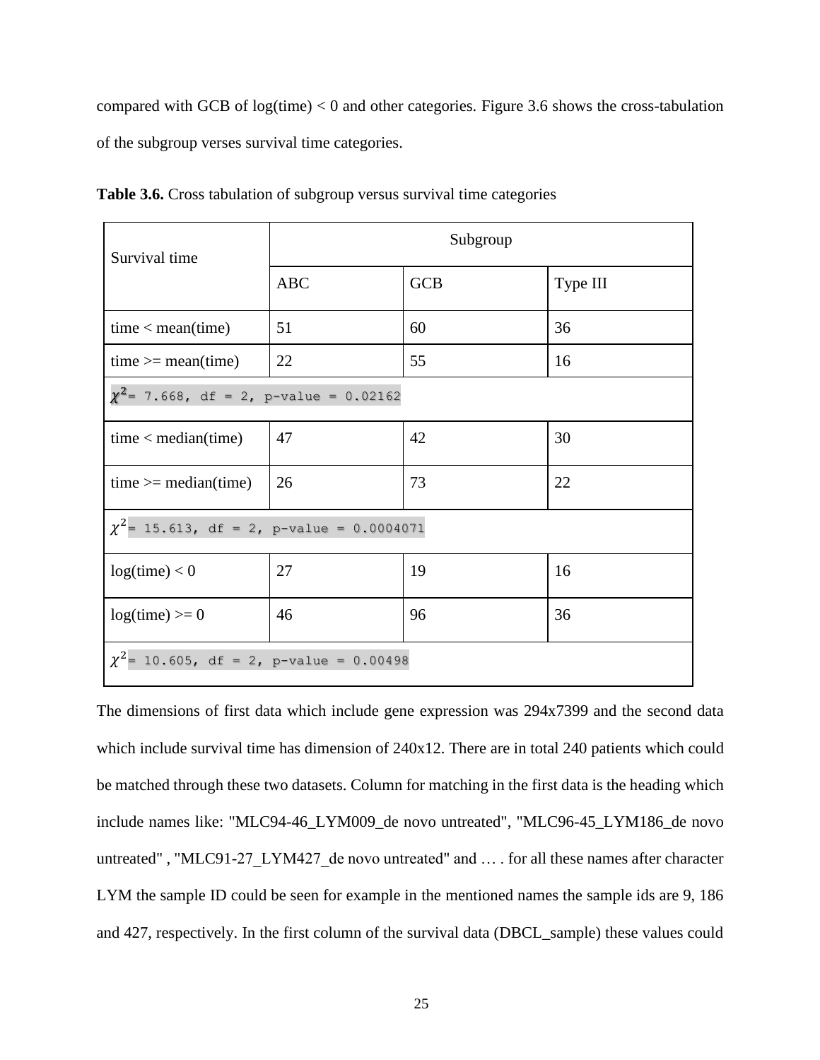compared with GCB of log(time) < 0 and other categories. Figure 3.6 shows the cross-tabulation of the subgroup verses survival time categories.

**Table 3.6.** Cross tabulation of subgroup versus survival time categories

| Survival time | Subgroup | | |
|---|---|---|---|
| | ABC | GCB | Type III |
| time < mean(time) | 51 | 60 | 36 |
| time >= mean(time) | 22 | 55 | 16 |
| $\chi^2$= 7.668, df = 2, p-value = 0.02162 | | | |
| time < median(time) | 47 | 42 | 30 |
| time >= median(time) | 26 | 73 | 22 |
| $\chi^2$= 15.613, df = 2, p-value = 0.0004071 | | | |
| log(time) < 0 | 27 | 19 | 16 |
| log(time) >= 0 | 46 | 96 | 36 |
| $\chi^2$= 10.605, df = 2, p-value = 0.00498 | | | |

The dimensions of first data which include gene expression was 294x7399 and the second data which include survival time has dimension of 240x12. There are in total 240 patients which could be matched through these two datasets. Column for matching in the first data is the heading which include names like: "MLC94-46_LYM009_de novo untreated", "MLC96-45_LYM186_de novo untreated" , "MLC91-27_LYM427_de novo untreated" and … . for all these names after character LYM the sample ID could be seen for example in the mentioned names the sample ids are 9, 186 and 427, respectively. In the first column of the survival data (DBCL_sample) these values could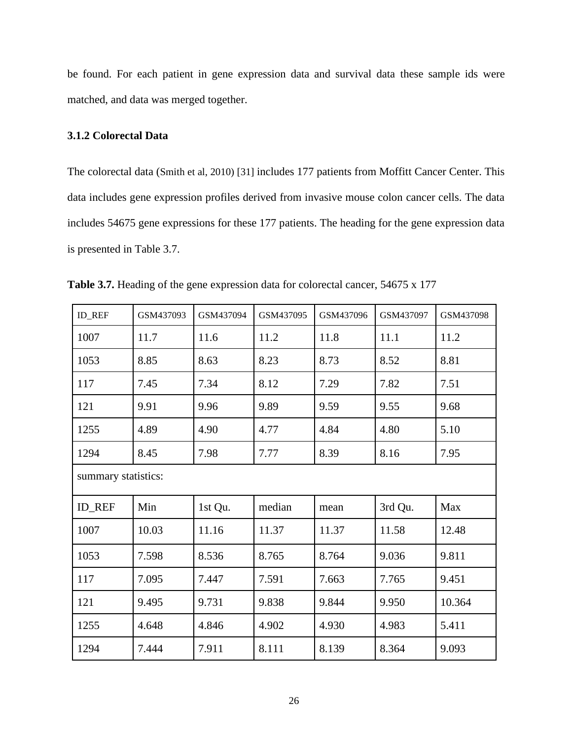be found. For each patient in gene expression data and survival data these sample ids were matched, and data was merged together.

### 3.1.2 Colorectal Data

The colorectal data (Smith et al, 2010) [31] includes 177 patients from Moffitt Cancer Center. This data includes gene expression profiles derived from invasive mouse colon cancer cells. The data includes 54675 gene expressions for these 177 patients. The heading for the gene expression data is presented in Table 3.7.

**Table 3.7.** Heading of the gene expression data for colorectal cancer, 54675 x 177

| ID_REF | GSM437093 | GSM437094 | GSM437095 | GSM437096 | GSM437097 | GSM437098 |
|---|---|---|---|---|---|---|
| 1007 | 11.7 | 11.6 | 11.2 | 11.8 | 11.1 | 11.2 |
| 1053 | 8.85 | 8.63 | 8.23 | 8.73 | 8.52 | 8.81 |
| 117 | 7.45 | 7.34 | 8.12 | 7.29 | 7.82 | 7.51 |
| 121 | 9.91 | 9.96 | 9.89 | 9.59 | 9.55 | 9.68 |
| 1255 | 4.89 | 4.90 | 4.77 | 4.84 | 4.80 | 5.10 |
| 1294 | 8.45 | 7.98 | 7.77 | 8.39 | 8.16 | 7.95 |
| summary statistics: | | | | | | |
| ID_REF | Min | 1st Qu. | median | mean | 3rd Qu. | Max |
| 1007 | 10.03 | 11.16 | 11.37 | 11.37 | 11.58 | 12.48 |
| 1053 | 7.598 | 8.536 | 8.765 | 8.764 | 9.036 | 9.811 |
| 117 | 7.095 | 7.447 | 7.591 | 7.663 | 7.765 | 9.451 |
| 121 | 9.495 | 9.731 | 9.838 | 9.844 | 9.950 | 10.364 |
| 1255 | 4.648 | 4.846 | 4.902 | 4.930 | 4.983 | 5.411 |
| 1294 | 7.444 | 7.911 | 8.111 | 8.139 | 8.364 | 9.093 |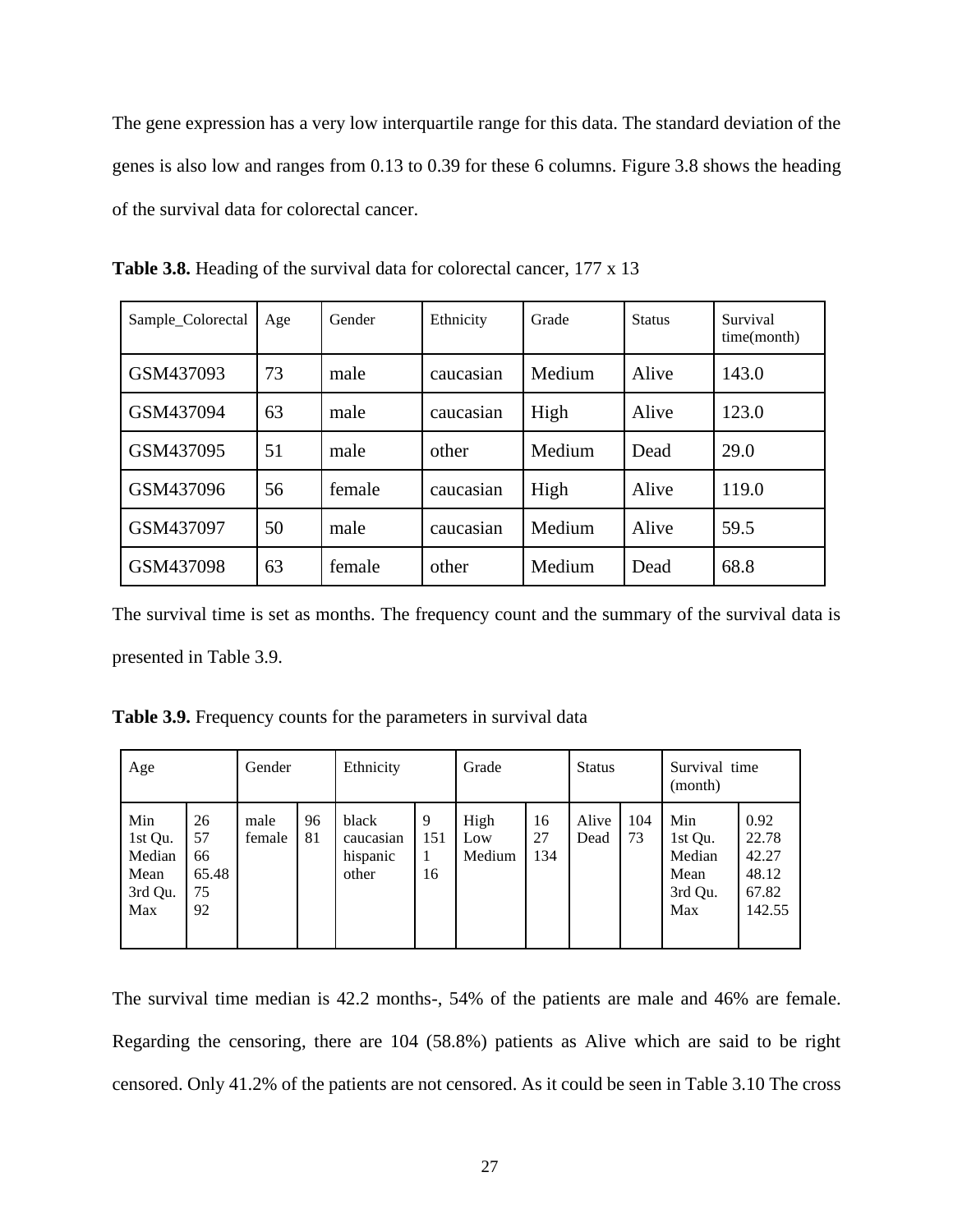The gene expression has a very low interquartile range for this data. The standard deviation of the genes is also low and ranges from 0.13 to 0.39 for these 6 columns. Figure 3.8 shows the heading of the survival data for colorectal cancer.

**Table 3.8.** Heading of the survival data for colorectal cancer, 177 x 13

| Sample_Colorectal | Age | Gender | Ethnicity | Grade | Status | Survival time(month) |
|---|---|---|---|---|---|---|
| GSM437093 | 73 | male | caucasian | Medium | Alive | 143.0 |
| GSM437094 | 63 | male | caucasian | High | Alive | 123.0 |
| GSM437095 | 51 | male | other | Medium | Dead | 29.0 |
| GSM437096 | 56 | female | caucasian | High | Alive | 119.0 |
| GSM437097 | 50 | male | caucasian | Medium | Alive | 59.5 |
| GSM437098 | 63 | female | other | Medium | Dead | 68.8 |

The survival time is set as months. The frequency count and the summary of the survival data is presented in Table 3.9.

**Table 3.9.** Frequency counts for the parameters in survival data

| Age | | Gender | | Ethnicity | | Grade | | Status | | Survival time (month) | |
|---|---|---|---|---|---|---|---|---|---|---|---|
| Min<br>1st Qu.<br>Median<br>Mean<br>3rd Qu.<br>Max | 26<br>57<br>66<br>65.48<br>75<br>92 | male<br>female | 96<br>81 | black<br>caucasian<br>hispanic<br>other | 9<br>151<br>1<br>16 | High<br>Low<br>Medium | 16<br>27<br>134 | Alive<br>Dead | 104<br>73 | Min<br>1st Qu.<br>Median<br>Mean<br>3rd Qu.<br>Max | 0.92<br>22.78<br>42.27<br>48.12<br>67.82<br>142.55 |

The survival time median is 42.2 months-, 54% of the patients are male and 46% are female. Regarding the censoring, there are 104 (58.8%) patients as Alive which are said to be right censored. Only 41.2% of the patients are not censored. As it could be seen in Table 3.10 The cross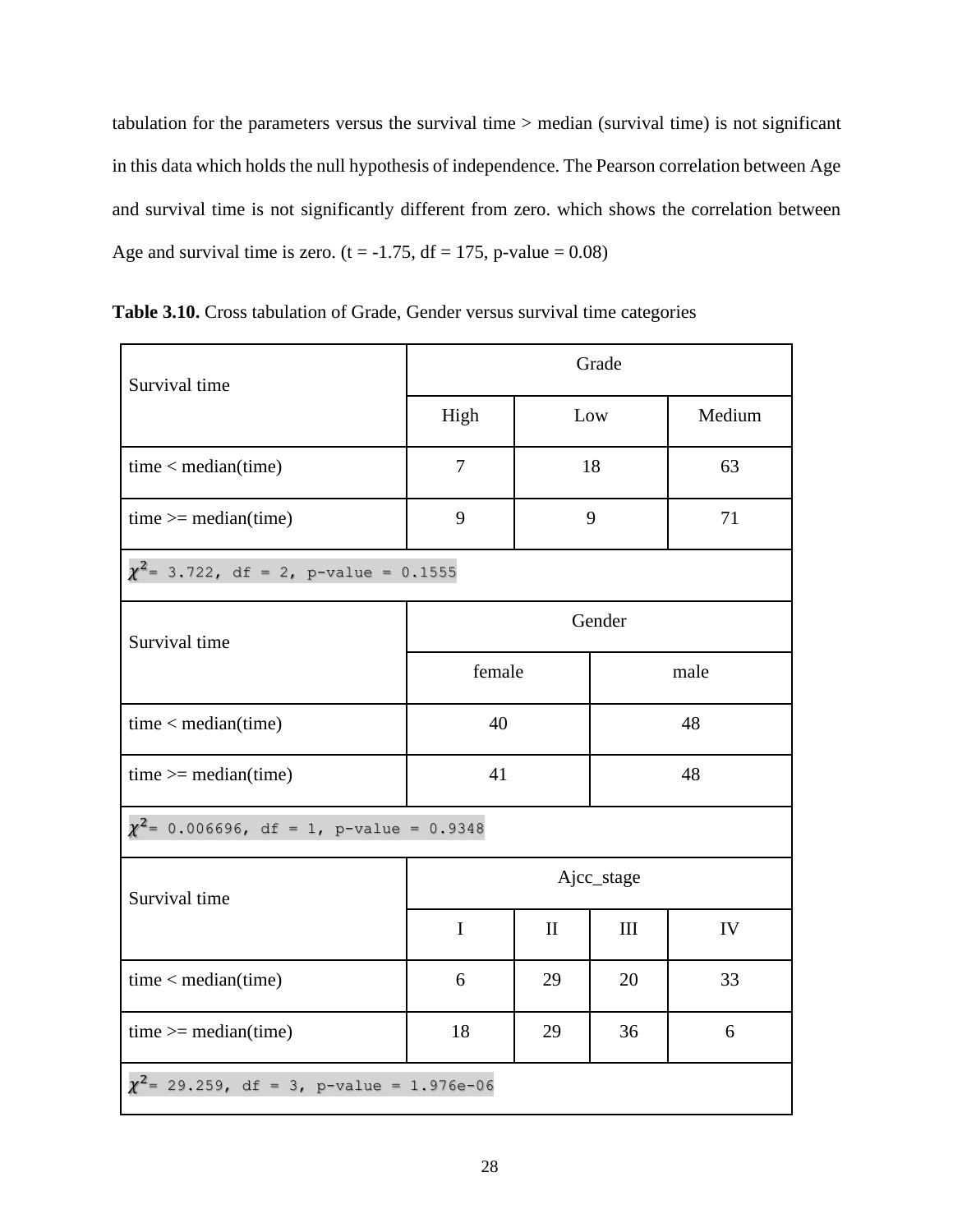tabulation for the parameters versus the survival time > median (survival time) is not significant in this data which holds the null hypothesis of independence. The Pearson correlation between Age and survival time is not significantly different from zero. which shows the correlation between Age and survival time is zero. (t = -1.75, df = 175, p-value = 0.08)

**Table 3.10.** Cross tabulation of Grade, Gender versus survival time categories

| Survival time | Grade | | |
|---|---|---|---|
| | High | Low | Medium |
| time < median(time) | 7 | 18 | 63 |
| time >= median(time) | 9 | 9 | 71 |
| $\chi^2$= 3.722, df = 2, p-value = 0.1555 | | | |

| Survival time | Gender | |
|---|---|---|
| | female | male |
| time < median(time) | 40 | 48 |
| time >= median(time) | 41 | 48 |
| $\chi^2$= 0.006696, df = 1, p-value = 0.9348 | | |

| Survival time | Ajcc_stage | | | |
|---|---|---|---|---|
| | I | II | III | IV |
| time < median(time) | 6 | 29 | 20 | 33 |
| time >= median(time) | 18 | 29 | 36 | 6 |
| $\chi^2$= 29.259, df = 3, p-value = 1.976e-06 | | | | |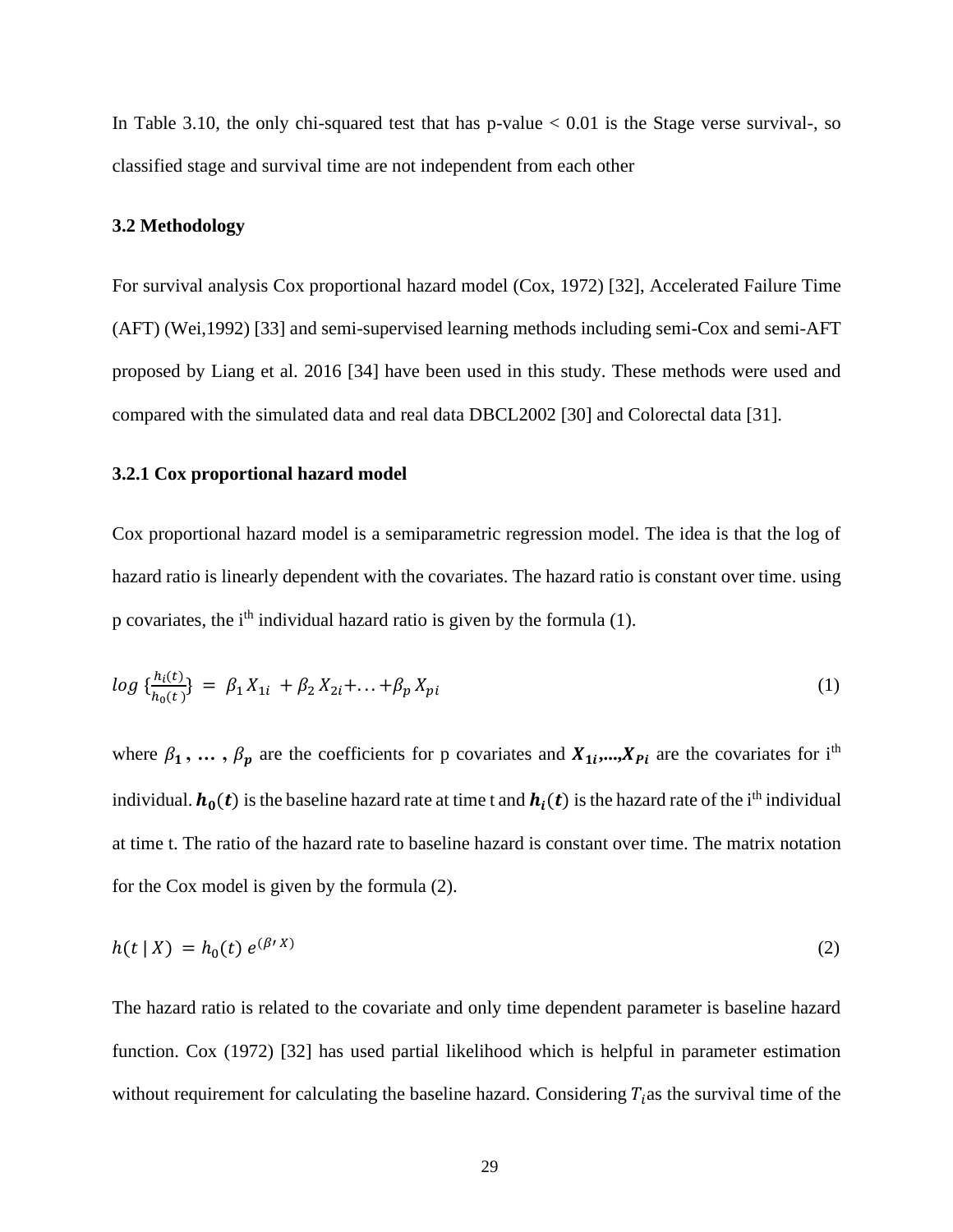In Table 3.10, the only chi-squared test that has p-value < 0.01 is the Stage verse survival-, so classified stage and survival time are not independent from each other

### 3.2 Methodology

For survival analysis Cox proportional hazard model (Cox, 1972) [32], Accelerated Failure Time (AFT) (Wei,1992) [33] and semi-supervised learning methods including semi-Cox and semi-AFT proposed by Liang et al. 2016 [34] have been used in this study. These methods were used and compared with the simulated data and real data DBCL2002 [30] and Colorectal data [31].

#### 3.2.1 Cox proportional hazard model

Cox proportional hazard model is a semiparametric regression model. The idea is that the log of hazard ratio is linearly dependent with the covariates. The hazard ratio is constant over time. using p covariates, the $i^{th}$ individual hazard ratio is given by the formula (1).

$$log \{\frac{h_i(t)}{h_0(t)}\} = \beta_1 X_{1i} + \beta_2 X_{2i} + \ldots + \beta_p X_{pi} \tag{1}$$

where $\beta_1, \ldots, \beta_p$ are the coefficients for p covariates and $X_{1i},\ldots,X_{Pi}$ are the covariates for $i^{th}$ individual. $h_0(t)$ is the baseline hazard rate at time t and $h_i(t)$ is the hazard rate of the $i^{th}$ individual at time t. The ratio of the hazard rate to baseline hazard is constant over time. The matrix notation for the Cox model is given by the formula (2).

$$h(t \mid X) = h_0(t)\, e^{(\beta' X)} \tag{2}$$

The hazard ratio is related to the covariate and only time dependent parameter is baseline hazard function. Cox (1972) [32] has used partial likelihood which is helpful in parameter estimation without requirement for calculating the baseline hazard. Considering $T_i$as the survival time of the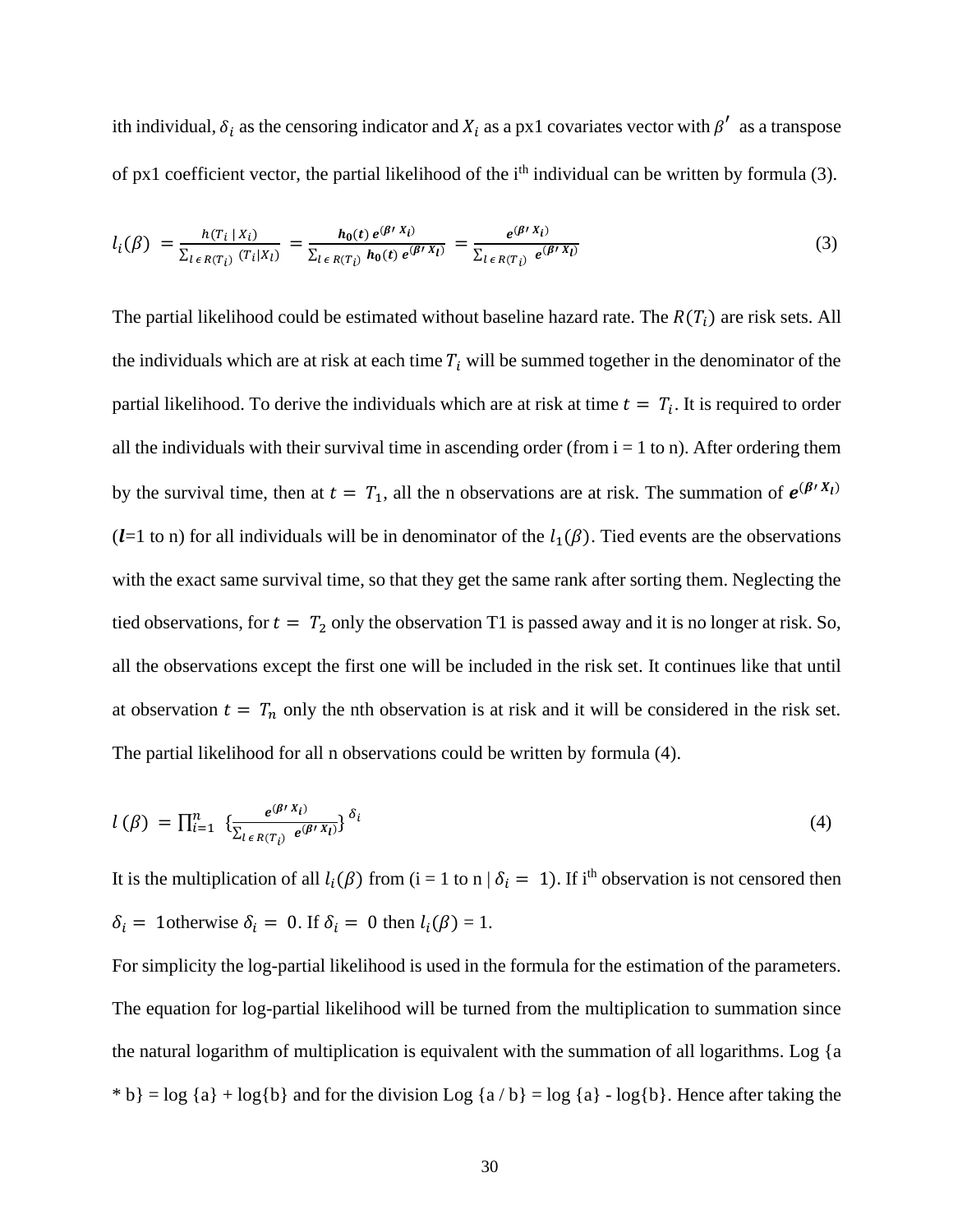ith individual, $\delta_i$ as the censoring indicator and $X_i$ as a px1 covariates vector with $\beta'$ as a transpose of px1 coefficient vector, the partial likelihood of the i[th] individual can be written by formula (3).

$$l_i(\beta) = \frac{h(T_i \mid X_i)}{\sum_{l \in R(T_i)} (T_i|X_l)} = \frac{\boldsymbol{h_0(t)}\, \boldsymbol{e^{(\beta' X_i)}}}{\sum_{l \in R(T_i)} \boldsymbol{h_0(t)}\, \boldsymbol{e^{(\beta' X_l)}}} = \frac{\boldsymbol{e^{(\beta' X_i)}}}{\sum_{l \in R(T_i)} \boldsymbol{e^{(\beta' X_l)}}} \tag{3}$$

The partial likelihood could be estimated without baseline hazard rate. The $R(T_i)$ are risk sets. All the individuals which are at risk at each time $T_i$ will be summed together in the denominator of the partial likelihood. To derive the individuals which are at risk at time $t = T_i$. It is required to order all the individuals with their survival time in ascending order (from i = 1 to n). After ordering them by the survival time, then at $t = T_1$, all the n observations are at risk. The summation of $\boldsymbol{e^{(\beta' X_l)}}$ ($\boldsymbol{l}$=1 to n) for all individuals will be in denominator of the $l_1(\beta)$. Tied events are the observations with the exact same survival time, so that they get the same rank after sorting them. Neglecting the tied observations, for $t = T_2$ only the observation T1 is passed away and it is no longer at risk. So, all the observations except the first one will be included in the risk set. It continues like that until at observation $t = T_n$ only the nth observation is at risk and it will be considered in the risk set. The partial likelihood for all n observations could be written by formula (4).

$$l(\beta) = \prod_{i=1}^{n} \left\{\frac{\boldsymbol{e^{(\beta' X_i)}}}{\sum_{l \in R(T_i)} \boldsymbol{e^{(\beta' X_l)}}}\right\}^{\delta_i} \tag{4}$$

It is the multiplication of all $l_i(\beta)$ from (i = 1 to n | $\delta_i = 1$). If i[th] observation is not censored then $\delta_i = 1$otherwise $\delta_i = 0$. If $\delta_i = 0$ then $l_i(\beta)$ = 1.

For simplicity the log-partial likelihood is used in the formula for the estimation of the parameters. The equation for log-partial likelihood will be turned from the multiplication to summation since the natural logarithm of multiplication is equivalent with the summation of all logarithms. Log {a * b} = log {a} + log{b} and for the division Log {a / b} = log {a} - log{b}. Hence after taking the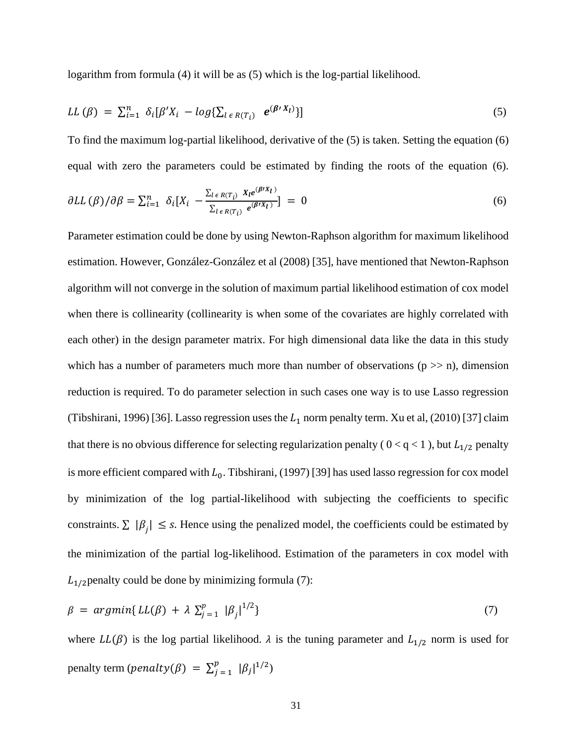logarithm from formula (4) it will be as (5) which is the log-partial likelihood.

$$LL(\beta) = \sum_{i=1}^{n} \delta_i[\beta' X_i - log\{\sum_{l \in R(T_i)} \boldsymbol{e^{(\beta' X_l)}}\}] \tag{5}$$

To find the maximum log-partial likelihood, derivative of the (5) is taken. Setting the equation (6) equal with zero the parameters could be estimated by finding the roots of the equation (6).

$$\partial LL(\beta)/\partial\beta = \sum_{i=1}^{n} \delta_i[X_i - \frac{\sum_{l \in R(T_i)} \boldsymbol{X_l e^{(\beta' X_l)}}}{\sum_{l \in R(T_i)} \boldsymbol{e^{(\beta' X_l)}}}] = 0 \tag{6}$$

Parameter estimation could be done by using Newton-Raphson algorithm for maximum likelihood estimation. However, González-González et al (2008) [35], have mentioned that Newton-Raphson algorithm will not converge in the solution of maximum partial likelihood estimation of cox model when there is collinearity (collinearity is when some of the covariates are highly correlated with each other) in the design parameter matrix. For high dimensional data like the data in this study which has a number of parameters much more than number of observations (p >> n), dimension reduction is required. To do parameter selection in such cases one way is to use Lasso regression (Tibshirani, 1996) [36]. Lasso regression uses the $L_1$ norm penalty term. Xu et al, (2010) [37] claim that there is no obvious difference for selecting regularization penalty ( $0 < q < 1$ ), but $L_{1/2}$ penalty is more efficient compared with $L_0$. Tibshirani, (1997) [39] has used lasso regression for cox model by minimization of the log partial-likelihood with subjecting the coefficients to specific constraints. $\sum |\beta_j| \leq s$. Hence using the penalized model, the coefficients could be estimated by the minimization of the partial log-likelihood. Estimation of the parameters in cox model with $L_{1/2}$penalty could be done by minimizing formula (7):

$$\beta = argmin\{ LL(\beta) + \lambda \sum_{j=1}^{p} |\beta_j|^{1/2}\} \tag{7}$$

where $LL(\beta)$ is the log partial likelihood. $\lambda$ is the tuning parameter and $L_{1/2}$ norm is used for penalty term ($penalty(\beta) = \sum_{j=1}^{p} |\beta_j|^{1/2}$)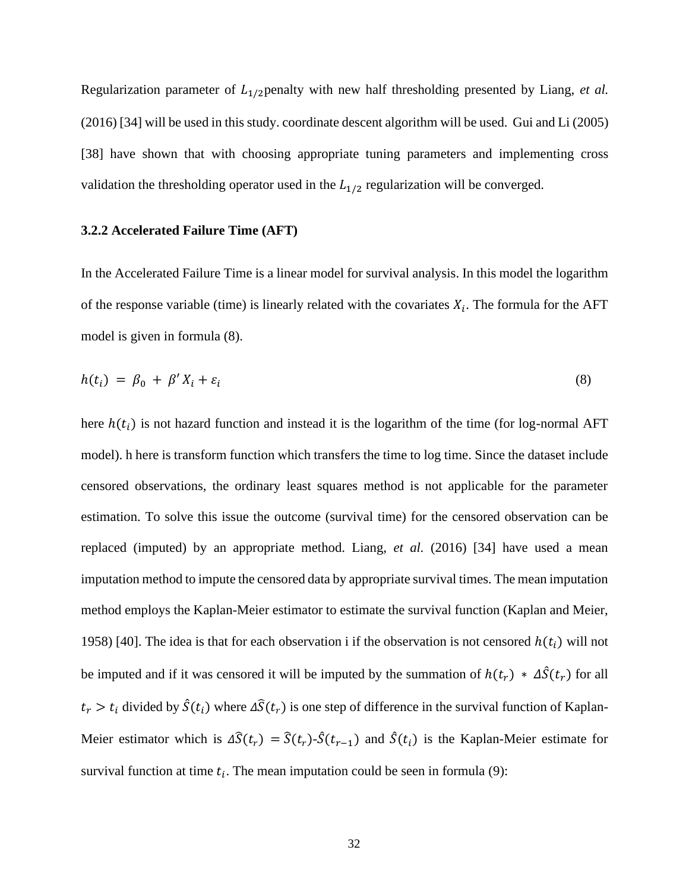Regularization parameter of $L_{1/2}$penalty with new half thresholding presented by Liang, *et al.* (2016) [34] will be used in this study. coordinate descent algorithm will be used. Gui and Li (2005) [38] have shown that with choosing appropriate tuning parameters and implementing cross validation the thresholding operator used in the $L_{1/2}$ regularization will be converged.

### 3.2.2 Accelerated Failure Time (AFT)

In the Accelerated Failure Time is a linear model for survival analysis. In this model the logarithm of the response variable (time) is linearly related with the covariates $X_i$. The formula for the AFT model is given in formula (8).

$$h(t_i) = \beta_0 + \beta' X_i + \varepsilon_i \tag{8}$$

here $h(t_i)$ is not hazard function and instead it is the logarithm of the time (for log-normal AFT model). h here is transform function which transfers the time to log time. Since the dataset include censored observations, the ordinary least squares method is not applicable for the parameter estimation. To solve this issue the outcome (survival time) for the censored observation can be replaced (imputed) by an appropriate method. Liang, *et al.* (2016) [34] have used a mean imputation method to impute the censored data by appropriate survival times. The mean imputation method employs the Kaplan-Meier estimator to estimate the survival function (Kaplan and Meier, 1958) [40]. The idea is that for each observation i if the observation is not censored $h(t_i)$ will not be imputed and if it was censored it will be imputed by the summation of $h(t_r) * \Delta\hat{S}(t_r)$ for all $t_r > t_i$ divided by $\hat{S}(t_i)$ where $\Delta\widehat{S}(t_r)$ is one step of difference in the survival function of Kaplan-Meier estimator which is $\Delta\widehat{S}(t_r) = \widehat{S}(t_r)$-$\hat{S}(t_{r-1})$ and $\hat{S}(t_i)$ is the Kaplan-Meier estimate for survival function at time $t_i$. The mean imputation could be seen in formula (9):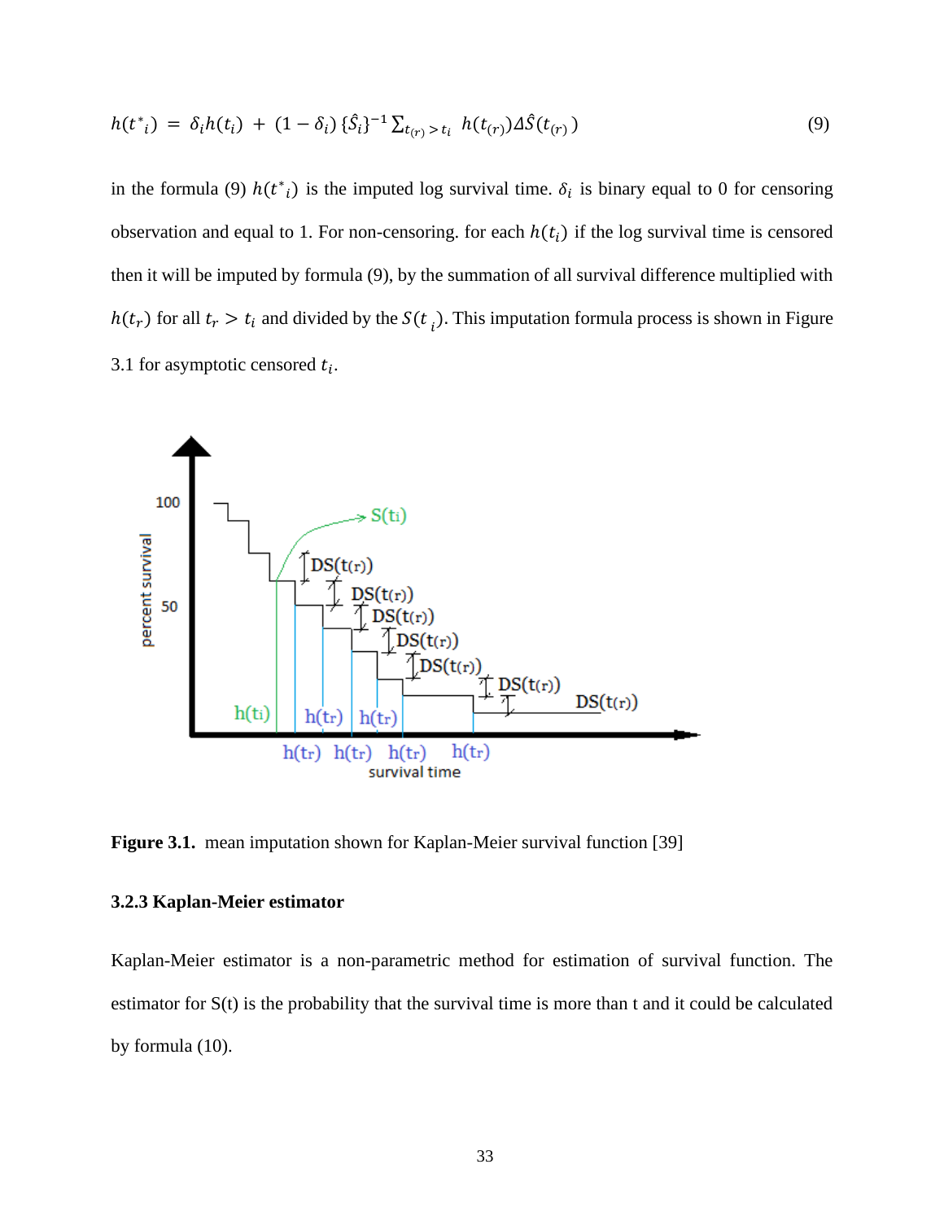$$h(t^*_i) = \delta_i h(t_i) + (1 - \delta_i)\{\hat{S}_i\}^{-1} \sum_{t_{(r)} > t_i} h(t_{(r)}) \Delta \hat{S}(t_{(r)}) \tag{9}$$

in the formula (9) $h(t^*_i)$ is the imputed log survival time. $\delta_i$ is binary equal to 0 for censoring observation and equal to 1. For non-censoring. for each $h(t_i)$ if the log survival time is censored then it will be imputed by formula (9), by the summation of all survival difference multiplied with $h(t_r)$ for all $t_r > t_i$ and divided by the $S(t_i)$. This imputation formula process is shown in Figure 3.1 for asymptotic censored $t_i$.

**Figure 3.1.** mean imputation shown for Kaplan-Meier survival function [39]

### 3.2.3 Kaplan-Meier estimator

Kaplan-Meier estimator is a non-parametric method for estimation of survival function. The estimator for S(t) is the probability that the survival time is more than t and it could be calculated by formula (10).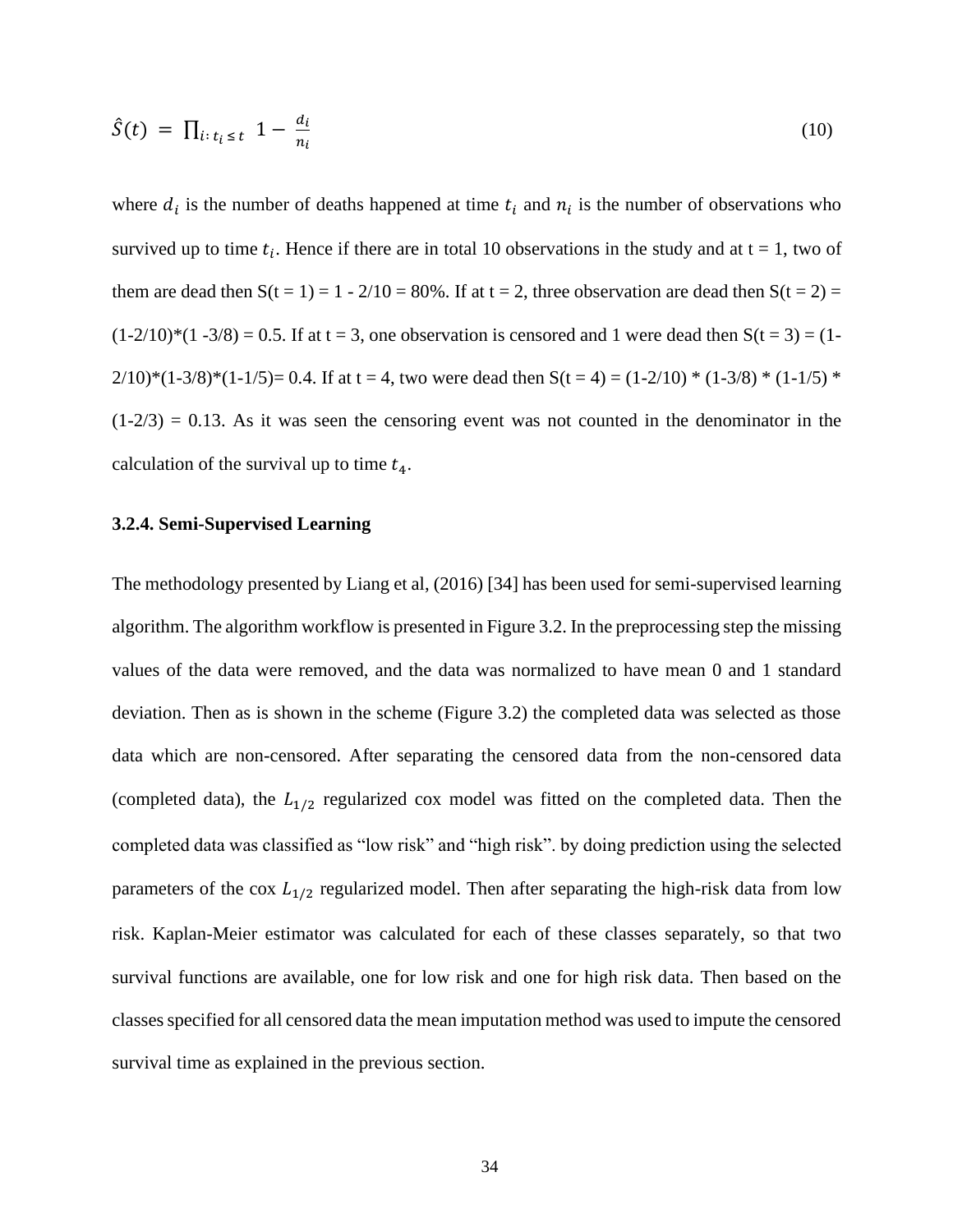$$\hat{S}(t) = \prod_{i:\, t_i \leq t} 1 - \frac{d_i}{n_i} \tag{10}$$

where $d_i$ is the number of deaths happened at time $t_i$ and $n_i$ is the number of observations who survived up to time $t_i$. Hence if there are in total 10 observations in the study and at t = 1, two of them are dead then S(t = 1) = 1 - 2/10 = 80%. If at t = 2, three observation are dead then S(t = 2) = (1-2/10)*(1 -3/8) = 0.5. If at t = 3, one observation is censored and 1 were dead then S(t = 3) = (1-2/10)*(1-3/8)*(1-1/5)= 0.4. If at t = 4, two were dead then S(t = 4) = (1-2/10) * (1-3/8) * (1-1/5) * (1-2/3) = 0.13. As it was seen the censoring event was not counted in the denominator in the calculation of the survival up to time $t_4$.

### 3.2.4. Semi-Supervised Learning

The methodology presented by Liang et al, (2016) [34] has been used for semi-supervised learning algorithm. The algorithm workflow is presented in Figure 3.2. In the preprocessing step the missing values of the data were removed, and the data was normalized to have mean 0 and 1 standard deviation. Then as is shown in the scheme (Figure 3.2) the completed data was selected as those data which are non-censored. After separating the censored data from the non-censored data (completed data), the $L_{1/2}$ regularized cox model was fitted on the completed data. Then the completed data was classified as "low risk" and "high risk". by doing prediction using the selected parameters of the cox $L_{1/2}$ regularized model. Then after separating the high-risk data from low risk. Kaplan-Meier estimator was calculated for each of these classes separately, so that two survival functions are available, one for low risk and one for high risk data. Then based on the classes specified for all censored data the mean imputation method was used to impute the censored survival time as explained in the previous section.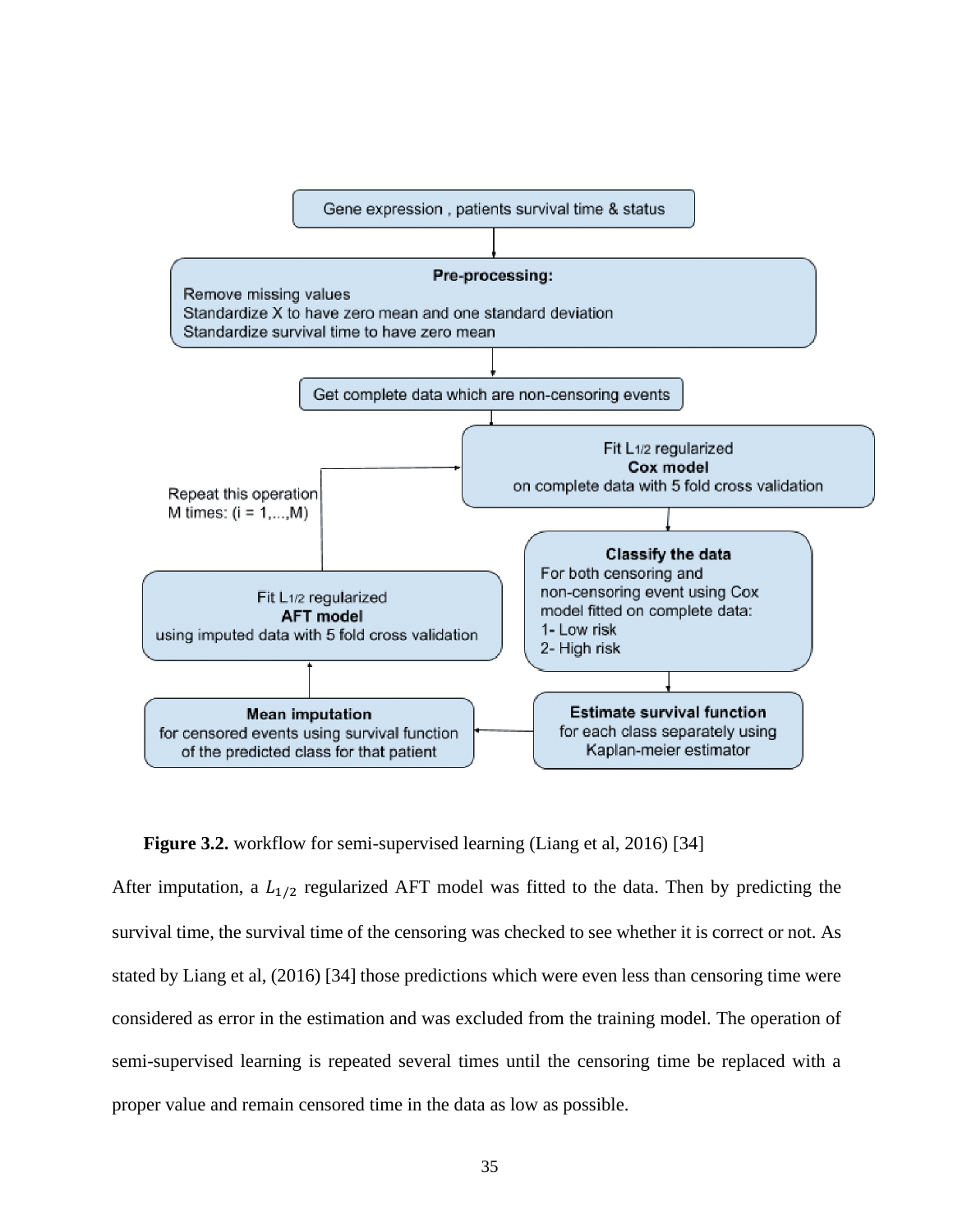**Figure 3.2.** workflow for semi-supervised learning (Liang et al, 2016) [34]

After imputation, a $L_{1/2}$ regularized AFT model was fitted to the data. Then by predicting the survival time, the survival time of the censoring was checked to see whether it is correct or not. As stated by Liang et al, (2016) [34] those predictions which were even less than censoring time were considered as error in the estimation and was excluded from the training model. The operation of semi-supervised learning is repeated several times until the censoring time be replaced with a proper value and remain censored time in the data as low as possible.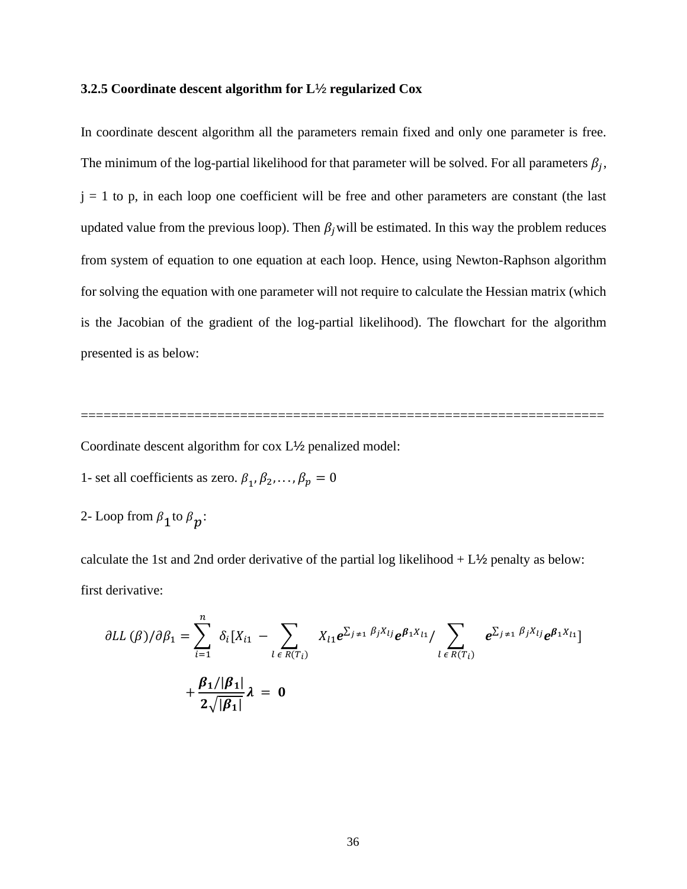### 3.2.5 Coordinate descent algorithm for L½ regularized Cox

In coordinate descent algorithm all the parameters remain fixed and only one parameter is free. The minimum of the log-partial likelihood for that parameter will be solved. For all parameters $\beta_j$, j = 1 to p, in each loop one coefficient will be free and other parameters are constant (the last updated value from the previous loop). Then $\beta_j$ will be estimated. In this way the problem reduces from system of equation to one equation at each loop. Hence, using Newton-Raphson algorithm for solving the equation with one parameter will not require to calculate the Hessian matrix (which is the Jacobian of the gradient of the log-partial likelihood). The flowchart for the algorithm presented is as below:

======================================================================

Coordinate descent algorithm for cox L½ penalized model:

1- set all coefficients as zero. $\beta_1, \beta_2, \ldots, \beta_p = 0$

2- Loop from $\beta_1$ to $\beta_p$:

calculate the 1st and 2nd order derivative of the partial log likelihood + L½ penalty as below:

first derivative:

$$\partial LL\,(\beta)/\partial\beta_1 = \sum_{i=1}^{n} \delta_i [X_{i1} - \sum_{l\,\epsilon\,R(T_i)} X_{l1} \boldsymbol{e}^{\sum_{j\neq 1} \beta_j X_{lj}} \boldsymbol{e}^{\boldsymbol{\beta}_1 X_{l1}} / \sum_{l\,\epsilon\,R(T_i)} \boldsymbol{e}^{\sum_{j\neq 1} \beta_j X_{lj}} \boldsymbol{e}^{\boldsymbol{\beta}_1 X_{l1}}]$$

$$+ \frac{\boldsymbol{\beta_1}/|\boldsymbol{\beta_1}|}{\boldsymbol{2}\sqrt{|\boldsymbol{\beta_1}|}} \boldsymbol{\lambda} \;=\; \boldsymbol{0}$$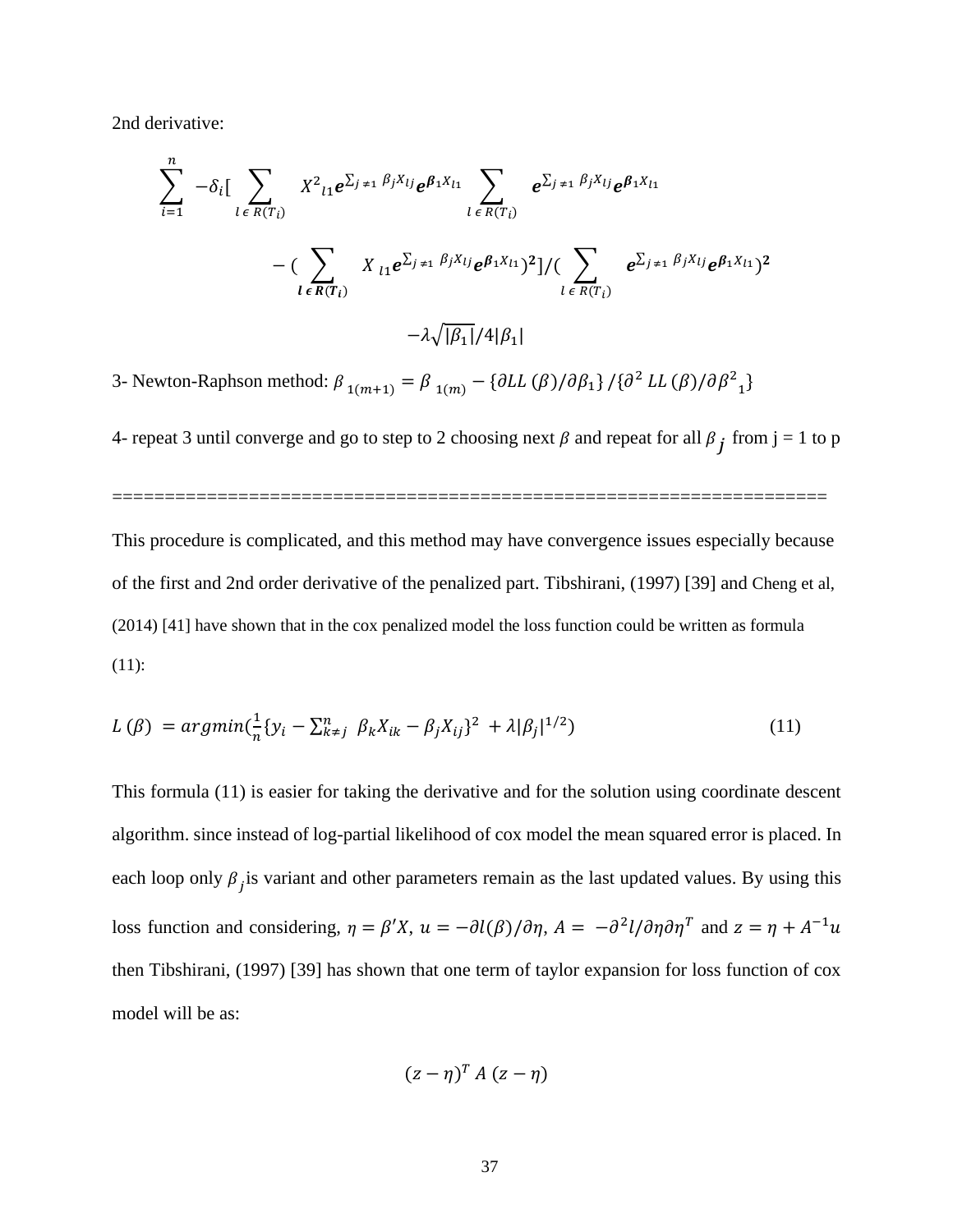2nd derivative:

$$\sum_{i=1}^{n} -\delta_i [ \sum_{l \in R(T_i)} X^2{}_{l1} e^{\sum_{j \neq 1} \beta_j X_{lj}} e^{\boldsymbol{\beta}_1 X_{l1}} \sum_{l \in R(T_i)} e^{\sum_{j \neq 1} \beta_j X_{lj}} e^{\boldsymbol{\beta}_1 X_{l1}}$$

$$- ( \sum_{\boldsymbol{l \in R(T_i)}} X_{l1} e^{\sum_{j \neq 1} \beta_j X_{lj}} e^{\boldsymbol{\beta}_1 X_{l1}} )^{\mathbf{2}} ] / ( \sum_{l \in R(T_i)} e^{\sum_{j \neq 1} \beta_j X_{lj}} e^{\boldsymbol{\beta}_1 X_{l1}} )^{\mathbf{2}}$$

$$-\lambda \sqrt{|\beta_1|} / 4 |\beta_1|$$

3- Newton-Raphson method: $\beta_{1(m+1)} = \beta_{1(m)} - \{\partial LL(\beta)/\partial \beta_1\} / \{\partial^2 LL(\beta)/\partial {\beta^2}_1\}$

4- repeat 3 until converge and go to step to 2 choosing next $\beta$ and repeat for all $\beta_j$ from j = 1 to p

====================================================================

This procedure is complicated, and this method may have convergence issues especially because of the first and 2nd order derivative of the penalized part. Tibshirani, (1997) [39] and Cheng et al, (2014) [41] have shown that in the cox penalized model the loss function could be written as formula (11):

$$L(\beta) = argmin(\frac{1}{n}\{y_i - \sum_{k \neq j}^{n} \beta_k X_{ik} - \beta_j X_{ij}\}^2 + \lambda |\beta_j|^{1/2}) \qquad (11)$$

This formula (11) is easier for taking the derivative and for the solution using coordinate descent algorithm. since instead of log-partial likelihood of cox model the mean squared error is placed. In each loop only $\beta_j$ is variant and other parameters remain as the last updated values. By using this loss function and considering, $\eta = \beta' X$, $u = -\partial l(\beta)/\partial \eta$, $A = -\partial^2 l/\partial \eta \partial \eta^T$ and $z = \eta + A^{-1} u$ then Tibshirani, (1997) [39] has shown that one term of taylor expansion for loss function of cox model will be as:

$$(z - \eta)^T A (z - \eta)$$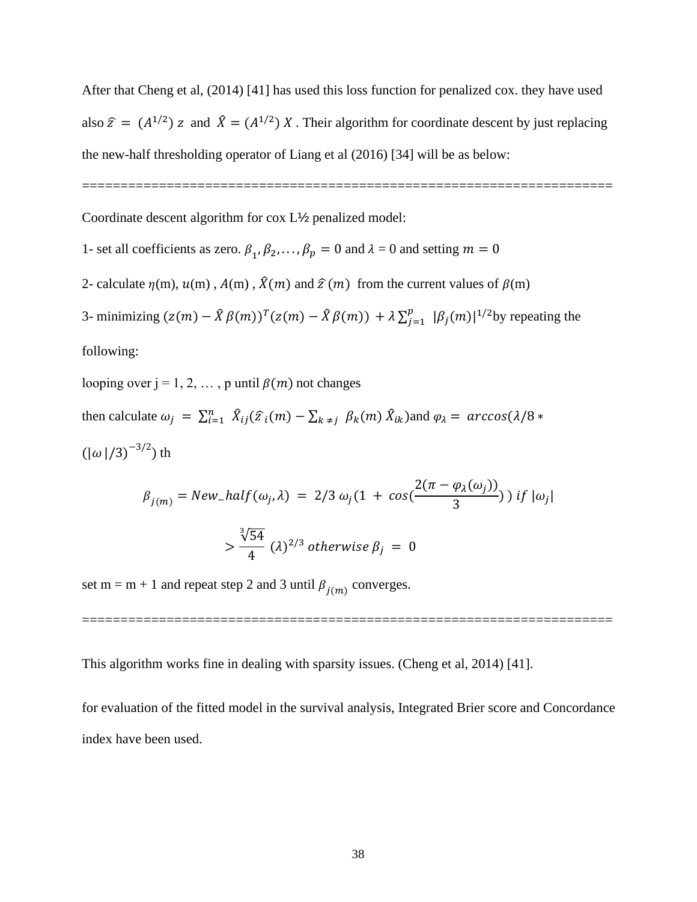After that Cheng et al, (2014) [41] has used this loss function for penalized cox. they have used also $\hat{z} = (A^{1/2})\, z$ and $\hat{X} = (A^{1/2})\, X$ . Their algorithm for coordinate descent by just replacing the new-half thresholding operator of Liang et al (2016) [34] will be as below:

======================================================================

Coordinate descent algorithm for cox L½ penalized model:

1- set all coefficients as zero. $\beta_1, \beta_2, \ldots, \beta_p = 0$ and $\lambda$ = 0 and setting $m = 0$

2- calculate $\eta$(m), $u$(m) , $A$(m) , $\hat{X}(m)$ and $\hat{z}\,(m)$ from the current values of $\beta$(m)

3- minimizing $(z(m) - \hat{X}\,\beta(m))^T(z(m) - \hat{X}\,\beta(m)) \; + \lambda \sum_{j=1}^{p} \; |\beta_j(m)|^{1/2}$by repeating the following:

looping over j = 1, 2, … , p until $\beta(m)$ not changes

then calculate $\omega_j \; = \; \sum_{i=1}^{n} \; \hat{X}_{ij}(\hat{z}_i(m) - \sum_{k \neq j} \; \beta_k(m)\, \hat{X}_{ik})$and $\varphi_\lambda = \; arccos(\lambda/8 * (|\omega\,|/3)^{-3/2})$ th

$$\beta_{j(m)} = New\_half(\omega_j, \lambda) \; = \; 2/3\; \omega_j(1 \; + \; cos(\frac{2(\pi - \varphi_\lambda(\omega_j))}{3})\,)\; if \; |\omega_j| > \frac{\sqrt[3]{54}}{4} \; (\lambda)^{2/3} \; otherwise \; \beta_j \; = \; 0$$

set m = m + 1 and repeat step 2 and 3 until $\beta_{j(m)}$ converges.

======================================================================

This algorithm works fine in dealing with sparsity issues. (Cheng et al, 2014) [41].

for evaluation of the fitted model in the survival analysis, Integrated Brier score and Concordance index have been used.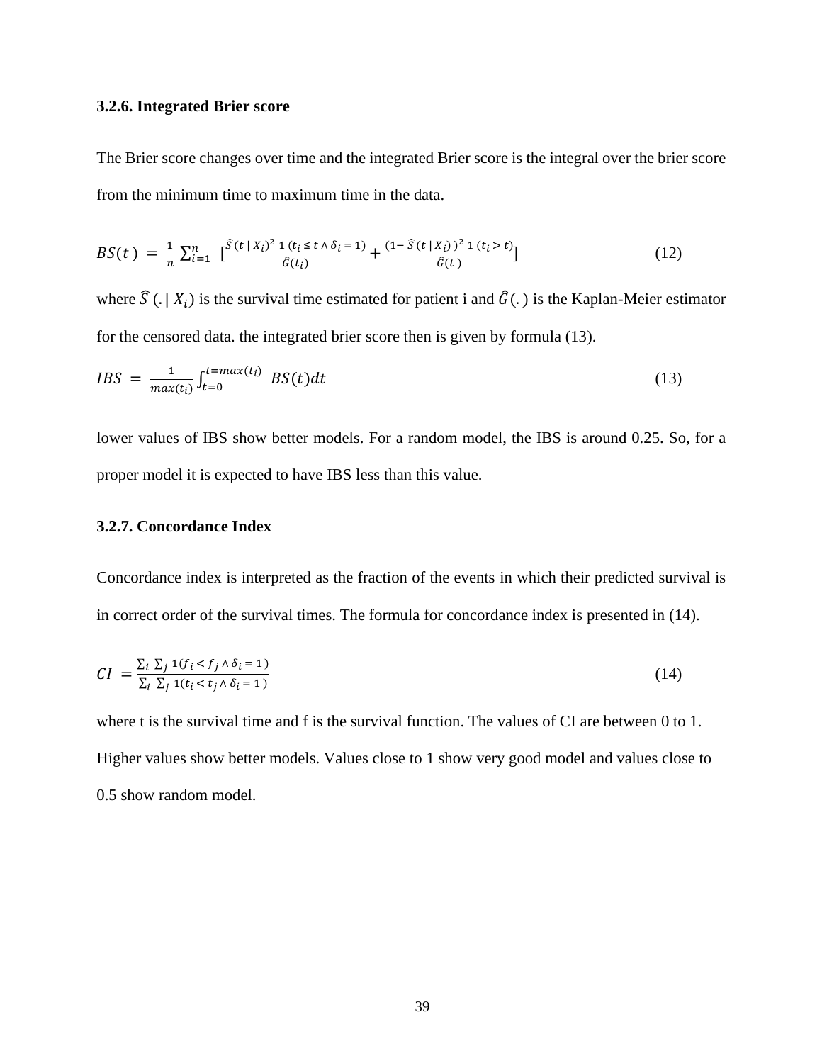### 3.2.6. Integrated Brier score

The Brier score changes over time and the integrated Brier score is the integral over the brier score from the minimum time to maximum time in the data.

$$BS(t) = \frac{1}{n}\sum_{i=1}^{n} \left[\frac{\hat{S}(t \mid X_i)^2 \, 1\,(t_i \leq t \wedge \delta_i = 1)}{\hat{G}(t_i)} + \frac{(1 - \hat{S}(t \mid X_i))^2 \, 1\,(t_i > t)}{\hat{G}(t)}\right] \tag{12}$$

where $\hat{S}(. \mid X_i)$ is the survival time estimated for patient i and $\hat{G}(.)$ is the Kaplan-Meier estimator for the censored data. the integrated brier score then is given by formula (13).

$$IBS = \frac{1}{max(t_i)}\int_{t=0}^{t=max(t_i)} BS(t)dt \tag{13}$$

lower values of IBS show better models. For a random model, the IBS is around 0.25. So, for a proper model it is expected to have IBS less than this value.

### 3.2.7. Concordance Index

Concordance index is interpreted as the fraction of the events in which their predicted survival is in correct order of the survival times. The formula for concordance index is presented in (14).

$$CI = \frac{\sum_i \sum_j 1(f_i < f_j \wedge \delta_i = 1)}{\sum_i \sum_j 1(t_i < t_j \wedge \delta_i = 1)} \tag{14}$$

where t is the survival time and f is the survival function. The values of CI are between 0 to 1. Higher values show better models. Values close to 1 show very good model and values close to 0.5 show random model.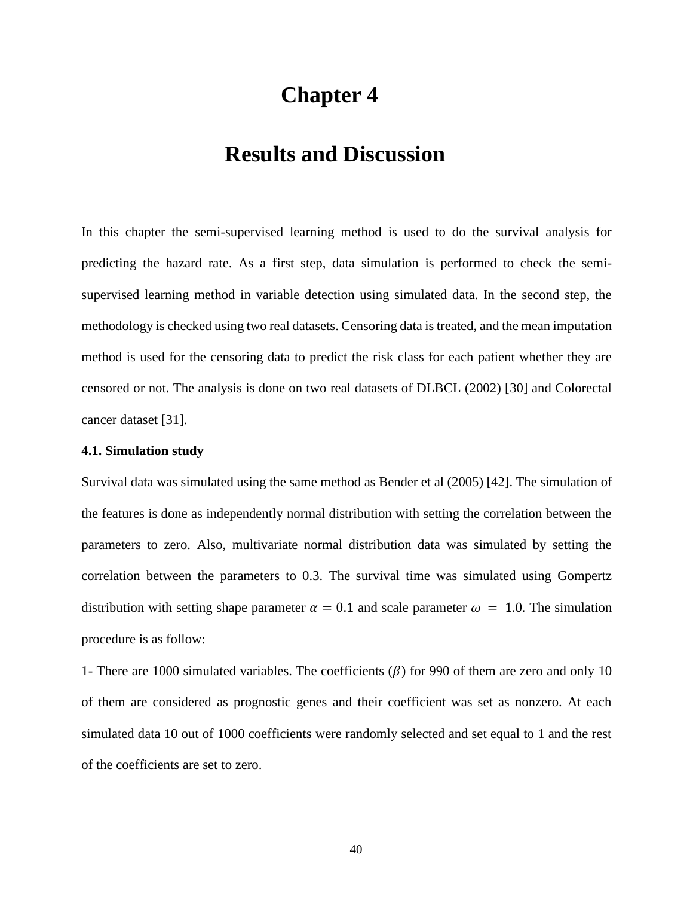# Chapter 4

# Results and Discussion

In this chapter the semi-supervised learning method is used to do the survival analysis for predicting the hazard rate. As a first step, data simulation is performed to check the semi-supervised learning method in variable detection using simulated data. In the second step, the methodology is checked using two real datasets. Censoring data is treated, and the mean imputation method is used for the censoring data to predict the risk class for each patient whether they are censored or not. The analysis is done on two real datasets of DLBCL (2002) [30] and Colorectal cancer dataset [31].

### 4.1. Simulation study

Survival data was simulated using the same method as Bender et al (2005) [42]. The simulation of the features is done as independently normal distribution with setting the correlation between the parameters to zero. Also, multivariate normal distribution data was simulated by setting the correlation between the parameters to 0.3. The survival time was simulated using Gompertz distribution with setting shape parameter $\alpha = 0.1$ and scale parameter $\omega = 1.0$. The simulation procedure is as follow:

1- There are 1000 simulated variables. The coefficients ($\beta$) for 990 of them are zero and only 10 of them are considered as prognostic genes and their coefficient was set as nonzero. At each simulated data 10 out of 1000 coefficients were randomly selected and set equal to 1 and the rest of the coefficients are set to zero.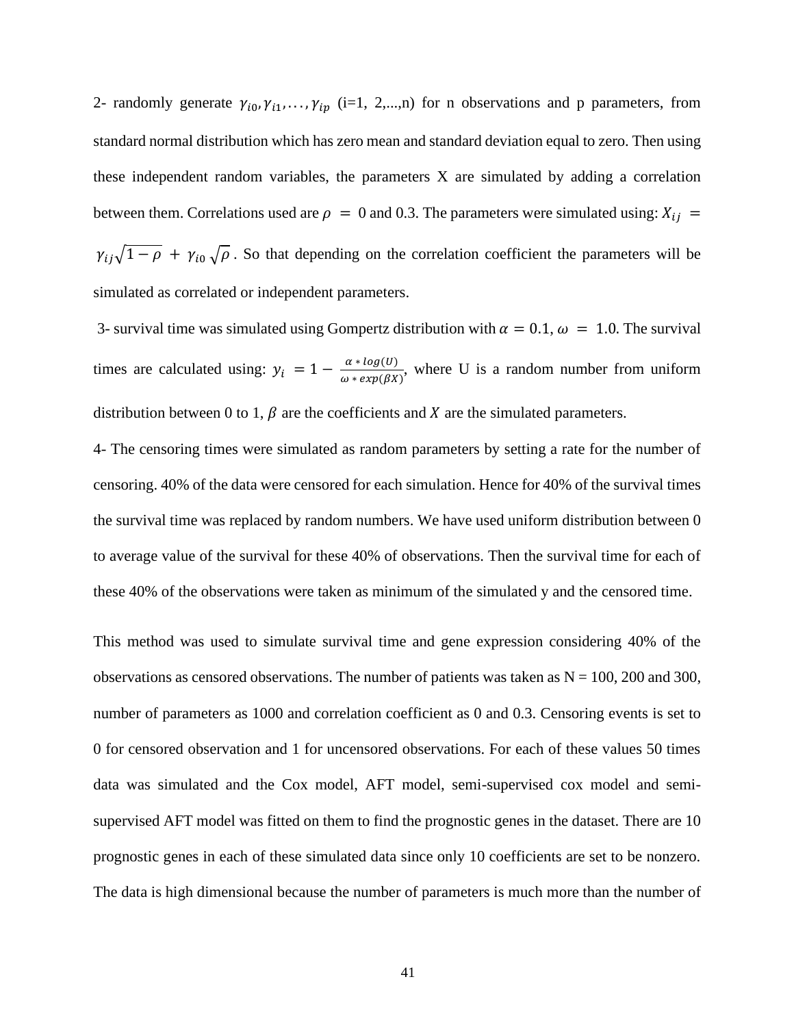2- randomly generate $\gamma_{i0}, \gamma_{i1}, \ldots, \gamma_{ip}$ (i=1, 2,...,n) for n observations and p parameters, from standard normal distribution which has zero mean and standard deviation equal to zero. Then using these independent random variables, the parameters X are simulated by adding a correlation between them. Correlations used are $\rho = 0$ and 0.3. The parameters were simulated using: $X_{ij} = \gamma_{ij}\sqrt{1-\rho} + \gamma_{i0}\sqrt{\rho}$. So that depending on the correlation coefficient the parameters will be simulated as correlated or independent parameters.

3- survival time was simulated using Gompertz distribution with $\alpha = 0.1$, $\omega = 1.0$. The survival times are calculated using: $y_i = 1 - \frac{\alpha * log(U)}{\omega * exp(\beta X)}$, where U is a random number from uniform distribution between 0 to 1, $\beta$ are the coefficients and $X$ are the simulated parameters.

4- The censoring times were simulated as random parameters by setting a rate for the number of censoring. 40% of the data were censored for each simulation. Hence for 40% of the survival times the survival time was replaced by random numbers. We have used uniform distribution between 0 to average value of the survival for these 40% of observations. Then the survival time for each of these 40% of the observations were taken as minimum of the simulated y and the censored time.

This method was used to simulate survival time and gene expression considering 40% of the observations as censored observations. The number of patients was taken as N = 100, 200 and 300, number of parameters as 1000 and correlation coefficient as 0 and 0.3. Censoring events is set to 0 for censored observation and 1 for uncensored observations. For each of these values 50 times data was simulated and the Cox model, AFT model, semi-supervised cox model and semi-supervised AFT model was fitted on them to find the prognostic genes in the dataset. There are 10 prognostic genes in each of these simulated data since only 10 coefficients are set to be nonzero. The data is high dimensional because the number of parameters is much more than the number of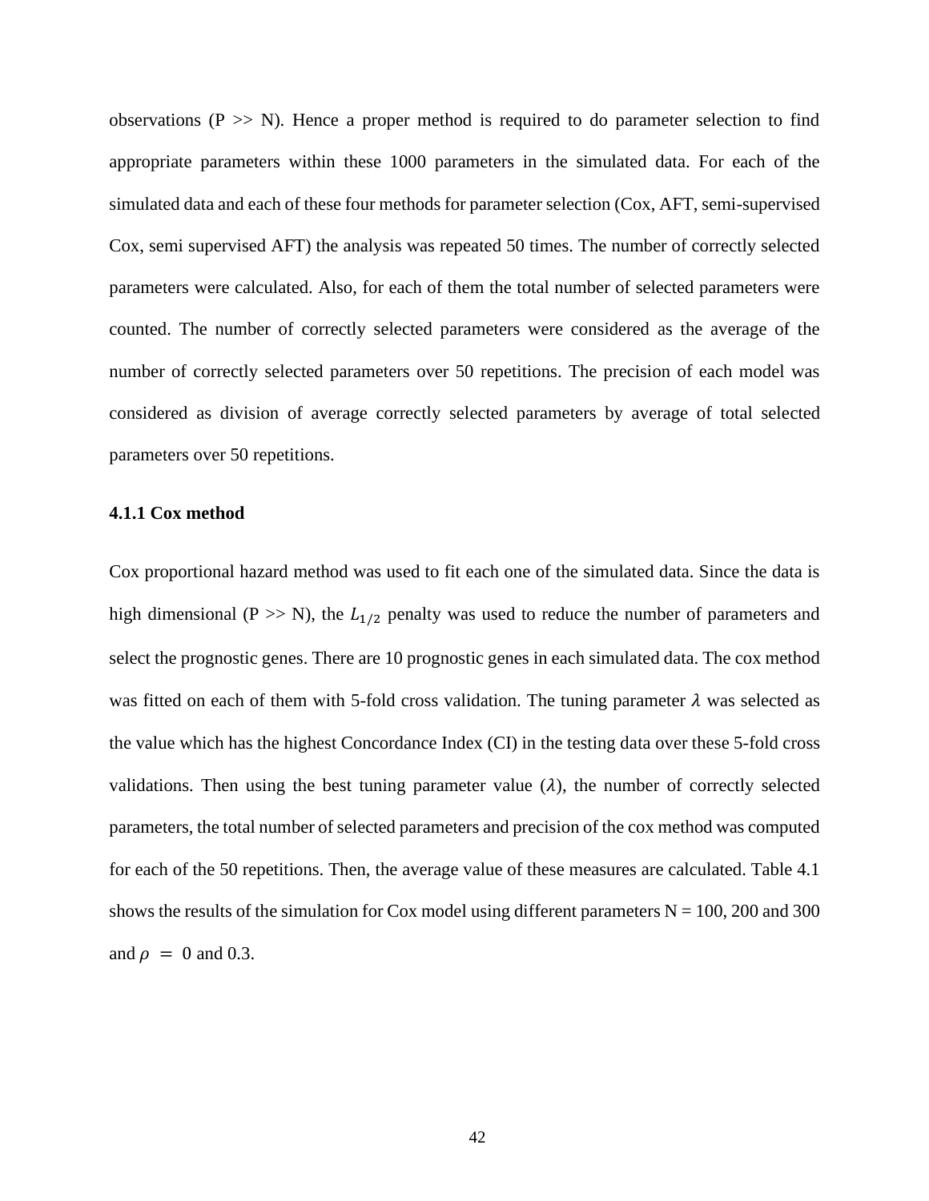observations (P >> N). Hence a proper method is required to do parameter selection to find appropriate parameters within these 1000 parameters in the simulated data. For each of the simulated data and each of these four methods for parameter selection (Cox, AFT, semi-supervised Cox, semi supervised AFT) the analysis was repeated 50 times. The number of correctly selected parameters were calculated. Also, for each of them the total number of selected parameters were counted. The number of correctly selected parameters were considered as the average of the number of correctly selected parameters over 50 repetitions. The precision of each model was considered as division of average correctly selected parameters by average of total selected parameters over 50 repetitions.

### 4.1.1 Cox method

Cox proportional hazard method was used to fit each one of the simulated data. Since the data is high dimensional (P >> N), the $L_{1/2}$ penalty was used to reduce the number of parameters and select the prognostic genes. There are 10 prognostic genes in each simulated data. The cox method was fitted on each of them with 5-fold cross validation. The tuning parameter $\lambda$ was selected as the value which has the highest Concordance Index (CI) in the testing data over these 5-fold cross validations. Then using the best tuning parameter value ($\lambda$), the number of correctly selected parameters, the total number of selected parameters and precision of the cox method was computed for each of the 50 repetitions. Then, the average value of these measures are calculated. Table 4.1 shows the results of the simulation for Cox model using different parameters N = 100, 200 and 300 and $\rho = 0$ and 0.3.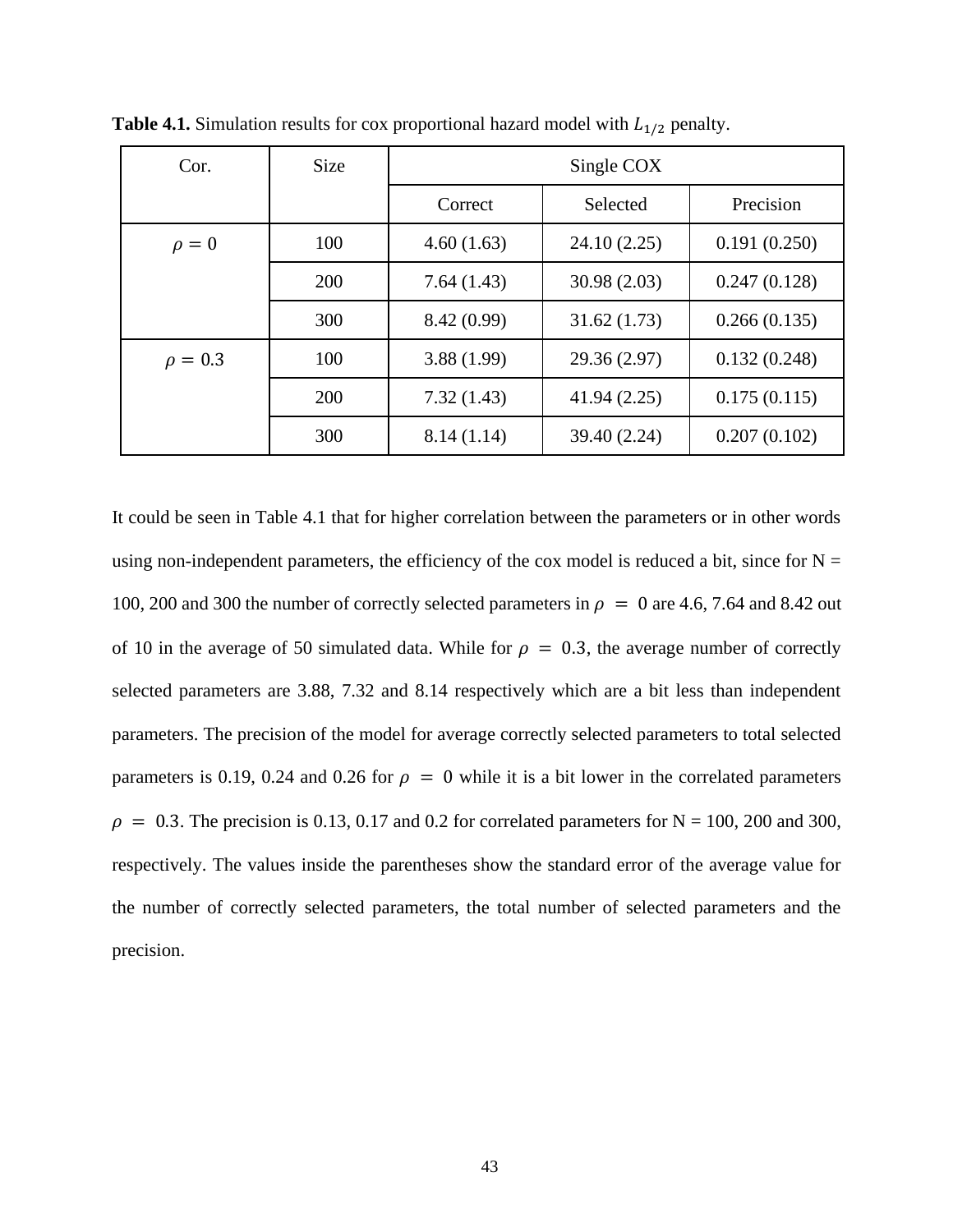**Table 4.1.** Simulation results for cox proportional hazard model with $L_{1/2}$ penalty.

| Cor. | Size | Single COX | | |
|---|---|---|---|---|
| | | Correct | Selected | Precision |
| $\rho = 0$ | 100 | 4.60 (1.63) | 24.10 (2.25) | 0.191 (0.250) |
| | 200 | 7.64 (1.43) | 30.98 (2.03) | 0.247 (0.128) |
| | 300 | 8.42 (0.99) | 31.62 (1.73) | 0.266 (0.135) |
| $\rho = 0.3$ | 100 | 3.88 (1.99) | 29.36 (2.97) | 0.132 (0.248) |
| | 200 | 7.32 (1.43) | 41.94 (2.25) | 0.175 (0.115) |
| | 300 | 8.14 (1.14) | 39.40 (2.24) | 0.207 (0.102) |

It could be seen in Table 4.1 that for higher correlation between the parameters or in other words using non-independent parameters, the efficiency of the cox model is reduced a bit, since for N = 100, 200 and 300 the number of correctly selected parameters in $\rho = 0$ are 4.6, 7.64 and 8.42 out of 10 in the average of 50 simulated data. While for $\rho = 0.3$, the average number of correctly selected parameters are 3.88, 7.32 and 8.14 respectively which are a bit less than independent parameters. The precision of the model for average correctly selected parameters to total selected parameters is 0.19, 0.24 and 0.26 for $\rho = 0$ while it is a bit lower in the correlated parameters $\rho = 0.3$. The precision is 0.13, 0.17 and 0.2 for correlated parameters for N = 100, 200 and 300, respectively. The values inside the parentheses show the standard error of the average value for the number of correctly selected parameters, the total number of selected parameters and the precision.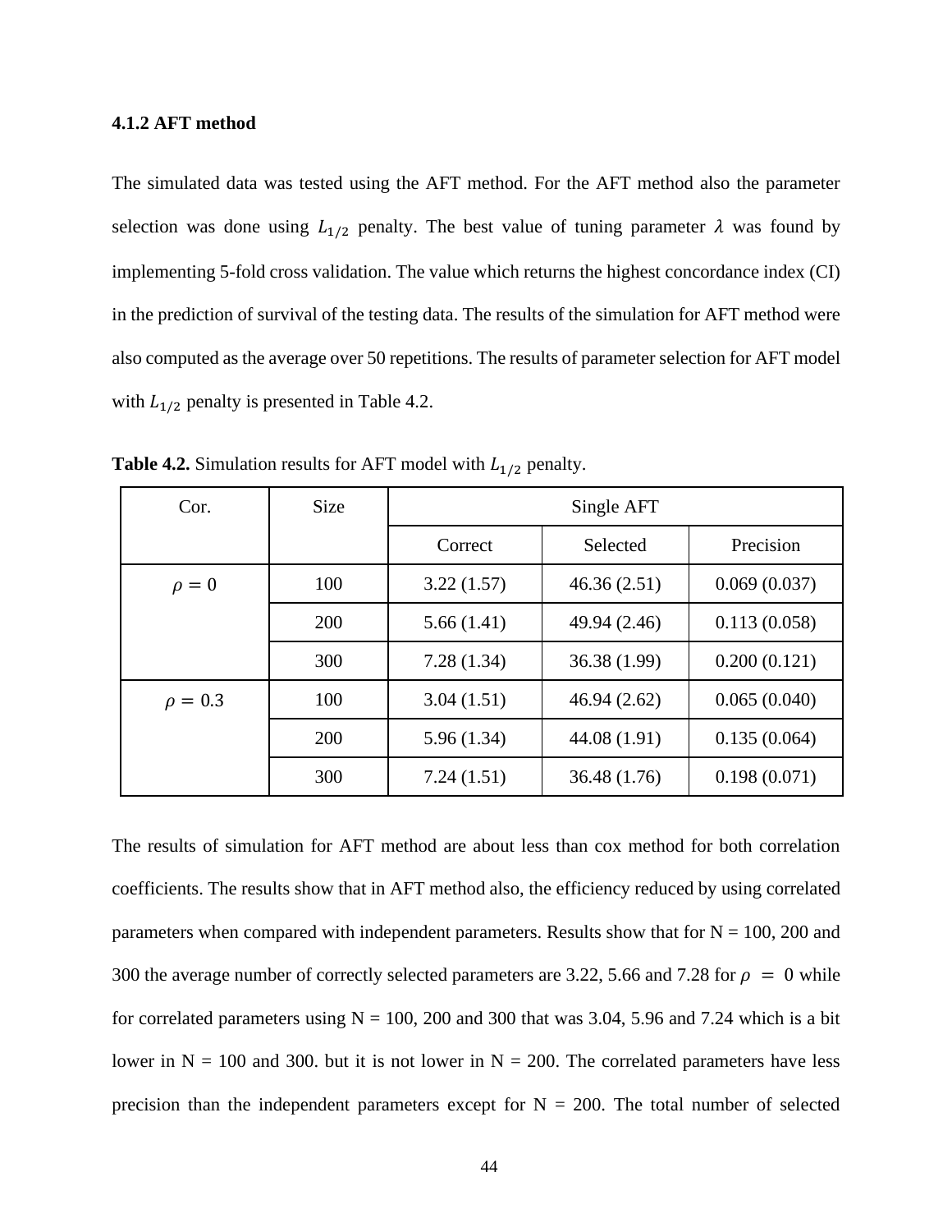### 4.1.2 AFT method

The simulated data was tested using the AFT method. For the AFT method also the parameter selection was done using $L_{1/2}$ penalty. The best value of tuning parameter $\lambda$ was found by implementing 5-fold cross validation. The value which returns the highest concordance index (CI) in the prediction of survival of the testing data. The results of the simulation for AFT method were also computed as the average over 50 repetitions. The results of parameter selection for AFT model with $L_{1/2}$ penalty is presented in Table 4.2.

**Table 4.2.** Simulation results for AFT model with $L_{1/2}$ penalty.

| Cor. | Size | Single AFT | | |
|---|---|---|---|---|
| | | Correct | Selected | Precision |
| $\rho = 0$ | 100 | 3.22 (1.57) | 46.36 (2.51) | 0.069 (0.037) |
| | 200 | 5.66 (1.41) | 49.94 (2.46) | 0.113 (0.058) |
| | 300 | 7.28 (1.34) | 36.38 (1.99) | 0.200 (0.121) |
| $\rho = 0.3$ | 100 | 3.04 (1.51) | 46.94 (2.62) | 0.065 (0.040) |
| | 200 | 5.96 (1.34) | 44.08 (1.91) | 0.135 (0.064) |
| | 300 | 7.24 (1.51) | 36.48 (1.76) | 0.198 (0.071) |

The results of simulation for AFT method are about less than cox method for both correlation coefficients. The results show that in AFT method also, the efficiency reduced by using correlated parameters when compared with independent parameters. Results show that for N = 100, 200 and 300 the average number of correctly selected parameters are 3.22, 5.66 and 7.28 for $\rho = 0$ while for correlated parameters using N = 100, 200 and 300 that was 3.04, 5.96 and 7.24 which is a bit lower in N = 100 and 300. but it is not lower in N = 200. The correlated parameters have less precision than the independent parameters except for N = 200. The total number of selected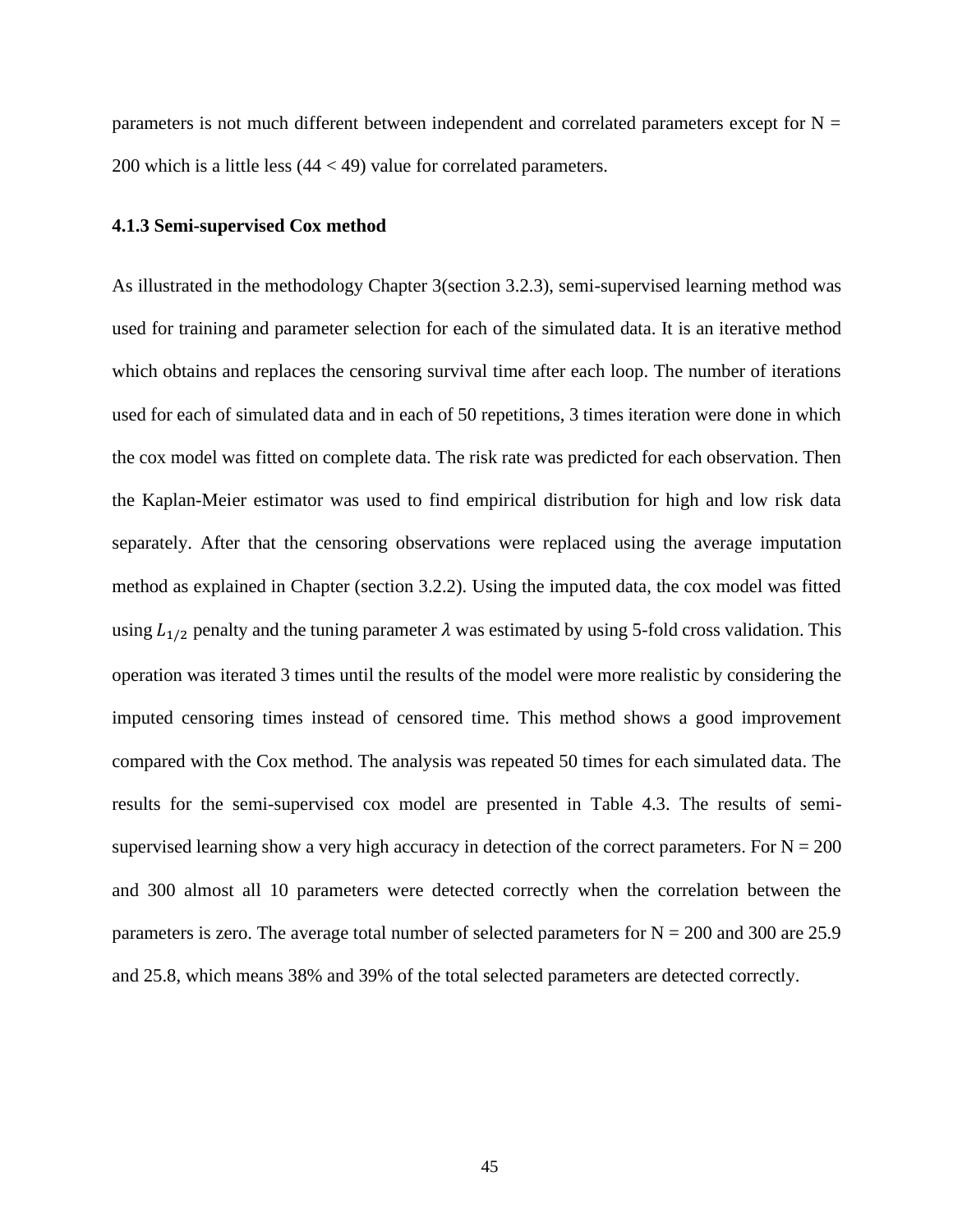parameters is not much different between independent and correlated parameters except for N = 200 which is a little less (44 < 49) value for correlated parameters.

### 4.1.3 Semi-supervised Cox method

As illustrated in the methodology Chapter 3(section 3.2.3), semi-supervised learning method was used for training and parameter selection for each of the simulated data. It is an iterative method which obtains and replaces the censoring survival time after each loop. The number of iterations used for each of simulated data and in each of 50 repetitions, 3 times iteration were done in which the cox model was fitted on complete data. The risk rate was predicted for each observation. Then the Kaplan-Meier estimator was used to find empirical distribution for high and low risk data separately. After that the censoring observations were replaced using the average imputation method as explained in Chapter (section 3.2.2). Using the imputed data, the cox model was fitted using $L_{1/2}$ penalty and the tuning parameter $\lambda$ was estimated by using 5-fold cross validation. This operation was iterated 3 times until the results of the model were more realistic by considering the imputed censoring times instead of censored time. This method shows a good improvement compared with the Cox method. The analysis was repeated 50 times for each simulated data. The results for the semi-supervised cox model are presented in Table 4.3. The results of semi-supervised learning show a very high accuracy in detection of the correct parameters. For N = 200 and 300 almost all 10 parameters were detected correctly when the correlation between the parameters is zero. The average total number of selected parameters for N = 200 and 300 are 25.9 and 25.8, which means 38% and 39% of the total selected parameters are detected correctly.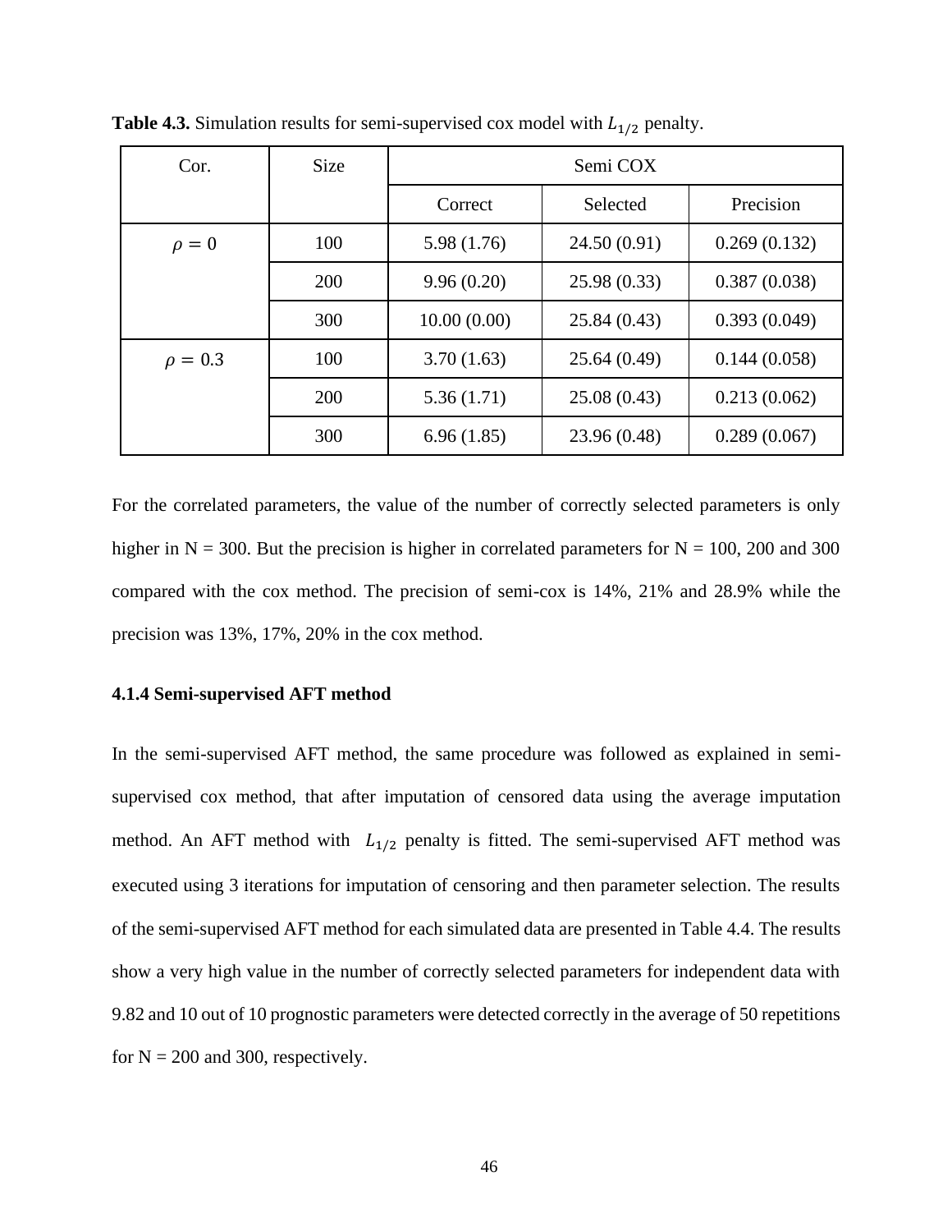**Table 4.3.** Simulation results for semi-supervised cox model with $L_{1/2}$ penalty.

| Cor. | Size | Semi COX | | |
|---|---|---|---|---|
| | | Correct | Selected | Precision |
| $\rho = 0$ | 100 | 5.98 (1.76) | 24.50 (0.91) | 0.269 (0.132) |
| | 200 | 9.96 (0.20) | 25.98 (0.33) | 0.387 (0.038) |
| | 300 | 10.00 (0.00) | 25.84 (0.43) | 0.393 (0.049) |
| $\rho = 0.3$ | 100 | 3.70 (1.63) | 25.64 (0.49) | 0.144 (0.058) |
| | 200 | 5.36 (1.71) | 25.08 (0.43) | 0.213 (0.062) |
| | 300 | 6.96 (1.85) | 23.96 (0.48) | 0.289 (0.067) |

For the correlated parameters, the value of the number of correctly selected parameters is only higher in N = 300. But the precision is higher in correlated parameters for N = 100, 200 and 300 compared with the cox method. The precision of semi-cox is 14%, 21% and 28.9% while the precision was 13%, 17%, 20% in the cox method.

### 4.1.4 Semi-supervised AFT method

In the semi-supervised AFT method, the same procedure was followed as explained in semi-supervised cox method, that after imputation of censored data using the average imputation method. An AFT method with $L_{1/2}$ penalty is fitted. The semi-supervised AFT method was executed using 3 iterations for imputation of censoring and then parameter selection. The results of the semi-supervised AFT method for each simulated data are presented in Table 4.4. The results show a very high value in the number of correctly selected parameters for independent data with 9.82 and 10 out of 10 prognostic parameters were detected correctly in the average of 50 repetitions for N = 200 and 300, respectively.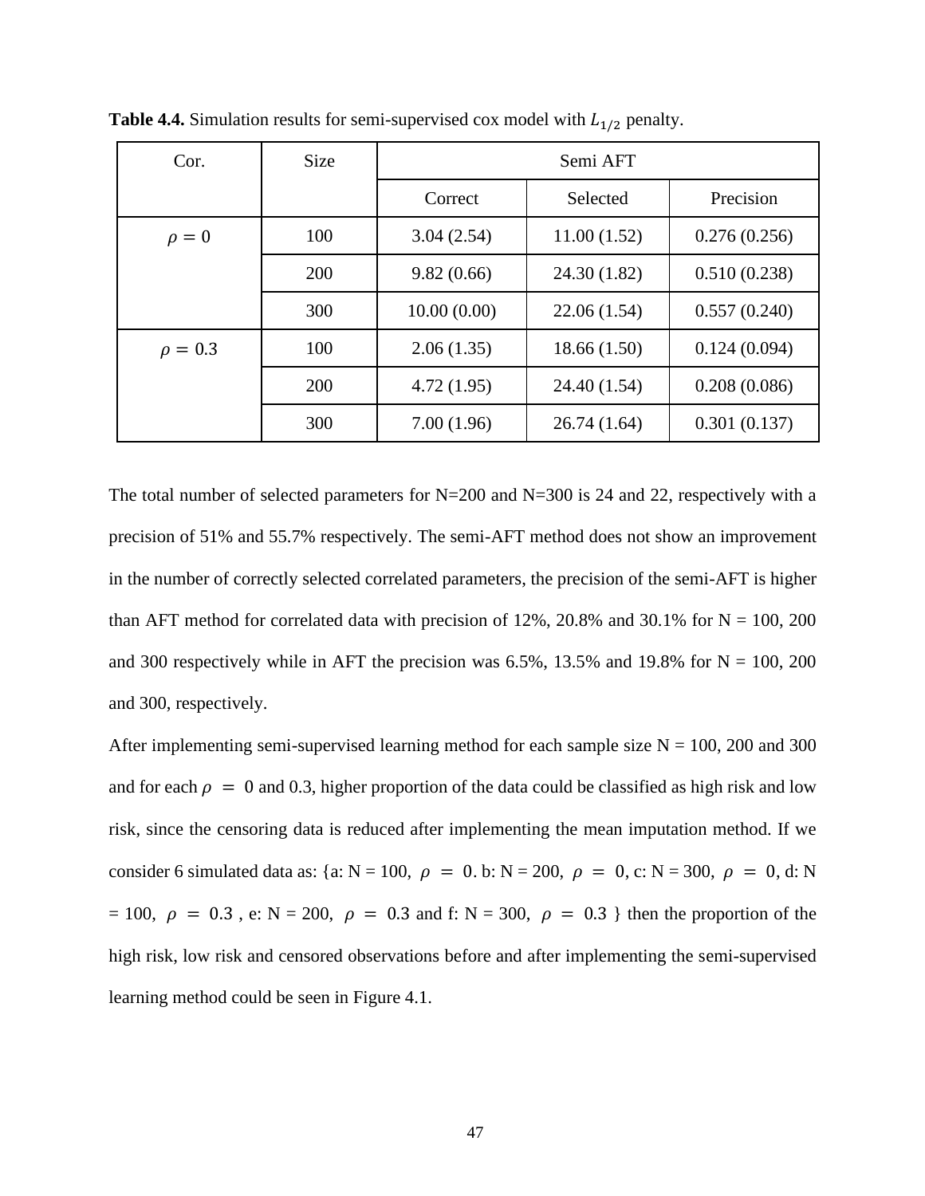**Table 4.4.** Simulation results for semi-supervised cox model with $L_{1/2}$ penalty.

| Cor. | Size | Semi AFT | | |
|---|---|---|---|---|
| | | Correct | Selected | Precision |
| $\rho = 0$ | 100 | 3.04 (2.54) | 11.00 (1.52) | 0.276 (0.256) |
| | 200 | 9.82 (0.66) | 24.30 (1.82) | 0.510 (0.238) |
| | 300 | 10.00 (0.00) | 22.06 (1.54) | 0.557 (0.240) |
| $\rho = 0.3$ | 100 | 2.06 (1.35) | 18.66 (1.50) | 0.124 (0.094) |
| | 200 | 4.72 (1.95) | 24.40 (1.54) | 0.208 (0.086) |
| | 300 | 7.00 (1.96) | 26.74 (1.64) | 0.301 (0.137) |

The total number of selected parameters for N=200 and N=300 is 24 and 22, respectively with a precision of 51% and 55.7% respectively. The semi-AFT method does not show an improvement in the number of correctly selected correlated parameters, the precision of the semi-AFT is higher than AFT method for correlated data with precision of 12%, 20.8% and 30.1% for N = 100, 200 and 300 respectively while in AFT the precision was 6.5%, 13.5% and 19.8% for N = 100, 200 and 300, respectively.

After implementing semi-supervised learning method for each sample size N = 100, 200 and 300 and for each $\rho = 0$ and 0.3, higher proportion of the data could be classified as high risk and low risk, since the censoring data is reduced after implementing the mean imputation method. If we consider 6 simulated data as: {a: N = 100, $\rho = 0$. b: N = 200, $\rho = 0$, c: N = 300, $\rho = 0$, d: N = 100, $\rho = 0.3$ , e: N = 200, $\rho = 0.3$ and f: N = 300, $\rho = 0.3$ } then the proportion of the high risk, low risk and censored observations before and after implementing the semi-supervised learning method could be seen in Figure 4.1.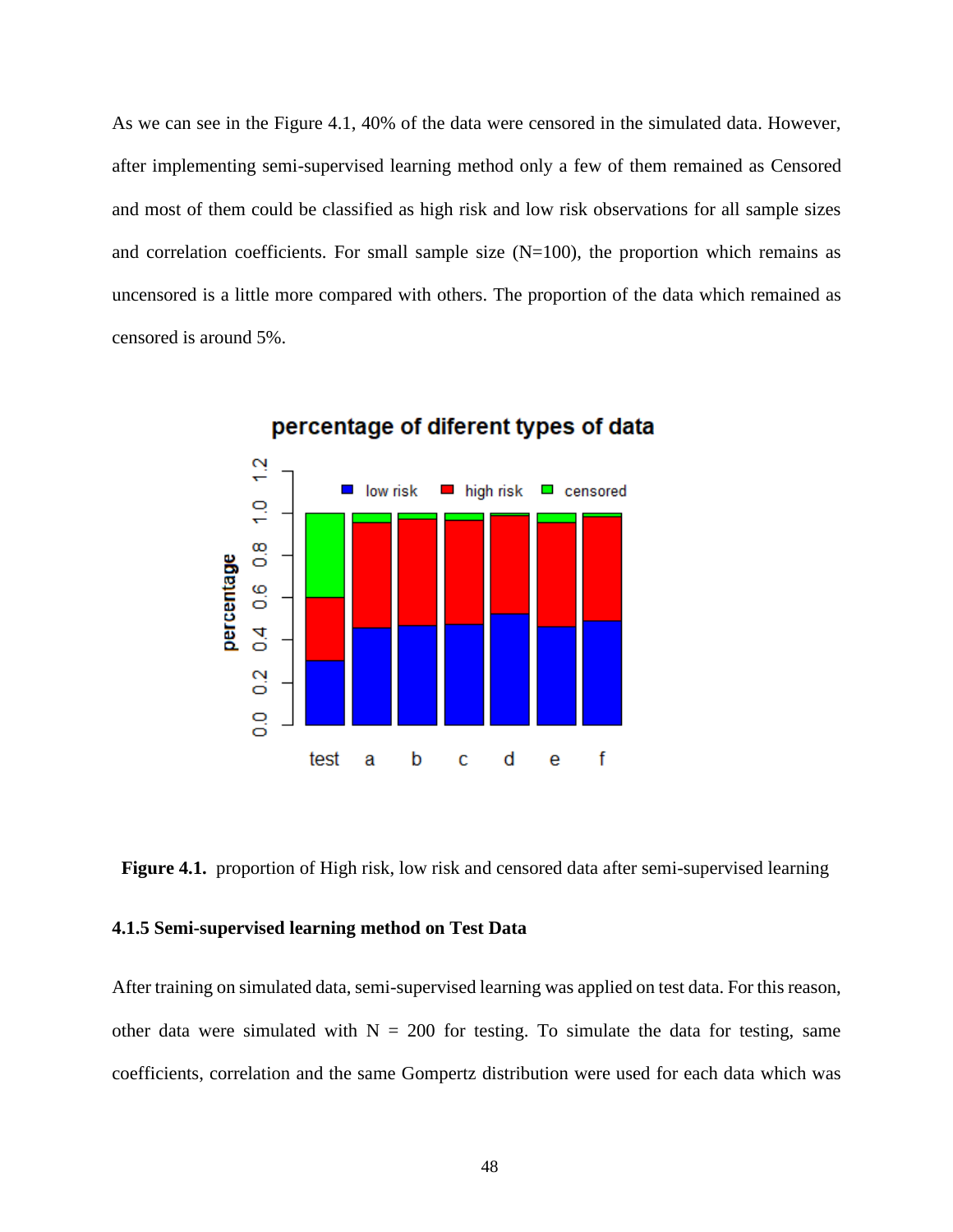As we can see in the Figure 4.1, 40% of the data were censored in the simulated data. However, after implementing semi-supervised learning method only a few of them remained as Censored and most of them could be classified as high risk and low risk observations for all sample sizes and correlation coefficients. For small sample size (N=100), the proportion which remains as uncensored is a little more compared with others. The proportion of the data which remained as censored is around 5%.

**Figure 4.1.** proportion of High risk, low risk and censored data after semi-supervised learning

### 4.1.5 Semi-supervised learning method on Test Data

After training on simulated data, semi-supervised learning was applied on test data. For this reason, other data were simulated with N = 200 for testing. To simulate the data for testing, same coefficients, correlation and the same Gompertz distribution were used for each data which was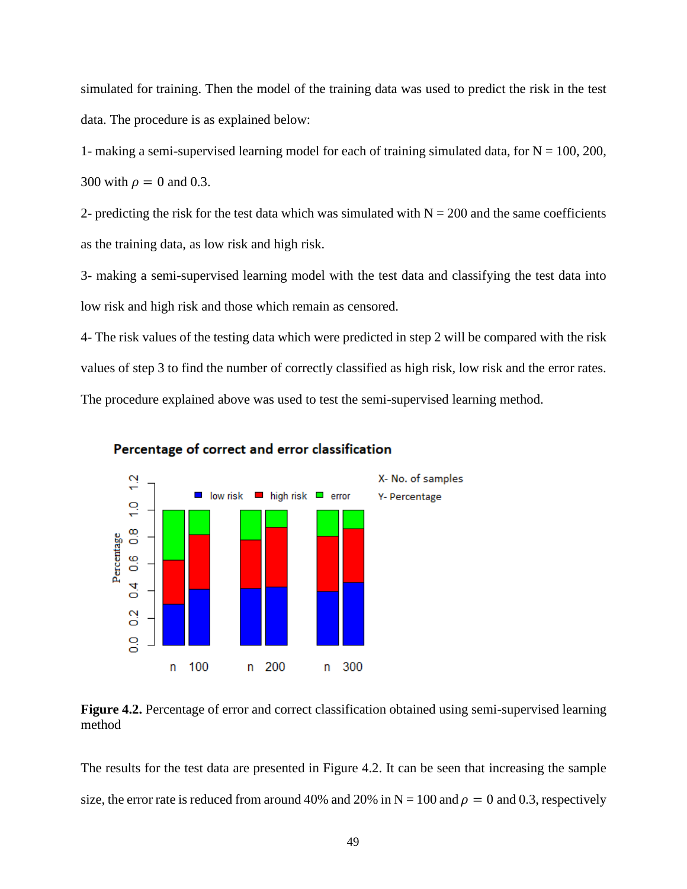simulated for training. Then the model of the training data was used to predict the risk in the test data. The procedure is as explained below:

1- making a semi-supervised learning model for each of training simulated data, for N = 100, 200, 300 with $\rho = 0$ and 0.3.

2- predicting the risk for the test data which was simulated with N = 200 and the same coefficients as the training data, as low risk and high risk.

3- making a semi-supervised learning model with the test data and classifying the test data into low risk and high risk and those which remain as censored.

4- The risk values of the testing data which were predicted in step 2 will be compared with the risk values of step 3 to find the number of correctly classified as high risk, low risk and the error rates.

The procedure explained above was used to test the semi-supervised learning method.

**Figure 4.2.** Percentage of error and correct classification obtained using semi-supervised learning method

The results for the test data are presented in Figure 4.2. It can be seen that increasing the sample size, the error rate is reduced from around 40% and 20% in N = 100 and $\rho = 0$ and 0.3, respectively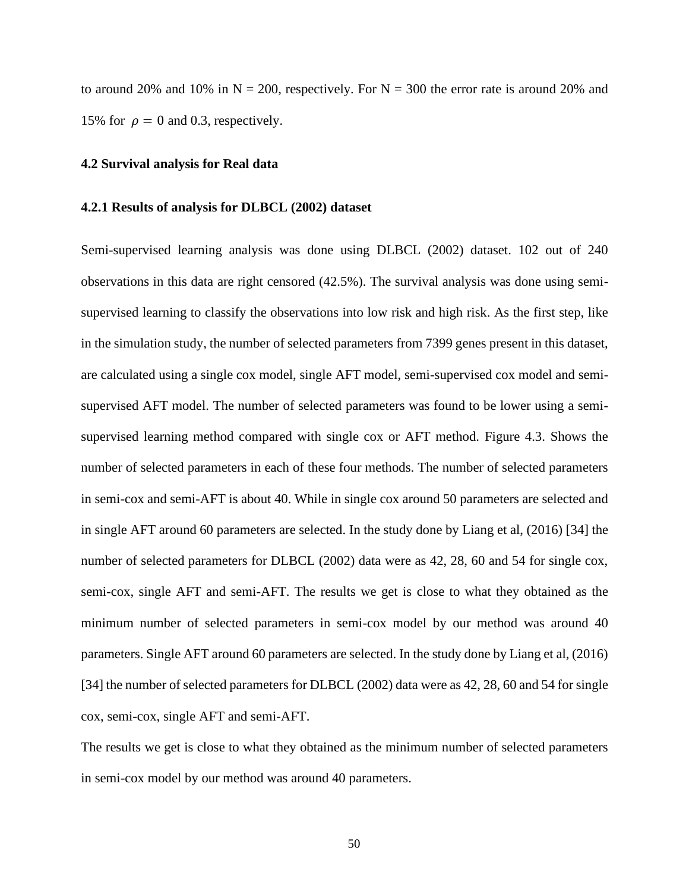to around 20% and 10% in N = 200, respectively. For N = 300 the error rate is around 20% and 15% for $\rho = 0$ and 0.3, respectively.

### 4.2 Survival analysis for Real data

#### 4.2.1 Results of analysis for DLBCL (2002) dataset

Semi-supervised learning analysis was done using DLBCL (2002) dataset. 102 out of 240 observations in this data are right censored (42.5%). The survival analysis was done using semi-supervised learning to classify the observations into low risk and high risk. As the first step, like in the simulation study, the number of selected parameters from 7399 genes present in this dataset, are calculated using a single cox model, single AFT model, semi-supervised cox model and semi-supervised AFT model. The number of selected parameters was found to be lower using a semi-supervised learning method compared with single cox or AFT method. Figure 4.3. Shows the number of selected parameters in each of these four methods. The number of selected parameters in semi-cox and semi-AFT is about 40. While in single cox around 50 parameters are selected and in single AFT around 60 parameters are selected. In the study done by Liang et al, (2016) [34] the number of selected parameters for DLBCL (2002) data were as 42, 28, 60 and 54 for single cox, semi-cox, single AFT and semi-AFT. The results we get is close to what they obtained as the minimum number of selected parameters in semi-cox model by our method was around 40 parameters. Single AFT around 60 parameters are selected. In the study done by Liang et al, (2016) [34] the number of selected parameters for DLBCL (2002) data were as 42, 28, 60 and 54 for single cox, semi-cox, single AFT and semi-AFT.

The results we get is close to what they obtained as the minimum number of selected parameters in semi-cox model by our method was around 40 parameters.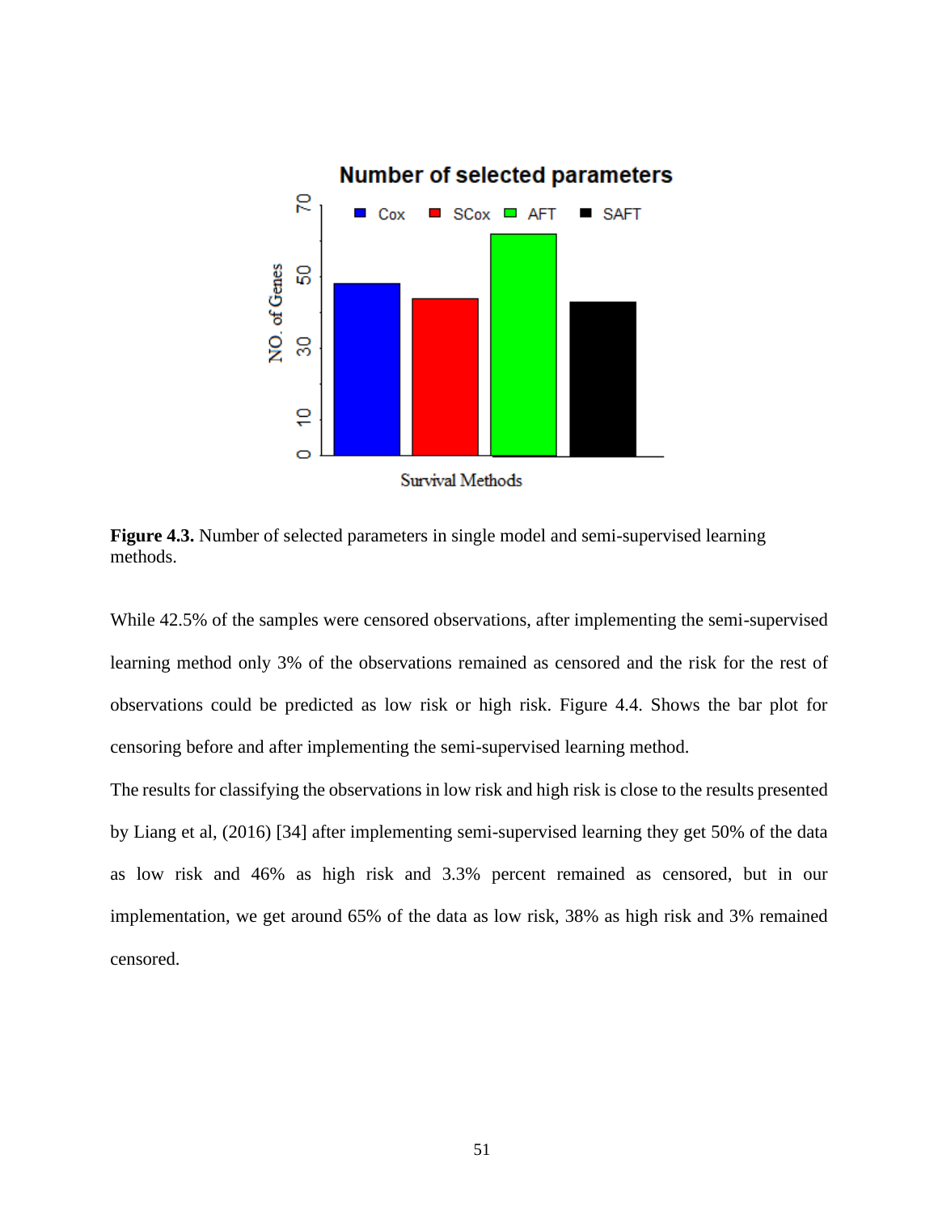**Figure 4.3.** Number of selected parameters in single model and semi-supervised learning methods.

While 42.5% of the samples were censored observations, after implementing the semi-supervised learning method only 3% of the observations remained as censored and the risk for the rest of observations could be predicted as low risk or high risk. Figure 4.4. Shows the bar plot for censoring before and after implementing the semi-supervised learning method.

The results for classifying the observations in low risk and high risk is close to the results presented by Liang et al, (2016) [34] after implementing semi-supervised learning they get 50% of the data as low risk and 46% as high risk and 3.3% percent remained as censored, but in our implementation, we get around 65% of the data as low risk, 38% as high risk and 3% remained censored.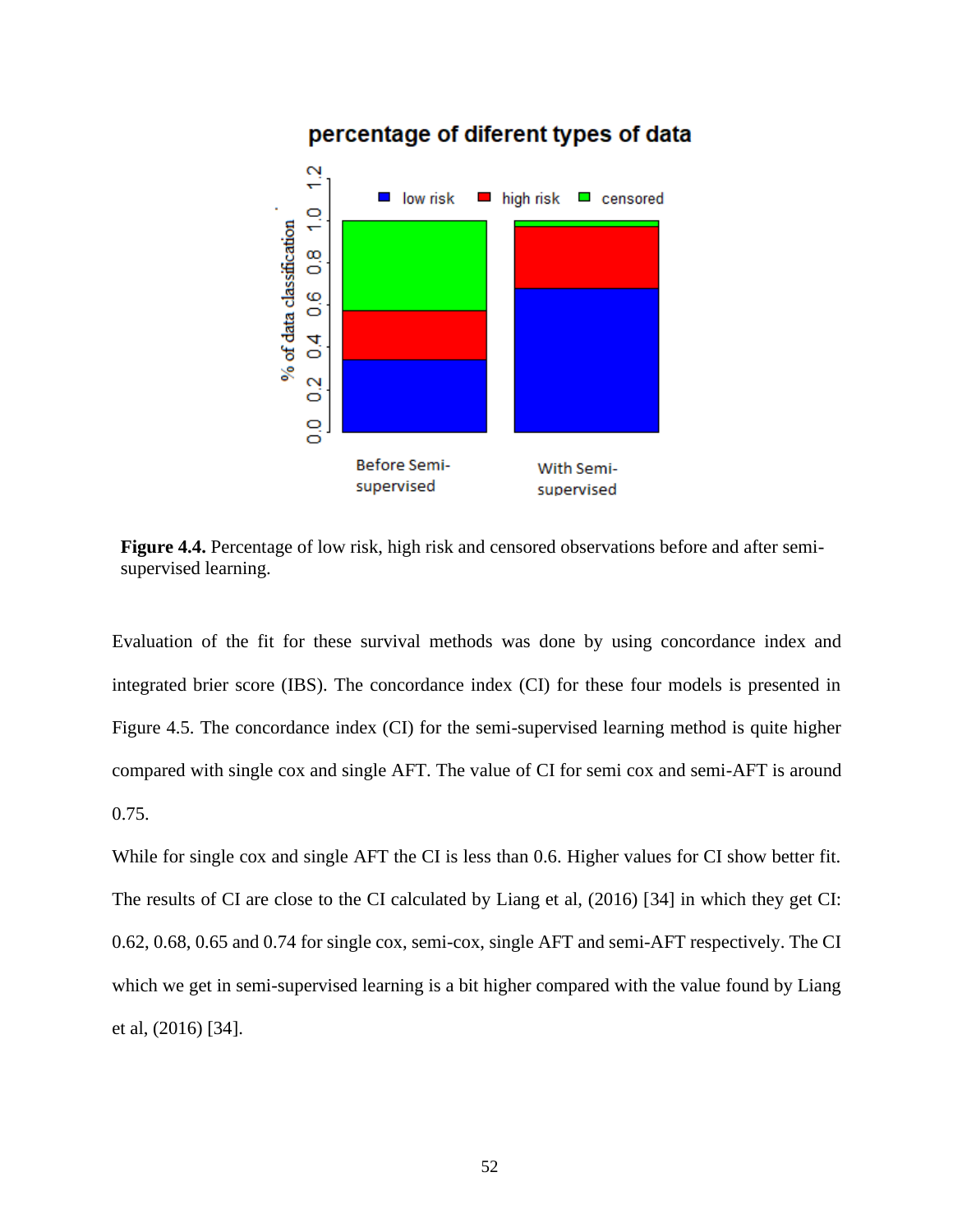**Figure 4.4.** Percentage of low risk, high risk and censored observations before and after semi-supervised learning.

Evaluation of the fit for these survival methods was done by using concordance index and integrated brier score (IBS). The concordance index (CI) for these four models is presented in Figure 4.5. The concordance index (CI) for the semi-supervised learning method is quite higher compared with single cox and single AFT. The value of CI for semi cox and semi-AFT is around 0.75.

While for single cox and single AFT the CI is less than 0.6. Higher values for CI show better fit. The results of CI are close to the CI calculated by Liang et al, (2016) [34] in which they get CI: 0.62, 0.68, 0.65 and 0.74 for single cox, semi-cox, single AFT and semi-AFT respectively. The CI which we get in semi-supervised learning is a bit higher compared with the value found by Liang et al, (2016) [34].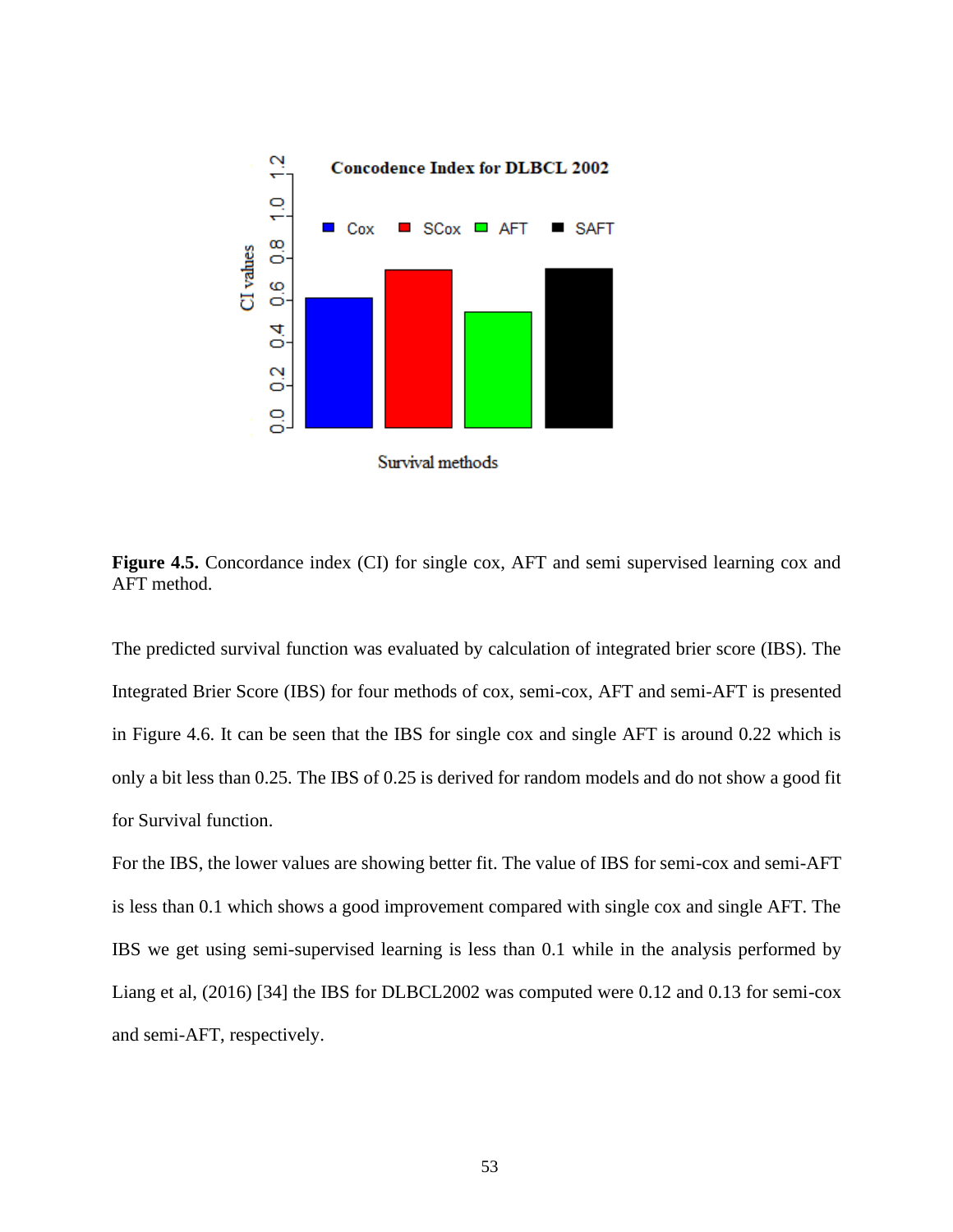**Figure 4.5.** Concordance index (CI) for single cox, AFT and semi supervised learning cox and AFT method.

The predicted survival function was evaluated by calculation of integrated brier score (IBS). The Integrated Brier Score (IBS) for four methods of cox, semi-cox, AFT and semi-AFT is presented in Figure 4.6. It can be seen that the IBS for single cox and single AFT is around 0.22 which is only a bit less than 0.25. The IBS of 0.25 is derived for random models and do not show a good fit for Survival function.

For the IBS, the lower values are showing better fit. The value of IBS for semi-cox and semi-AFT is less than 0.1 which shows a good improvement compared with single cox and single AFT. The IBS we get using semi-supervised learning is less than 0.1 while in the analysis performed by Liang et al, (2016) [34] the IBS for DLBCL2002 was computed were 0.12 and 0.13 for semi-cox and semi-AFT, respectively.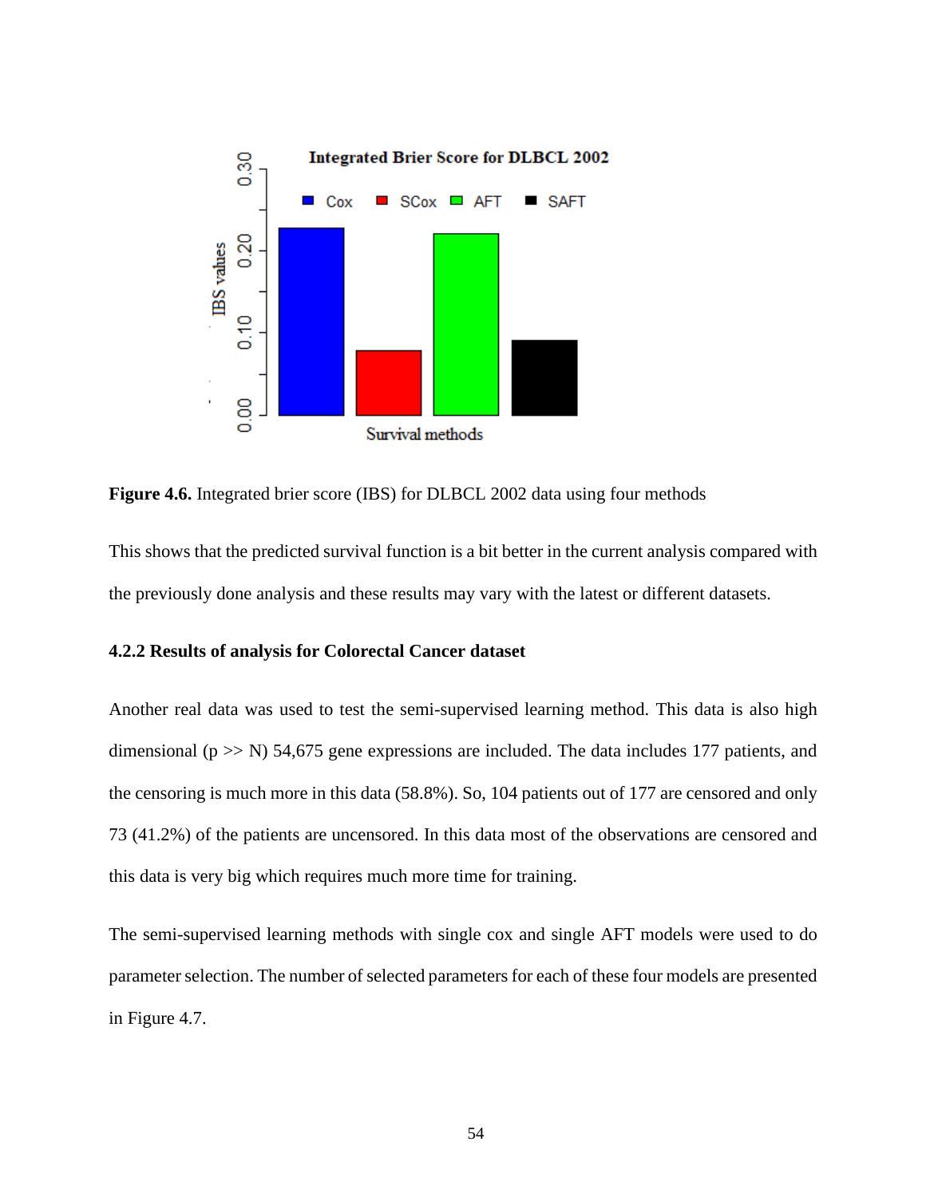**Figure 4.6.** Integrated brier score (IBS) for DLBCL 2002 data using four methods

This shows that the predicted survival function is a bit better in the current analysis compared with the previously done analysis and these results may vary with the latest or different datasets.

### 4.2.2 Results of analysis for Colorectal Cancer dataset

Another real data was used to test the semi-supervised learning method. This data is also high dimensional ($p >> N$) 54,675 gene expressions are included. The data includes 177 patients, and the censoring is much more in this data (58.8%). So, 104 patients out of 177 are censored and only 73 (41.2%) of the patients are uncensored. In this data most of the observations are censored and this data is very big which requires much more time for training.

The semi-supervised learning methods with single cox and single AFT models were used to do parameter selection. The number of selected parameters for each of these four models are presented in Figure 4.7.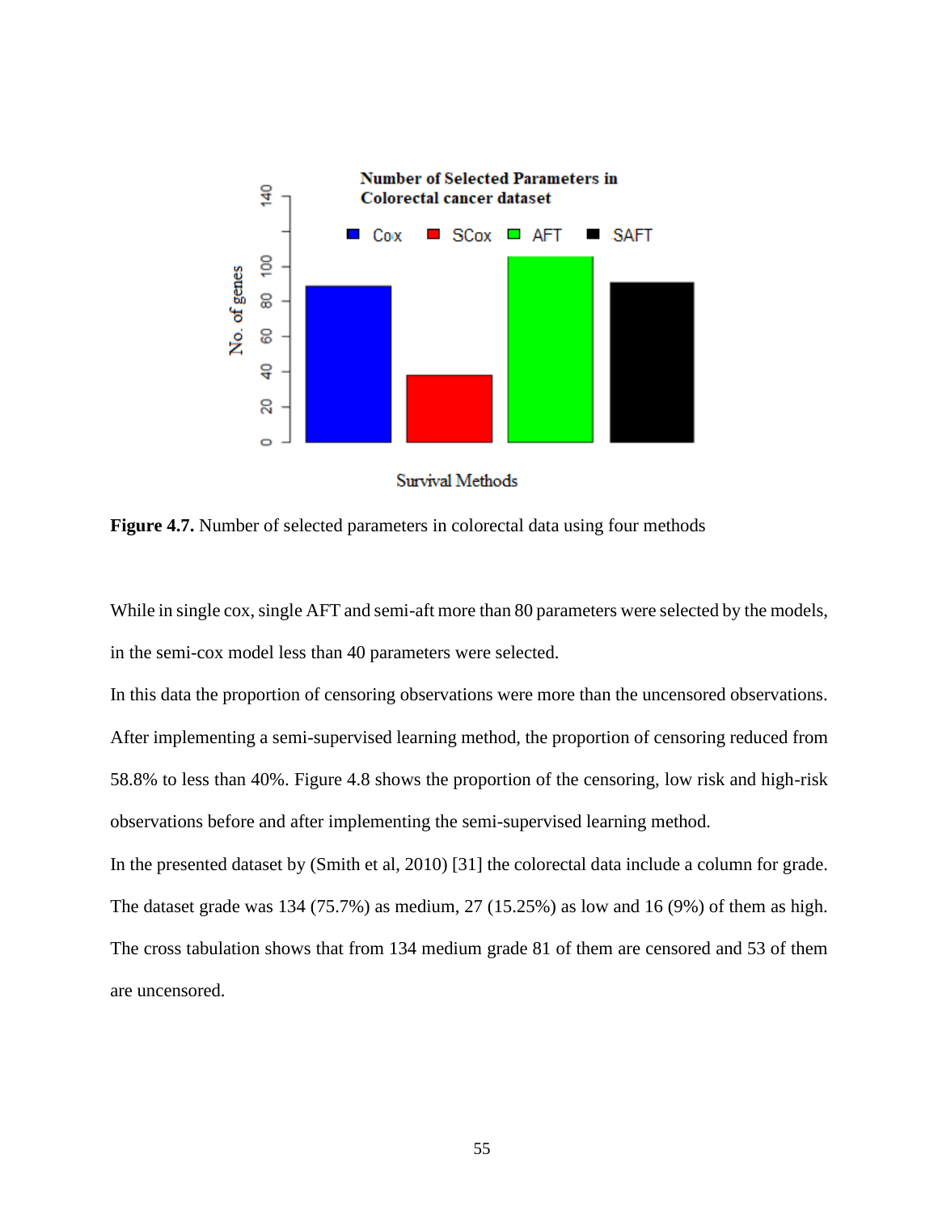**Figure 4.7.** Number of selected parameters in colorectal data using four methods

While in single cox, single AFT and semi-aft more than 80 parameters were selected by the models, in the semi-cox model less than 40 parameters were selected.

In this data the proportion of censoring observations were more than the uncensored observations. After implementing a semi-supervised learning method, the proportion of censoring reduced from 58.8% to less than 40%. Figure 4.8 shows the proportion of the censoring, low risk and high-risk observations before and after implementing the semi-supervised learning method.

In the presented dataset by (Smith et al, 2010) [31] the colorectal data include a column for grade. The dataset grade was 134 (75.7%) as medium, 27 (15.25%) as low and 16 (9%) of them as high. The cross tabulation shows that from 134 medium grade 81 of them are censored and 53 of them are uncensored.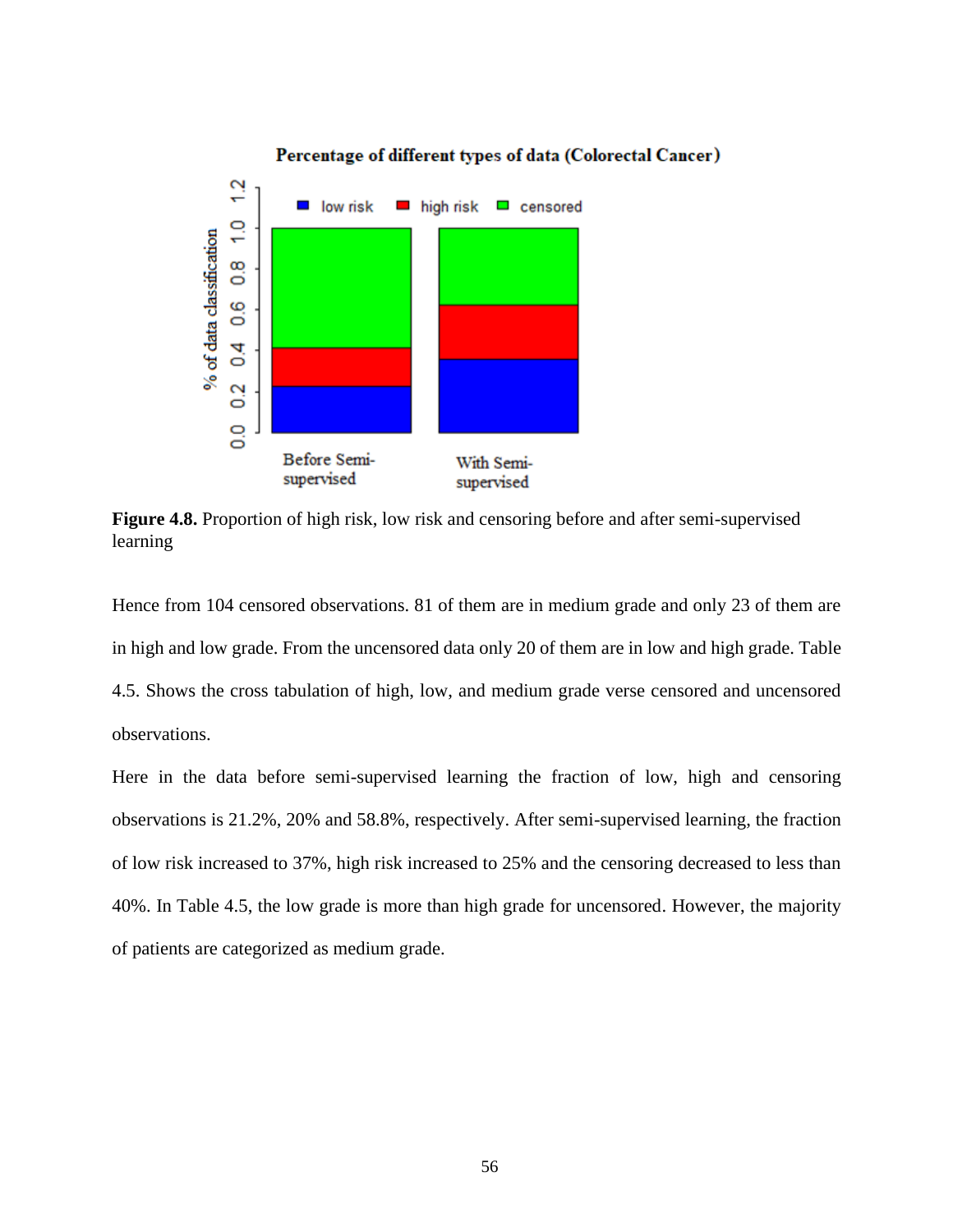**Figure 4.8.** Proportion of high risk, low risk and censoring before and after semi-supervised learning

Hence from 104 censored observations. 81 of them are in medium grade and only 23 of them are in high and low grade. From the uncensored data only 20 of them are in low and high grade. Table 4.5. Shows the cross tabulation of high, low, and medium grade verse censored and uncensored observations.

Here in the data before semi-supervised learning the fraction of low, high and censoring observations is 21.2%, 20% and 58.8%, respectively. After semi-supervised learning, the fraction of low risk increased to 37%, high risk increased to 25% and the censoring decreased to less than 40%. In Table 4.5, the low grade is more than high grade for uncensored. However, the majority of patients are categorized as medium grade.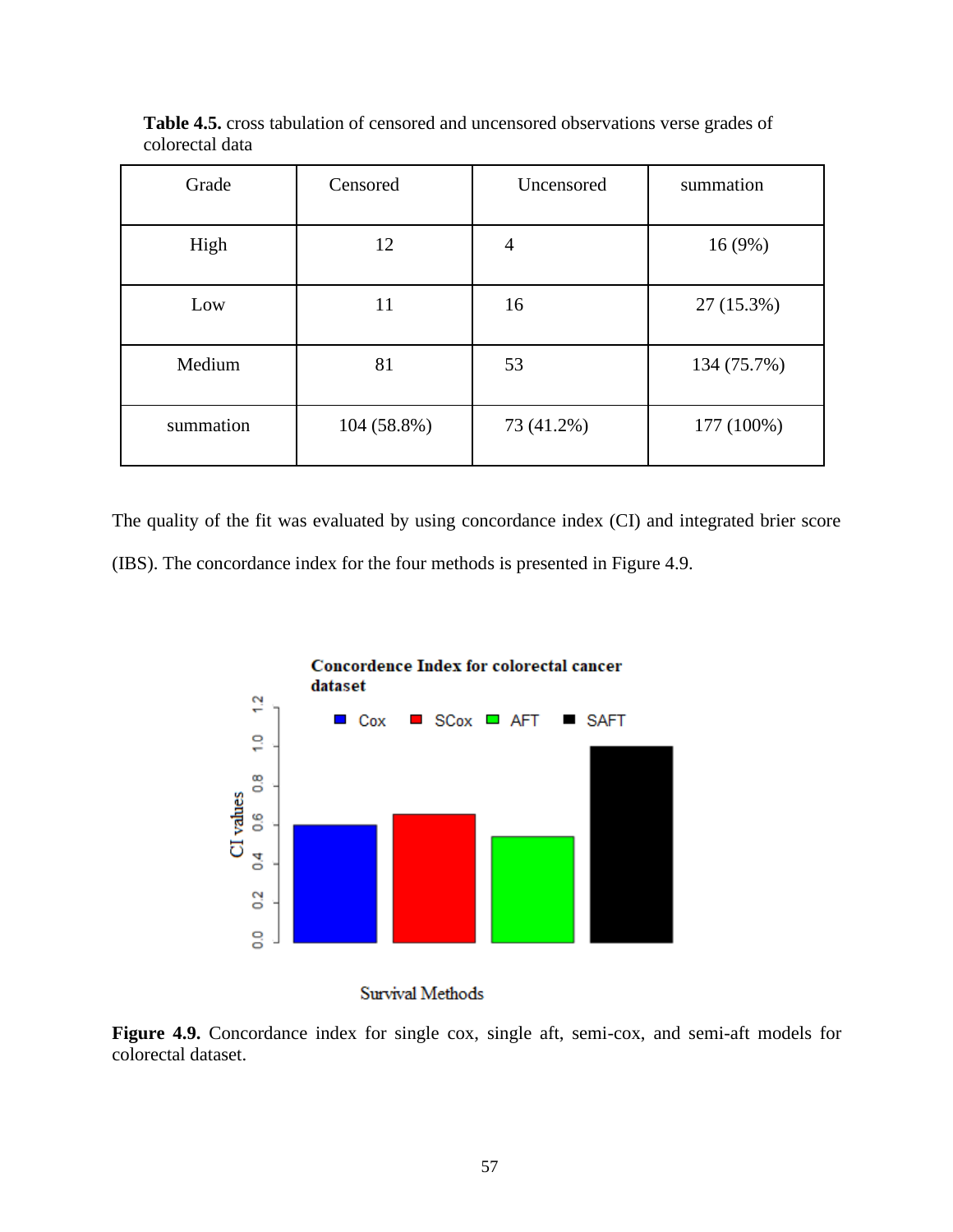**Table 4.5.** cross tabulation of censored and uncensored observations verse grades of colorectal data

| Grade | Censored | Uncensored | summation |
|---|---|---|---|
| High | 12 | 4 | 16 (9%) |
| Low | 11 | 16 | 27 (15.3%) |
| Medium | 81 | 53 | 134 (75.7%) |
| summation | 104 (58.8%) | 73 (41.2%) | 177 (100%) |

The quality of the fit was evaluated by using concordance index (CI) and integrated brier score (IBS). The concordance index for the four methods is presented in Figure 4.9.

**Figure 4.9.** Concordance index for single cox, single aft, semi-cox, and semi-aft models for colorectal dataset.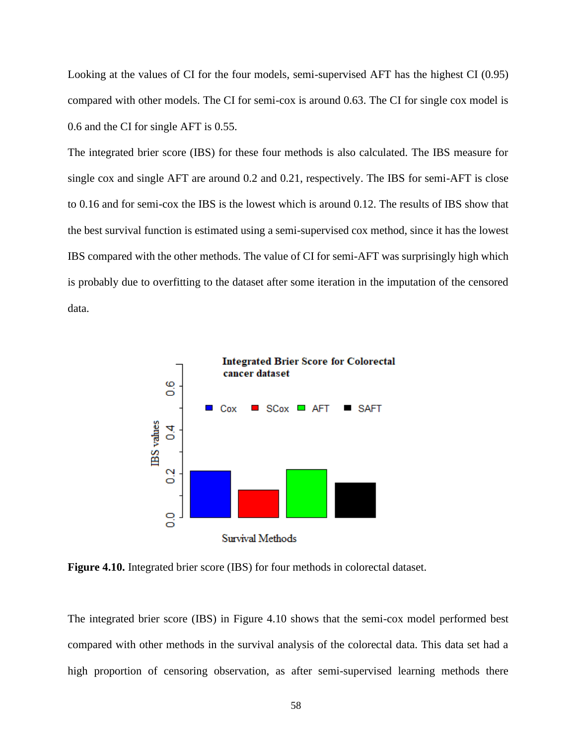Looking at the values of CI for the four models, semi-supervised AFT has the highest CI (0.95) compared with other models. The CI for semi-cox is around 0.63. The CI for single cox model is 0.6 and the CI for single AFT is 0.55.

The integrated brier score (IBS) for these four methods is also calculated. The IBS measure for single cox and single AFT are around 0.2 and 0.21, respectively. The IBS for semi-AFT is close to 0.16 and for semi-cox the IBS is the lowest which is around 0.12. The results of IBS show that the best survival function is estimated using a semi-supervised cox method, since it has the lowest IBS compared with the other methods. The value of CI for semi-AFT was surprisingly high which is probably due to overfitting to the dataset after some iteration in the imputation of the censored data.

**Figure 4.10.** Integrated brier score (IBS) for four methods in colorectal dataset.

The integrated brier score (IBS) in Figure 4.10 shows that the semi-cox model performed best compared with other methods in the survival analysis of the colorectal data. This data set had a high proportion of censoring observation, as after semi-supervised learning methods there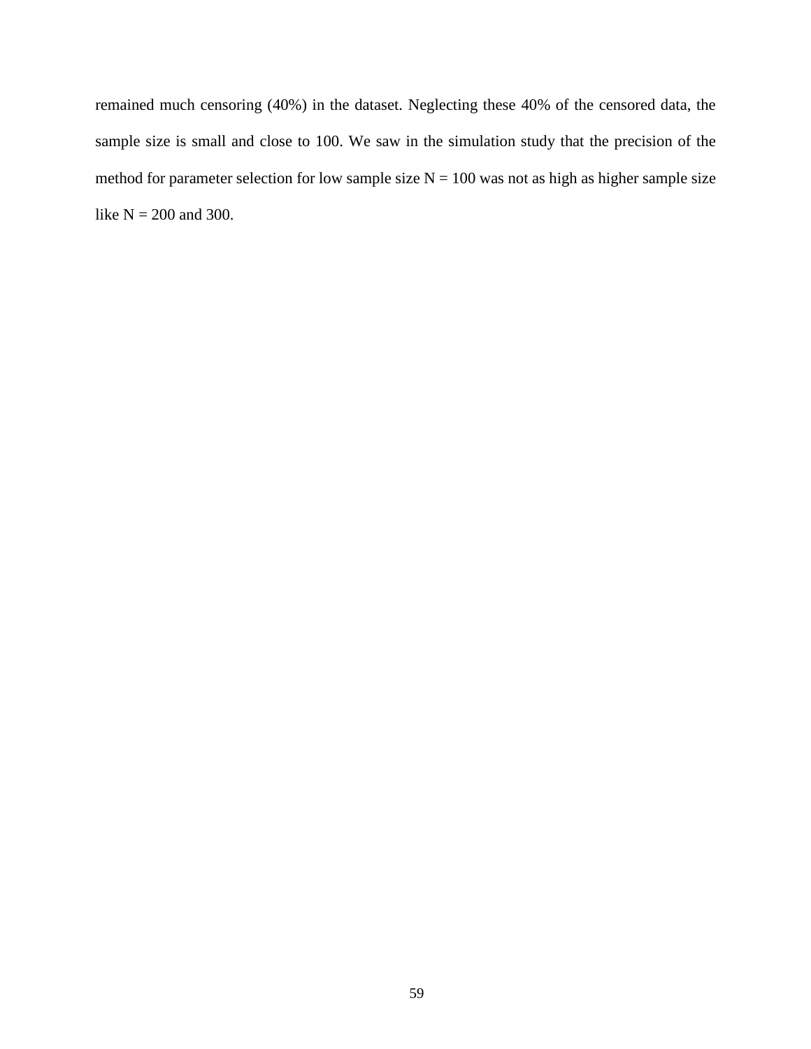remained much censoring (40%) in the dataset. Neglecting these 40% of the censored data, the sample size is small and close to 100. We saw in the simulation study that the precision of the method for parameter selection for low sample size N = 100 was not as high as higher sample size like N = 200 and 300.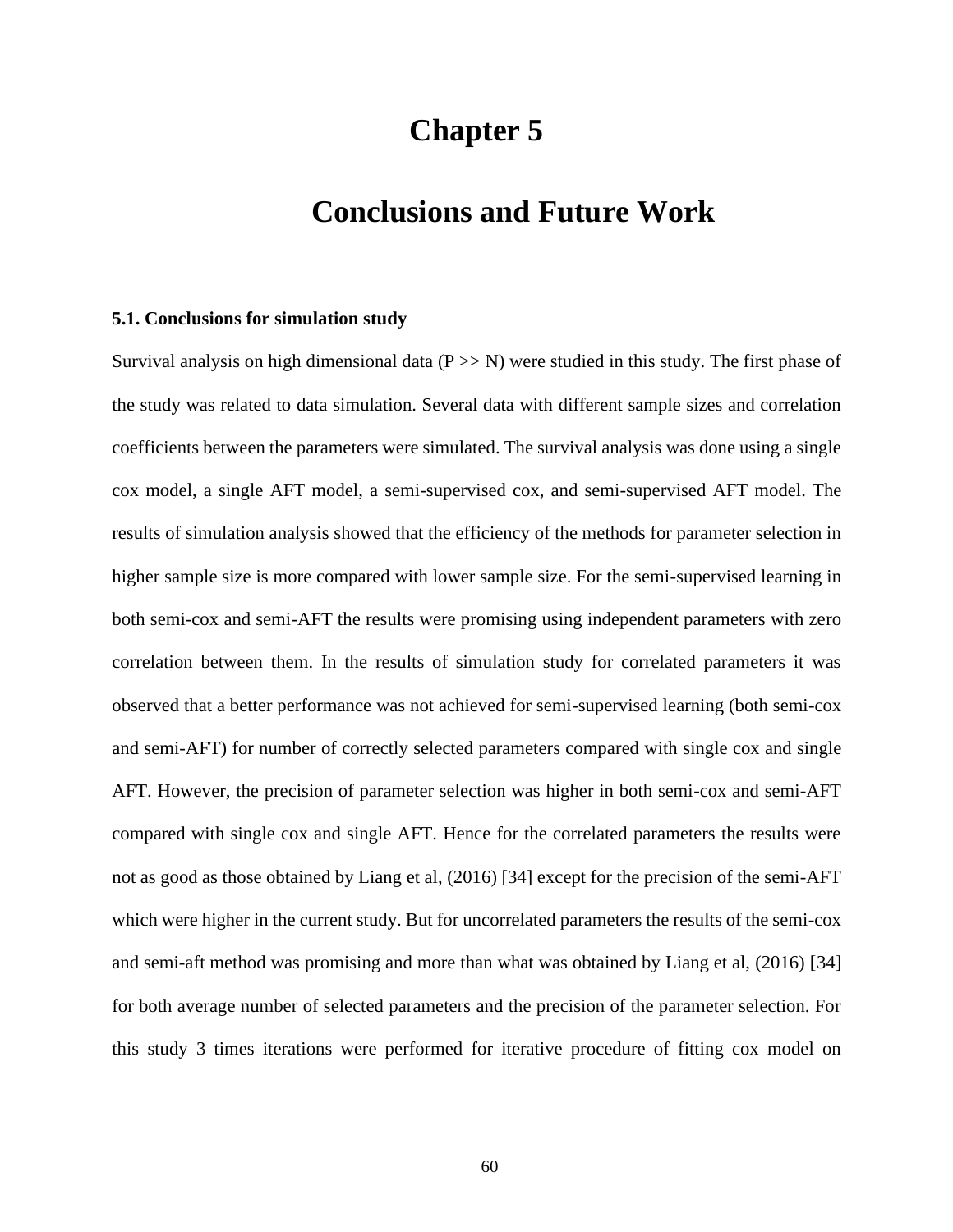# Chapter 5

# Conclusions and Future Work

### 5.1. Conclusions for simulation study

Survival analysis on high dimensional data (P >> N) were studied in this study. The first phase of the study was related to data simulation. Several data with different sample sizes and correlation coefficients between the parameters were simulated. The survival analysis was done using a single cox model, a single AFT model, a semi-supervised cox, and semi-supervised AFT model. The results of simulation analysis showed that the efficiency of the methods for parameter selection in higher sample size is more compared with lower sample size. For the semi-supervised learning in both semi-cox and semi-AFT the results were promising using independent parameters with zero correlation between them. In the results of simulation study for correlated parameters it was observed that a better performance was not achieved for semi-supervised learning (both semi-cox and semi-AFT) for number of correctly selected parameters compared with single cox and single AFT. However, the precision of parameter selection was higher in both semi-cox and semi-AFT compared with single cox and single AFT. Hence for the correlated parameters the results were not as good as those obtained by Liang et al, (2016) [34] except for the precision of the semi-AFT which were higher in the current study. But for uncorrelated parameters the results of the semi-cox and semi-aft method was promising and more than what was obtained by Liang et al, (2016) [34] for both average number of selected parameters and the precision of the parameter selection. For this study 3 times iterations were performed for iterative procedure of fitting cox model on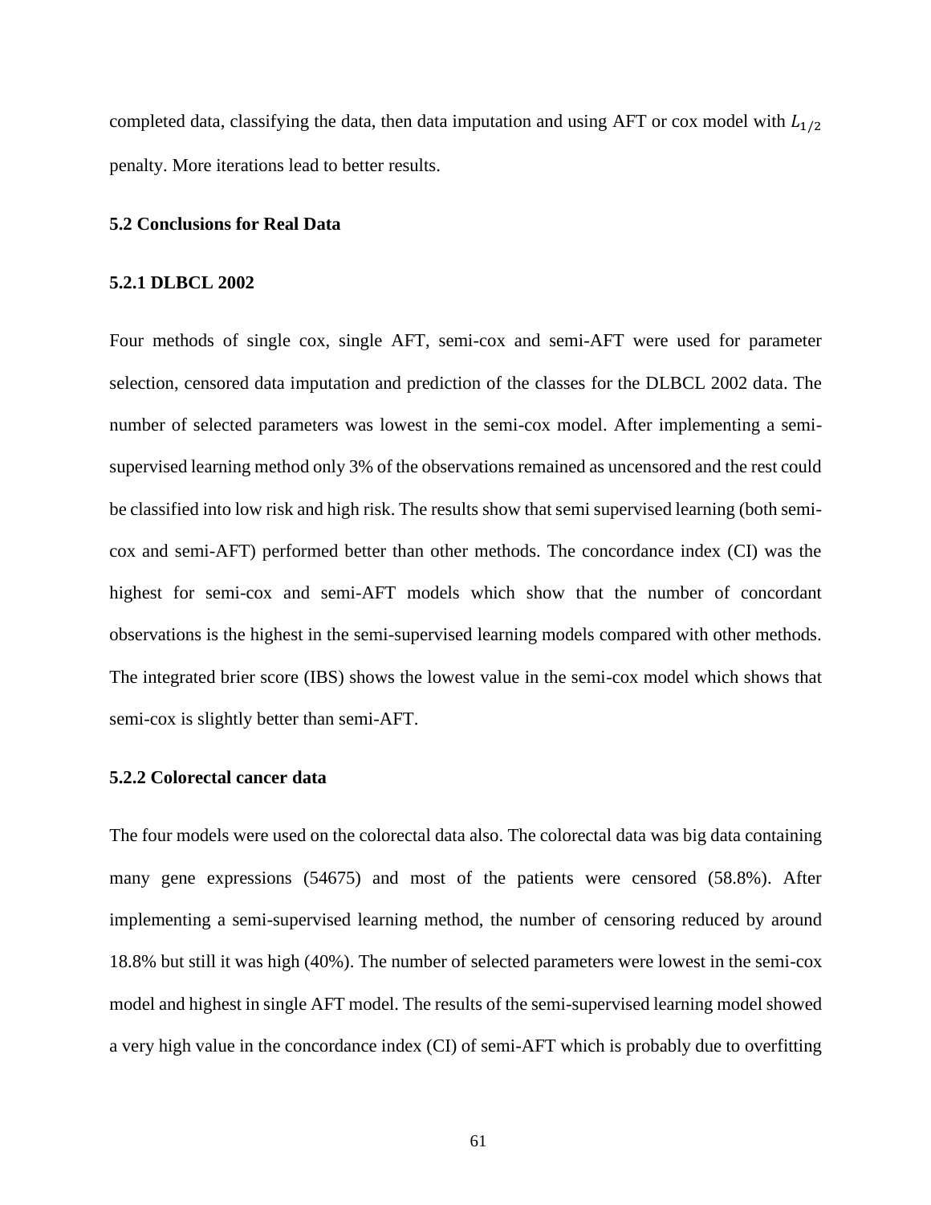completed data, classifying the data, then data imputation and using AFT or cox model with $L_{1/2}$ penalty. More iterations lead to better results.

### 5.2 Conclusions for Real Data

#### 5.2.1 DLBCL 2002

Four methods of single cox, single AFT, semi-cox and semi-AFT were used for parameter selection, censored data imputation and prediction of the classes for the DLBCL 2002 data. The number of selected parameters was lowest in the semi-cox model. After implementing a semi-supervised learning method only 3% of the observations remained as uncensored and the rest could be classified into low risk and high risk. The results show that semi supervised learning (both semi-cox and semi-AFT) performed better than other methods. The concordance index (CI) was the highest for semi-cox and semi-AFT models which show that the number of concordant observations is the highest in the semi-supervised learning models compared with other methods. The integrated brier score (IBS) shows the lowest value in the semi-cox model which shows that semi-cox is slightly better than semi-AFT.

#### 5.2.2 Colorectal cancer data

The four models were used on the colorectal data also. The colorectal data was big data containing many gene expressions (54675) and most of the patients were censored (58.8%). After implementing a semi-supervised learning method, the number of censoring reduced by around 18.8% but still it was high (40%). The number of selected parameters were lowest in the semi-cox model and highest in single AFT model. The results of the semi-supervised learning model showed a very high value in the concordance index (CI) of semi-AFT which is probably due to overfitting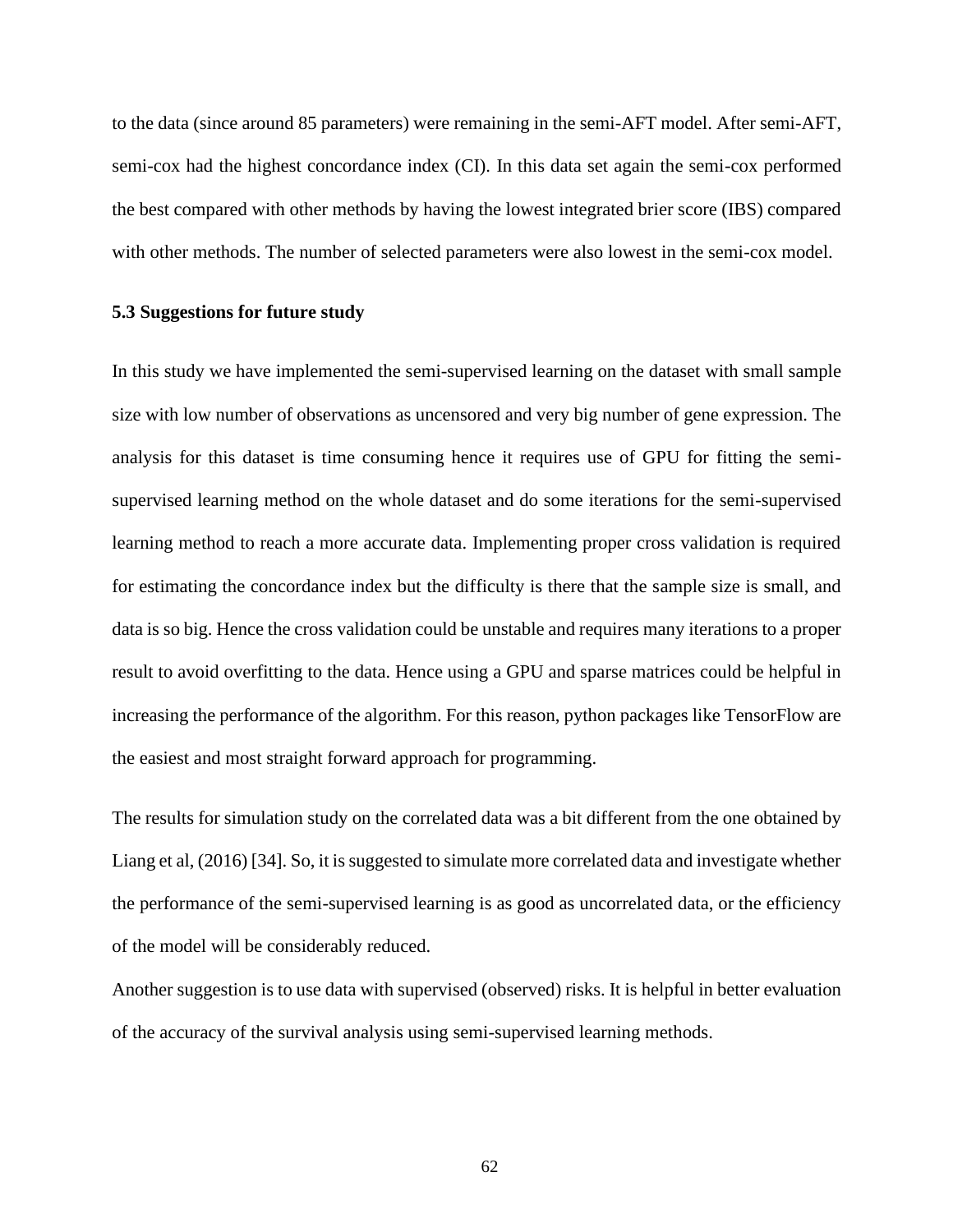to the data (since around 85 parameters) were remaining in the semi-AFT model. After semi-AFT, semi-cox had the highest concordance index (CI). In this data set again the semi-cox performed the best compared with other methods by having the lowest integrated brier score (IBS) compared with other methods. The number of selected parameters were also lowest in the semi-cox model.

### 5.3 Suggestions for future study

In this study we have implemented the semi-supervised learning on the dataset with small sample size with low number of observations as uncensored and very big number of gene expression. The analysis for this dataset is time consuming hence it requires use of GPU for fitting the semi-supervised learning method on the whole dataset and do some iterations for the semi-supervised learning method to reach a more accurate data. Implementing proper cross validation is required for estimating the concordance index but the difficulty is there that the sample size is small, and data is so big. Hence the cross validation could be unstable and requires many iterations to a proper result to avoid overfitting to the data. Hence using a GPU and sparse matrices could be helpful in increasing the performance of the algorithm. For this reason, python packages like TensorFlow are the easiest and most straight forward approach for programming.

The results for simulation study on the correlated data was a bit different from the one obtained by Liang et al, (2016) [34]. So, it is suggested to simulate more correlated data and investigate whether the performance of the semi-supervised learning is as good as uncorrelated data, or the efficiency of the model will be considerably reduced.

Another suggestion is to use data with supervised (observed) risks. It is helpful in better evaluation of the accuracy of the survival analysis using semi-supervised learning methods.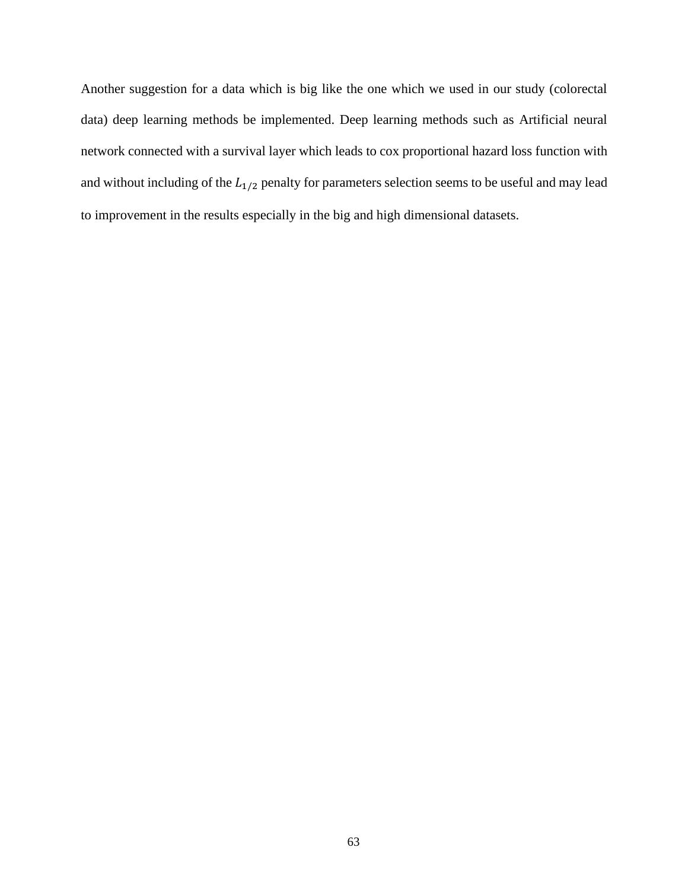Another suggestion for a data which is big like the one which we used in our study (colorectal data) deep learning methods be implemented. Deep learning methods such as Artificial neural network connected with a survival layer which leads to cox proportional hazard loss function with and without including of the $L_{1/2}$ penalty for parameters selection seems to be useful and may lead to improvement in the results especially in the big and high dimensional datasets.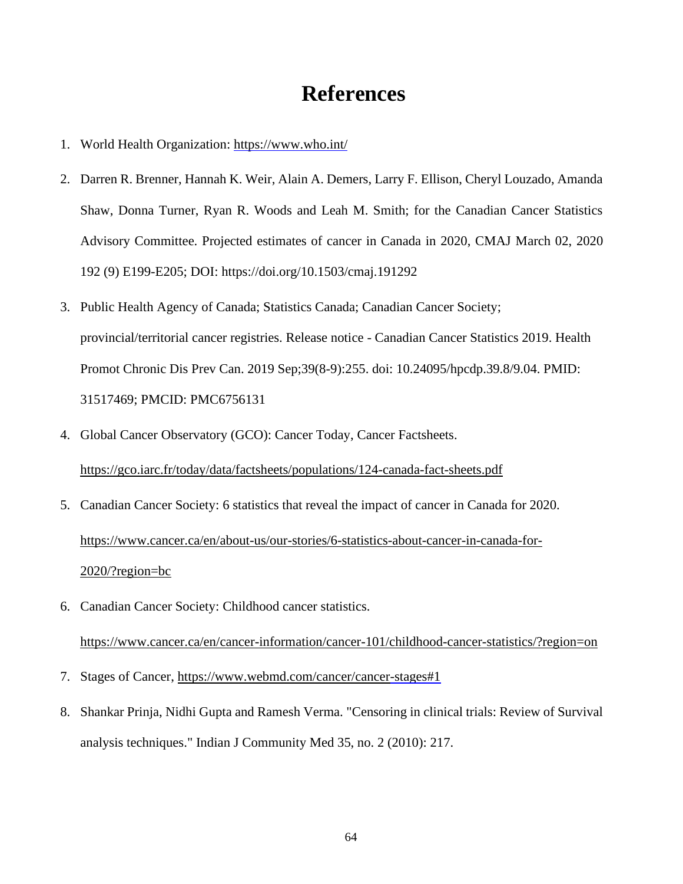# References

1. World Health Organization: https://www.who.int/
2. Darren R. Brenner, Hannah K. Weir, Alain A. Demers, Larry F. Ellison, Cheryl Louzado, Amanda Shaw, Donna Turner, Ryan R. Woods and Leah M. Smith; for the Canadian Cancer Statistics Advisory Committee. Projected estimates of cancer in Canada in 2020, CMAJ March 02, 2020 192 (9) E199-E205; DOI: https://doi.org/10.1503/cmaj.191292
3. Public Health Agency of Canada; Statistics Canada; Canadian Cancer Society; provincial/territorial cancer registries. Release notice - Canadian Cancer Statistics 2019. Health Promot Chronic Dis Prev Can. 2019 Sep;39(8-9):255. doi: 10.24095/hpcdp.39.8/9.04. PMID: 31517469; PMCID: PMC6756131
4. Global Cancer Observatory (GCO): Cancer Today, Cancer Factsheets. https://gco.iarc.fr/today/data/factsheets/populations/124-canada-fact-sheets.pdf
5. Canadian Cancer Society: 6 statistics that reveal the impact of cancer in Canada for 2020. https://www.cancer.ca/en/about-us/our-stories/6-statistics-about-cancer-in-canada-for-2020/?region=bc
6. Canadian Cancer Society: Childhood cancer statistics. https://www.cancer.ca/en/cancer-information/cancer-101/childhood-cancer-statistics/?region=on
7. Stages of Cancer, https://www.webmd.com/cancer/cancer-stages#1
8. Shankar Prinja, Nidhi Gupta and Ramesh Verma. "Censoring in clinical trials: Review of Survival analysis techniques." Indian J Community Med 35, no. 2 (2010): 217.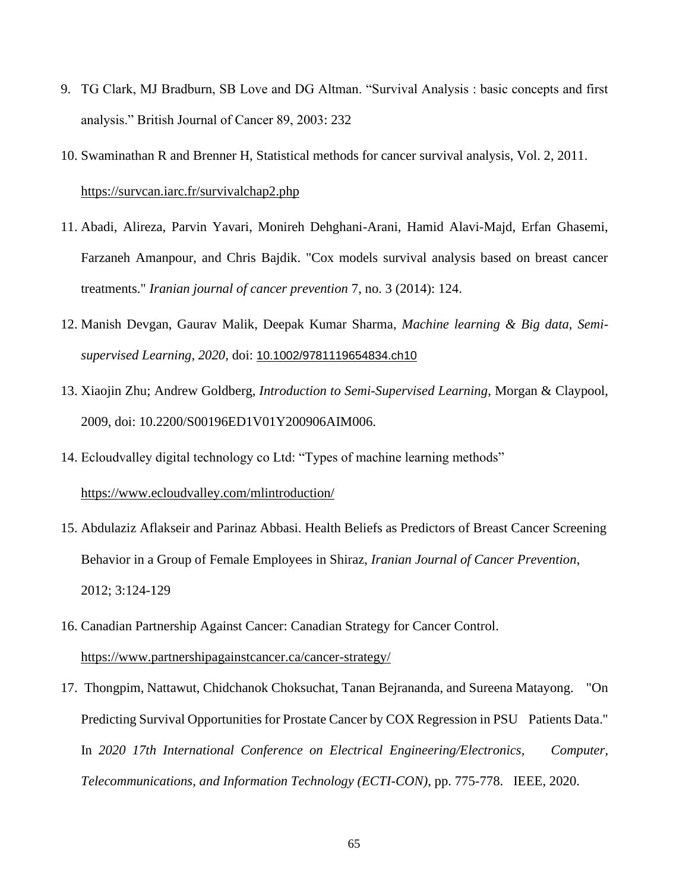9. TG Clark, MJ Bradburn, SB Love and DG Altman. "Survival Analysis : basic concepts and first analysis." British Journal of Cancer 89, 2003: 232

10. Swaminathan R and Brenner H, Statistical methods for cancer survival analysis, Vol. 2, 2011. https://survcan.iarc.fr/survivalchap2.php

11. Abadi, Alireza, Parvin Yavari, Monireh Dehghani-Arani, Hamid Alavi-Majd, Erfan Ghasemi, Farzaneh Amanpour, and Chris Bajdik. "Cox models survival analysis based on breast cancer treatments." *Iranian journal of cancer prevention* 7, no. 3 (2014): 124.

12. Manish Devgan, Gaurav Malik, Deepak Kumar Sharma, *Machine learning & Big data, Semi-supervised Learning, 2020,* doi: 10.1002/9781119654834.ch10

13. Xiaojin Zhu; Andrew Goldberg, *Introduction to Semi-Supervised Learning*, Morgan & Claypool, 2009, doi: 10.2200/S00196ED1V01Y200906AIM006.

14. Ecloudvalley digital technology co Ltd: "Types of machine learning methods" https://www.ecloudvalley.com/mlintroduction/

15. Abdulaziz Aflakseir and Parinaz Abbasi. Health Beliefs as Predictors of Breast Cancer Screening Behavior in a Group of Female Employees in Shiraz, *Iranian Journal of Cancer Prevention*, 2012; 3:124-129

16. Canadian Partnership Against Cancer: Canadian Strategy for Cancer Control. https://www.partnershipagainstcancer.ca/cancer-strategy/

17. Thongpim, Nattawut, Chidchanok Choksuchat, Tanan Bejrananda, and Sureena Matayong. "On Predicting Survival Opportunities for Prostate Cancer by COX Regression in PSU Patients Data." In *2020 17th International Conference on Electrical Engineering/Electronics, Computer, Telecommunications, and Information Technology (ECTI-CON)*, pp. 775-778. IEEE, 2020.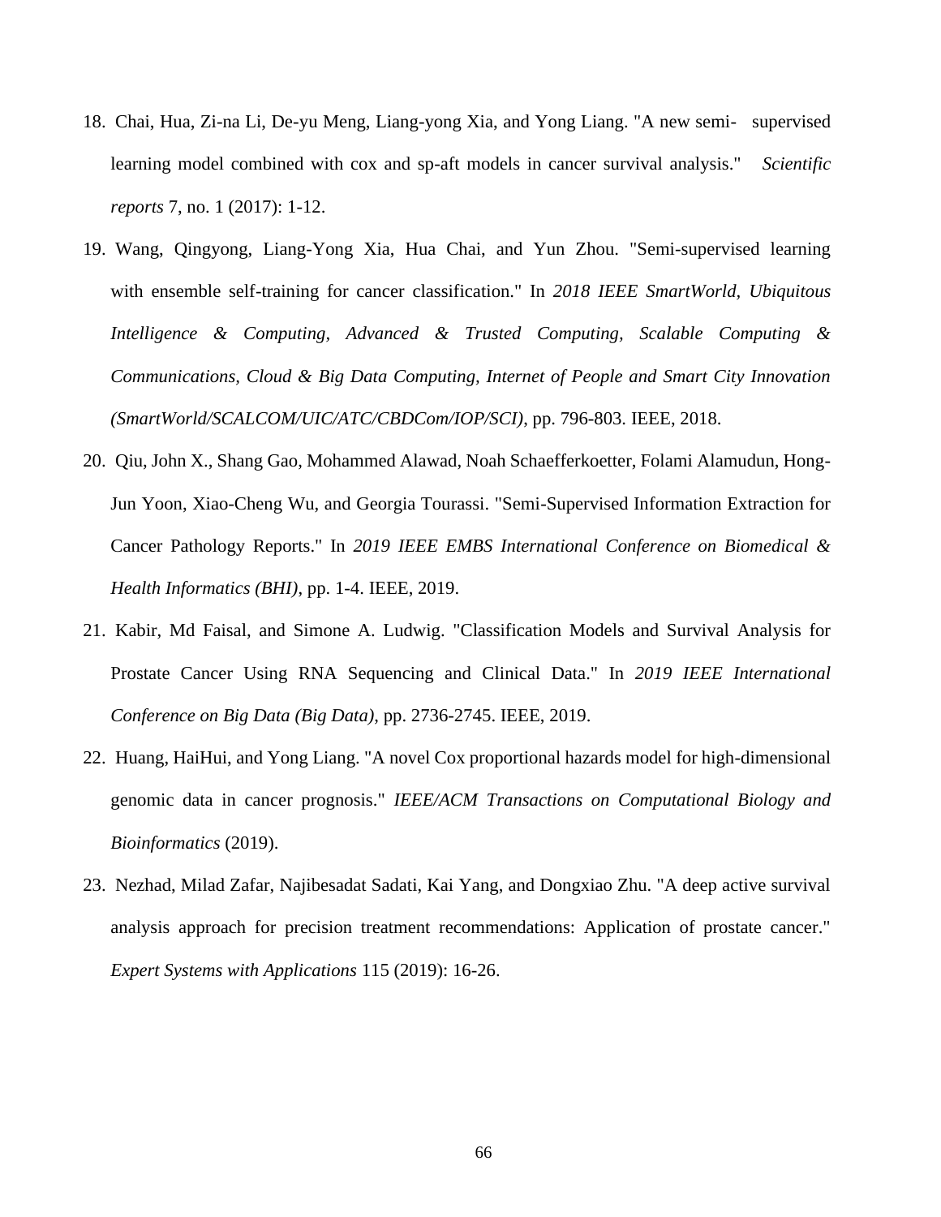18. Chai, Hua, Zi-na Li, De-yu Meng, Liang-yong Xia, and Yong Liang. "A new semi- supervised learning model combined with cox and sp-aft models in cancer survival analysis." *Scientific reports* 7, no. 1 (2017): 1-12.
19. Wang, Qingyong, Liang-Yong Xia, Hua Chai, and Yun Zhou. "Semi-supervised learning with ensemble self-training for cancer classification." In *2018 IEEE SmartWorld, Ubiquitous Intelligence & Computing, Advanced & Trusted Computing, Scalable Computing & Communications, Cloud & Big Data Computing, Internet of People and Smart City Innovation (SmartWorld/SCALCOM/UIC/ATC/CBDCom/IOP/SCI)*, pp. 796-803. IEEE, 2018.
20. Qiu, John X., Shang Gao, Mohammed Alawad, Noah Schaefferkoetter, Folami Alamudun, Hong-Jun Yoon, Xiao-Cheng Wu, and Georgia Tourassi. "Semi-Supervised Information Extraction for Cancer Pathology Reports." In *2019 IEEE EMBS International Conference on Biomedical & Health Informatics (BHI)*, pp. 1-4. IEEE, 2019.
21. Kabir, Md Faisal, and Simone A. Ludwig. "Classification Models and Survival Analysis for Prostate Cancer Using RNA Sequencing and Clinical Data." In *2019 IEEE International Conference on Big Data (Big Data)*, pp. 2736-2745. IEEE, 2019.
22. Huang, HaiHui, and Yong Liang. "A novel Cox proportional hazards model for high-dimensional genomic data in cancer prognosis." *IEEE/ACM Transactions on Computational Biology and Bioinformatics* (2019).
23. Nezhad, Milad Zafar, Najibesadat Sadati, Kai Yang, and Dongxiao Zhu. "A deep active survival analysis approach for precision treatment recommendations: Application of prostate cancer." *Expert Systems with Applications* 115 (2019): 16-26.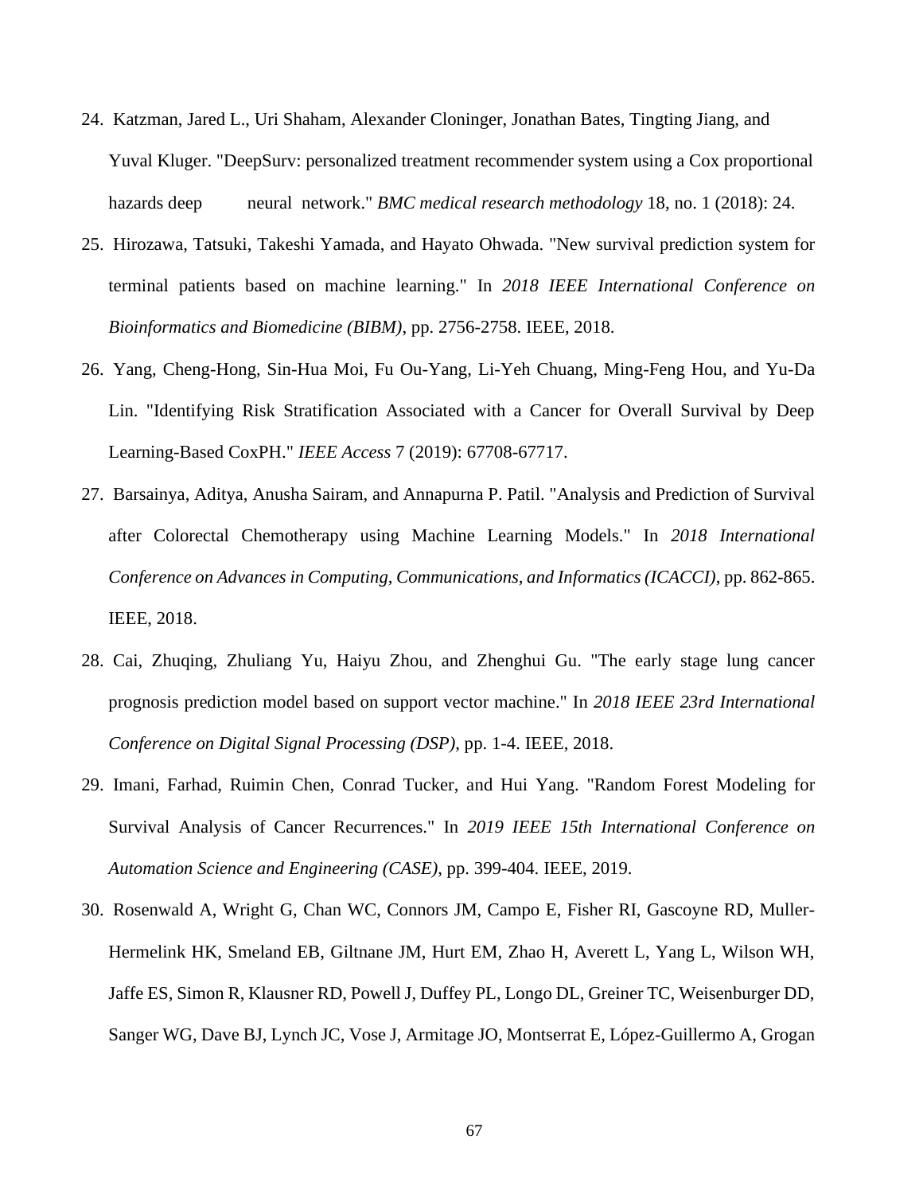24. Katzman, Jared L., Uri Shaham, Alexander Cloninger, Jonathan Bates, Tingting Jiang, and Yuval Kluger. "DeepSurv: personalized treatment recommender system using a Cox proportional hazards deep neural network." *BMC medical research methodology* 18, no. 1 (2018): 24.

25. Hirozawa, Tatsuki, Takeshi Yamada, and Hayato Ohwada. "New survival prediction system for terminal patients based on machine learning." In *2018 IEEE International Conference on Bioinformatics and Biomedicine (BIBM)*, pp. 2756-2758. IEEE, 2018.

26. Yang, Cheng-Hong, Sin-Hua Moi, Fu Ou-Yang, Li-Yeh Chuang, Ming-Feng Hou, and Yu-Da Lin. "Identifying Risk Stratification Associated with a Cancer for Overall Survival by Deep Learning-Based CoxPH." *IEEE Access* 7 (2019): 67708-67717.

27. Barsainya, Aditya, Anusha Sairam, and Annapurna P. Patil. "Analysis and Prediction of Survival after Colorectal Chemotherapy using Machine Learning Models." In *2018 International Conference on Advances in Computing, Communications, and Informatics (ICACCI)*, pp. 862-865. IEEE, 2018.

28. Cai, Zhuqing, Zhuliang Yu, Haiyu Zhou, and Zhenghui Gu. "The early stage lung cancer prognosis prediction model based on support vector machine." In *2018 IEEE 23rd International Conference on Digital Signal Processing (DSP)*, pp. 1-4. IEEE, 2018.

29. Imani, Farhad, Ruimin Chen, Conrad Tucker, and Hui Yang. "Random Forest Modeling for Survival Analysis of Cancer Recurrences." In *2019 IEEE 15th International Conference on Automation Science and Engineering (CASE)*, pp. 399-404. IEEE, 2019.

30. Rosenwald A, Wright G, Chan WC, Connors JM, Campo E, Fisher RI, Gascoyne RD, Muller-Hermelink HK, Smeland EB, Giltnane JM, Hurt EM, Zhao H, Averett L, Yang L, Wilson WH, Jaffe ES, Simon R, Klausner RD, Powell J, Duffey PL, Longo DL, Greiner TC, Weisenburger DD, Sanger WG, Dave BJ, Lynch JC, Vose J, Armitage JO, Montserrat E, López-Guillermo A, Grogan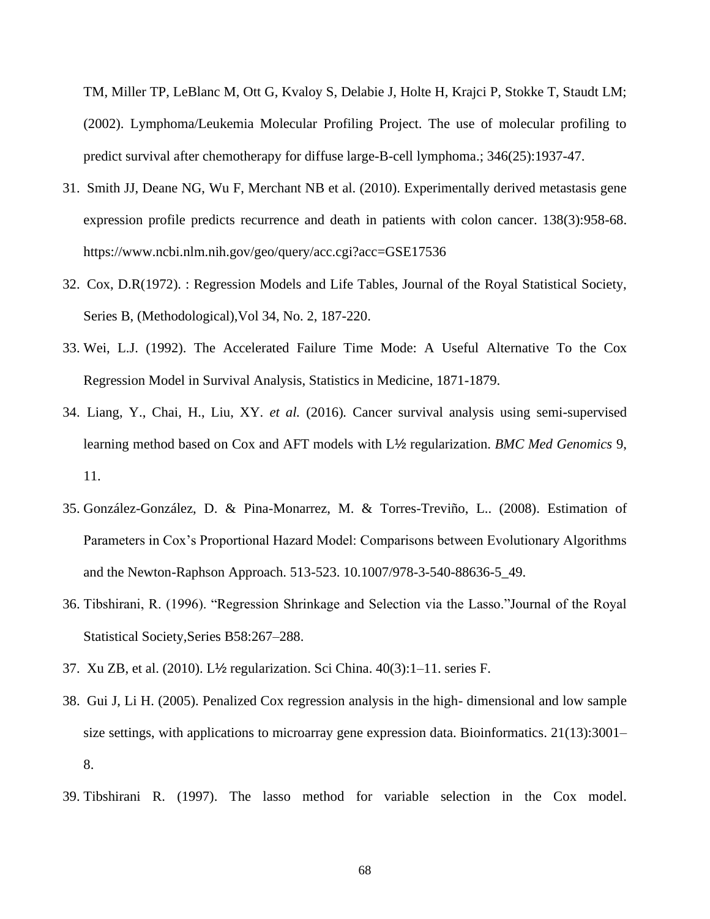TM, Miller TP, LeBlanc M, Ott G, Kvaloy S, Delabie J, Holte H, Krajci P, Stokke T, Staudt LM; (2002). Lymphoma/Leukemia Molecular Profiling Project. The use of molecular profiling to predict survival after chemotherapy for diffuse large-B-cell lymphoma.; 346(25):1937-47.

31. Smith JJ, Deane NG, Wu F, Merchant NB et al. (2010). Experimentally derived metastasis gene expression profile predicts recurrence and death in patients with colon cancer. 138(3):958-68. https://www.ncbi.nlm.nih.gov/geo/query/acc.cgi?acc=GSE17536

32. Cox, D.R(1972). : Regression Models and Life Tables, Journal of the Royal Statistical Society, Series B, (Methodological),Vol 34, No. 2, 187-220.

33. Wei, L.J. (1992). The Accelerated Failure Time Mode: A Useful Alternative To the Cox Regression Model in Survival Analysis, Statistics in Medicine, 1871-1879.

34. Liang, Y., Chai, H., Liu, XY. *et al.* (2016). Cancer survival analysis using semi-supervised learning method based on Cox and AFT models with L½ regularization. *BMC Med Genomics* 9, 11.

35. González-González, D. & Pina-Monarrez, M. & Torres-Treviño, L.. (2008). Estimation of Parameters in Cox's Proportional Hazard Model: Comparisons between Evolutionary Algorithms and the Newton-Raphson Approach. 513-523. 10.1007/978-3-540-88636-5_49.

36. Tibshirani, R. (1996). "Regression Shrinkage and Selection via the Lasso."Journal of the Royal Statistical Society,Series B58:267–288.

37. Xu ZB, et al. (2010). L½ regularization. Sci China. 40(3):1–11. series F.

38. Gui J, Li H. (2005). Penalized Cox regression analysis in the high- dimensional and low sample size settings, with applications to microarray gene expression data. Bioinformatics. 21(13):3001–8.

39. Tibshirani R. (1997). The lasso method for variable selection in the Cox model.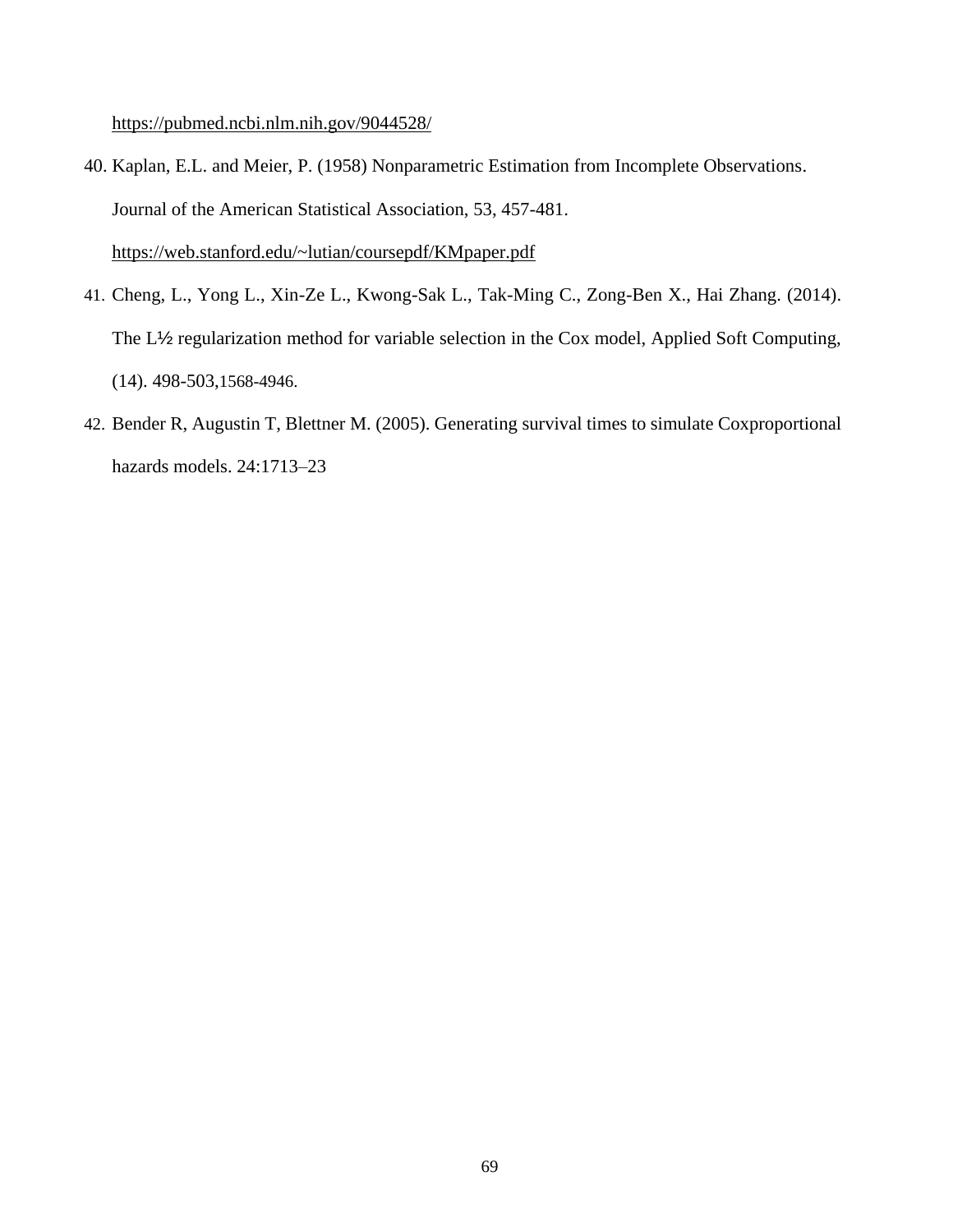https://pubmed.ncbi.nlm.nih.gov/9044528/

40. Kaplan, E.L. and Meier, P. (1958) Nonparametric Estimation from Incomplete Observations. Journal of the American Statistical Association, 53, 457-481. https://web.stanford.edu/~lutian/coursepdf/KMpaper.pdf

41. Cheng, L., Yong L., Xin-Ze L., Kwong-Sak L., Tak-Ming C., Zong-Ben X., Hai Zhang. (2014). The L½ regularization method for variable selection in the Cox model, Applied Soft Computing, (14). 498-503,1568-4946.

42. Bender R, Augustin T, Blettner M. (2005). Generating survival times to simulate Coxproportional hazards models. 24:1713–23